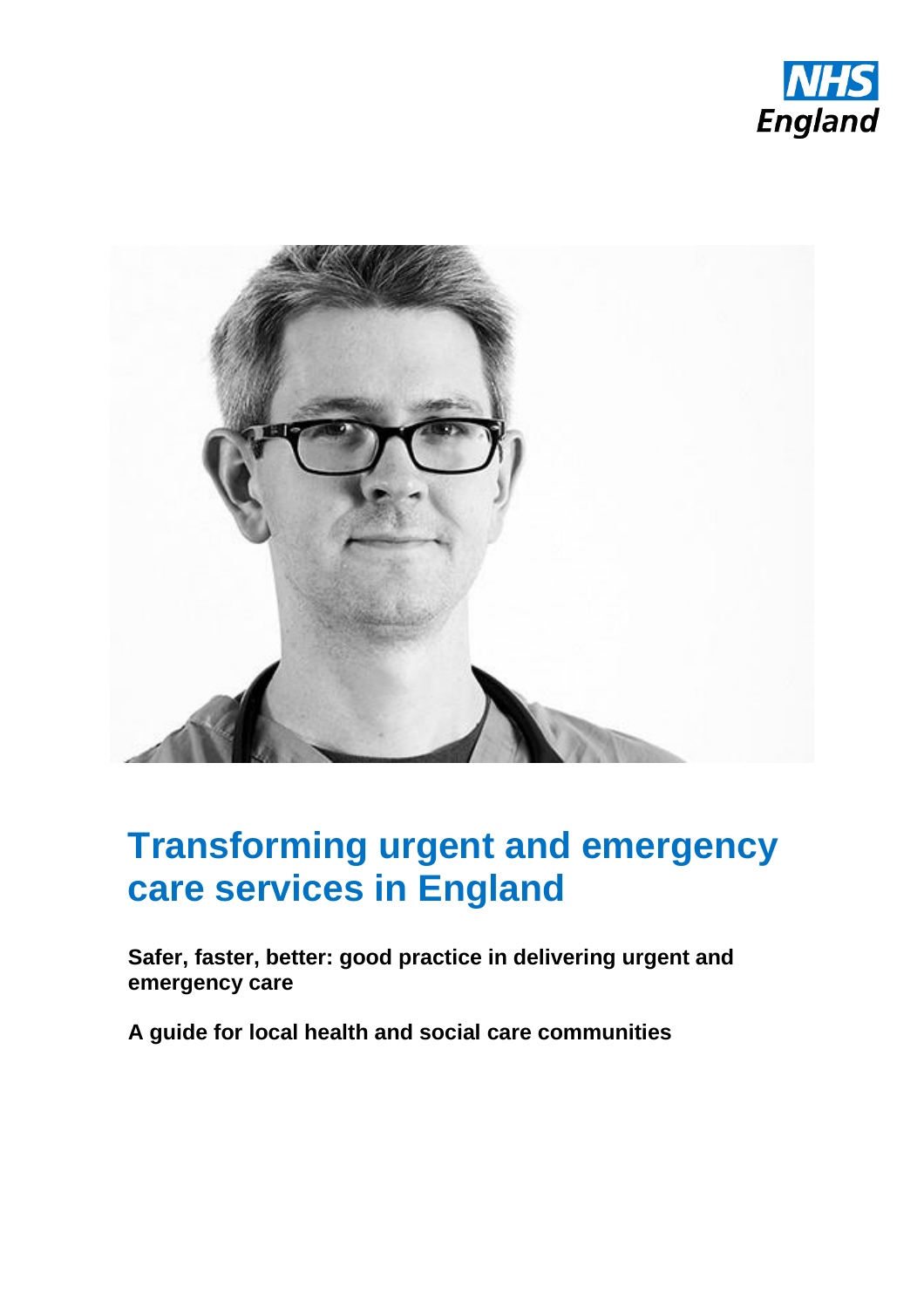NHS England

# Transforming urgent and emergency care services in England

**Safer, faster, better: good practice in delivering urgent and emergency care**

**A guide for local health and social care communities**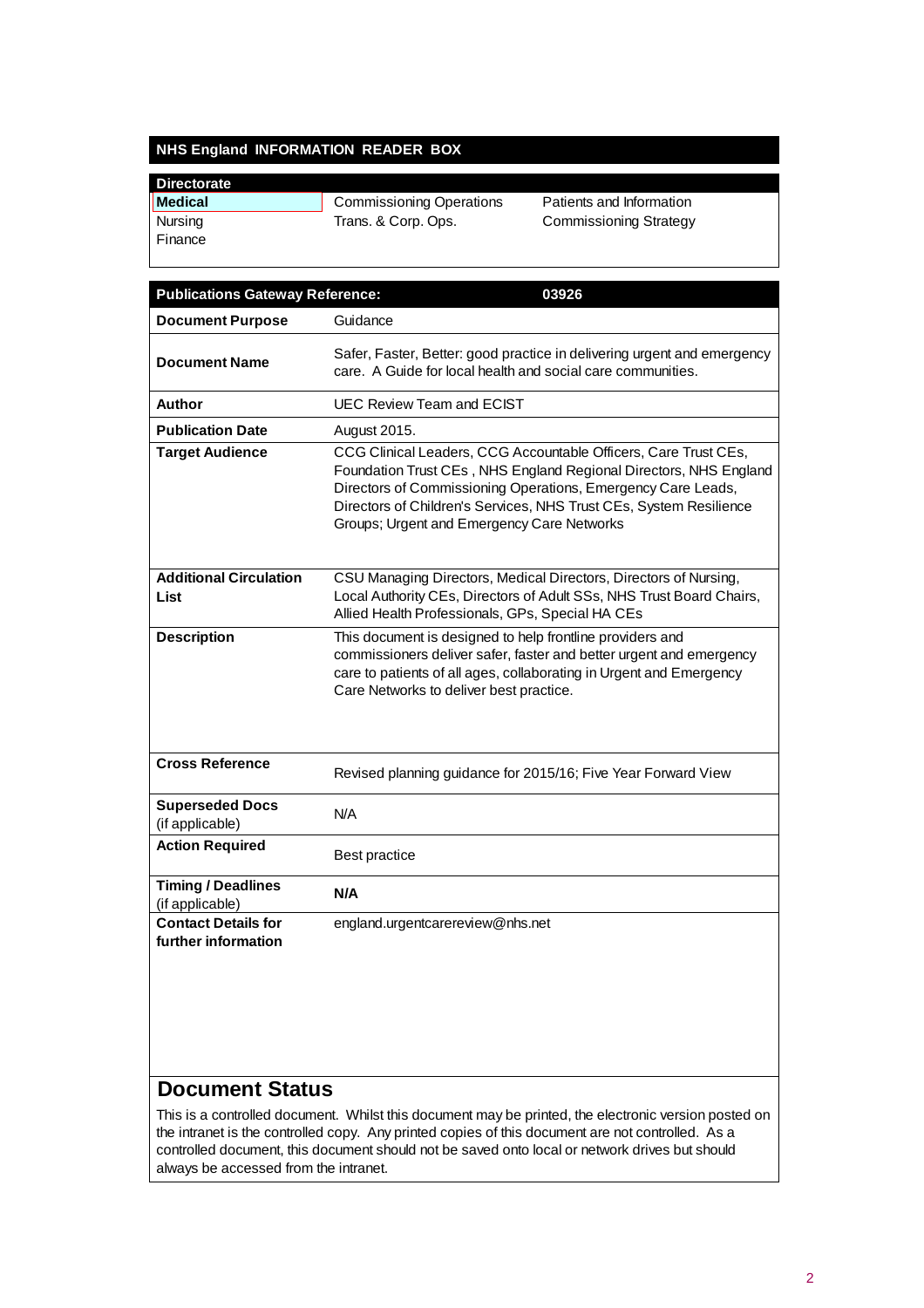## NHS England INFORMATION READER BOX

| Directorate | | |
|---|---|---|
| **Medical** | Commissioning Operations | Patients and Information |
| Nursing | Trans. & Corp. Ops. | Commissioning Strategy |
| Finance | | |

| **Publications Gateway Reference:** | **03926** |
|---|---|
| **Document Purpose** | Guidance |
| **Document Name** | Safer, Faster, Better: good practice in delivering urgent and emergency care. A Guide for local health and social care communities. |
| **Author** | UEC Review Team and ECIST |
| **Publication Date** | August 2015. |
| **Target Audience** | CCG Clinical Leaders, CCG Accountable Officers, Care Trust CEs, Foundation Trust CEs , NHS England Regional Directors, NHS England Directors of Commissioning Operations, Emergency Care Leads, Directors of Children's Services, NHS Trust CEs, System Resilience Groups; Urgent and Emergency Care Networks |
| **Additional Circulation List** | CSU Managing Directors, Medical Directors, Directors of Nursing, Local Authority CEs, Directors of Adult SSs, NHS Trust Board Chairs, Allied Health Professionals, GPs, Special HA CEs |
| **Description** | This document is designed to help frontline providers and commissioners deliver safer, faster and better urgent and emergency care to patients of all ages, collaborating in Urgent and Emergency Care Networks to deliver best practice. |
| **Cross Reference** | Revised planning guidance for 2015/16; Five Year Forward View |
| **Superseded Docs** (if applicable) | N/A |
| **Action Required** | Best practice |
| **Timing / Deadlines** (if applicable) | **N/A** |
| **Contact Details for further information** | england.urgentcarereview@nhs.net |

## Document Status

This is a controlled document. Whilst this document may be printed, the electronic version posted on the intranet is the controlled copy. Any printed copies of this document are not controlled. As a controlled document, this document should not be saved onto local or network drives but should always be accessed from the intranet.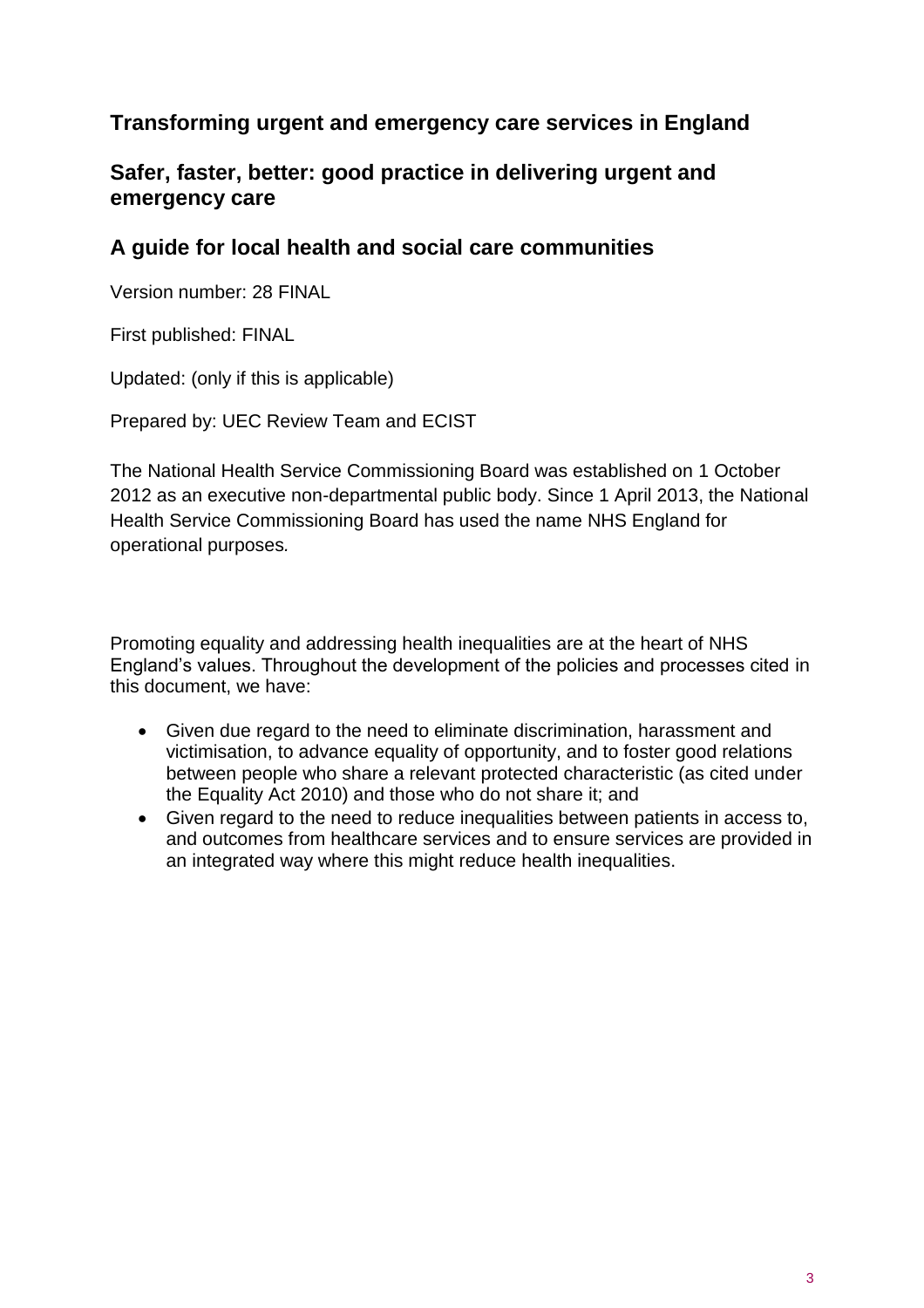## Transforming urgent and emergency care services in England

## Safer, faster, better: good practice in delivering urgent and emergency care

## A guide for local health and social care communities

Version number: 28 FINAL

First published: FINAL

Updated: (only if this is applicable)

Prepared by: UEC Review Team and ECIST

The National Health Service Commissioning Board was established on 1 October 2012 as an executive non-departmental public body. Since 1 April 2013, the National Health Service Commissioning Board has used the name NHS England for operational purposes.

Promoting equality and addressing health inequalities are at the heart of NHS England's values. Throughout the development of the policies and processes cited in this document, we have:

- Given due regard to the need to eliminate discrimination, harassment and victimisation, to advance equality of opportunity, and to foster good relations between people who share a relevant protected characteristic (as cited under the Equality Act 2010) and those who do not share it; and
- Given regard to the need to reduce inequalities between patients in access to, and outcomes from healthcare services and to ensure services are provided in an integrated way where this might reduce health inequalities.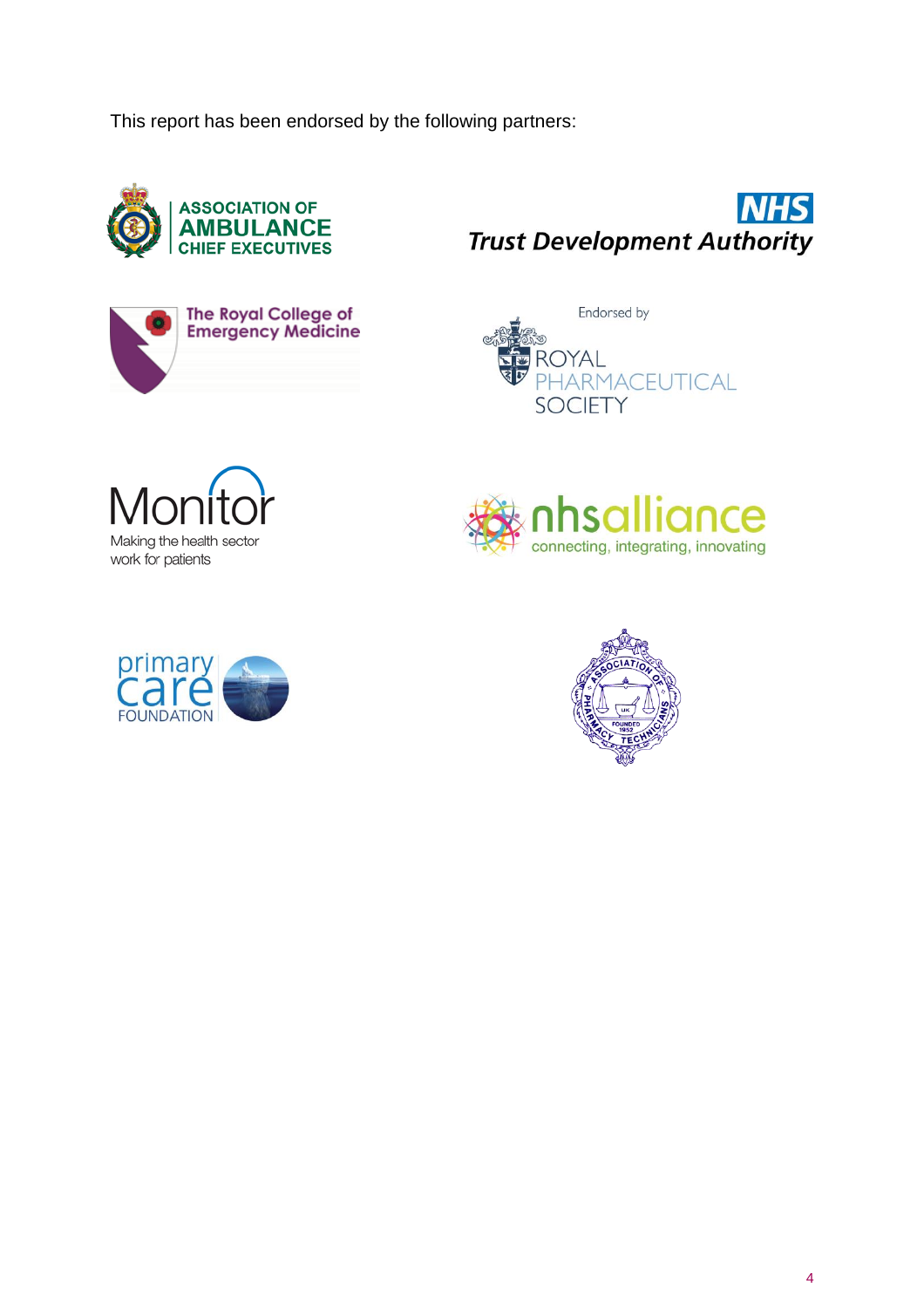This report has been endorsed by the following partners:

ASSOCIATION OF AMBULANCE CHIEF EXECUTIVES

NHS Trust Development Authority

The Royal College of Emergency Medicine

Endorsed by ROYAL PHARMACEUTICAL SOCIETY

Monitor
Making the health sector work for patients

nhsalliance
connecting, integrating, innovating

primary care FOUNDATION

ASSOCIATION OF PHARMACY TECHNICIANS UK FOUNDED 1952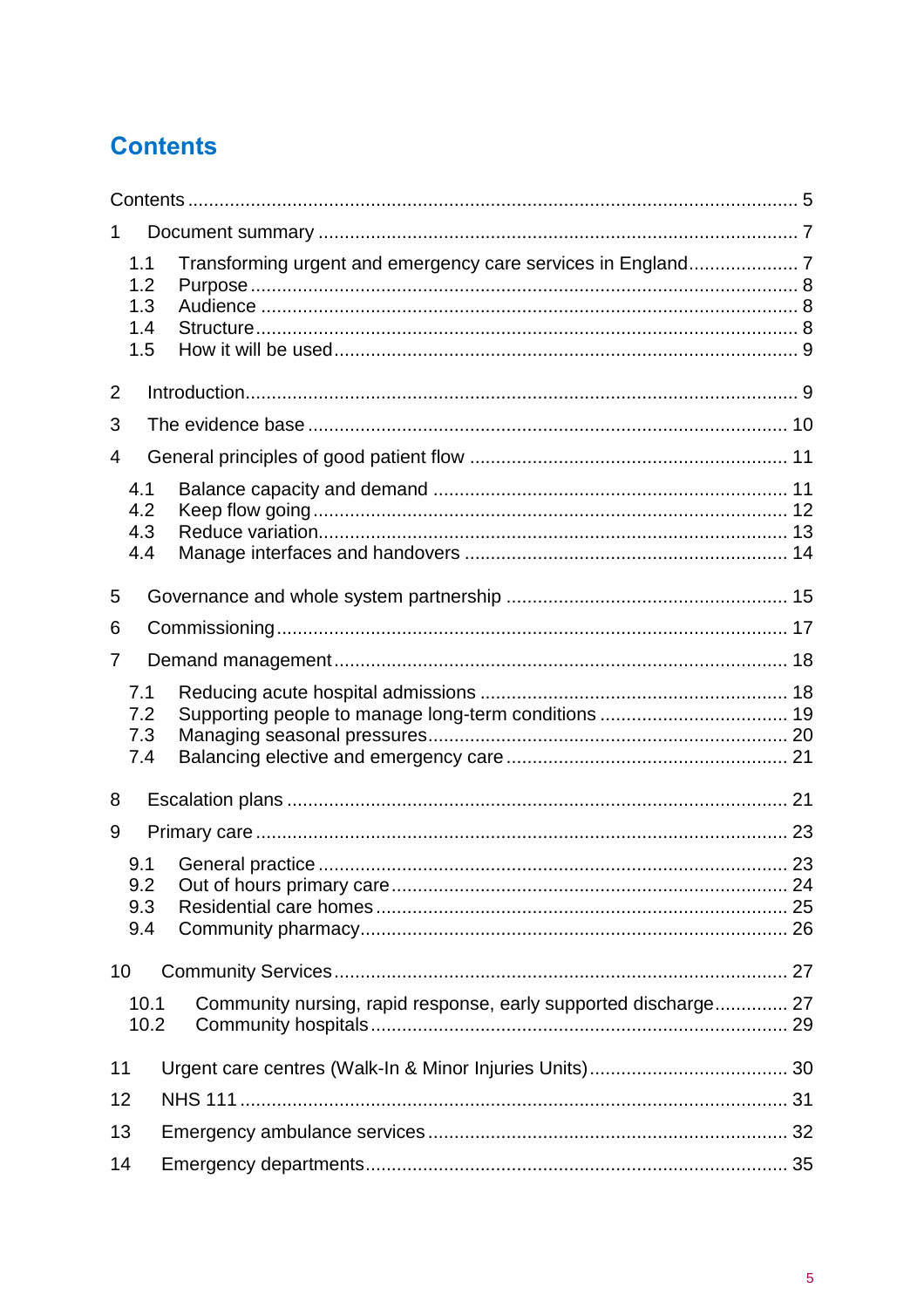# Contents

Contents ..... 5

1 Document summary ..... 7

- 1.1 Transforming urgent and emergency care services in England ..... 7
- 1.2 Purpose ..... 8
- 1.3 Audience ..... 8
- 1.4 Structure ..... 8
- 1.5 How it will be used ..... 9

2 Introduction ..... 9

3 The evidence base ..... 10

4 General principles of good patient flow ..... 11

- 4.1 Balance capacity and demand ..... 11
- 4.2 Keep flow going ..... 12
- 4.3 Reduce variation ..... 13
- 4.4 Manage interfaces and handovers ..... 14

5 Governance and whole system partnership ..... 15

6 Commissioning ..... 17

7 Demand management ..... 18

- 7.1 Reducing acute hospital admissions ..... 18
- 7.2 Supporting people to manage long-term conditions ..... 19
- 7.3 Managing seasonal pressures ..... 20
- 7.4 Balancing elective and emergency care ..... 21

8 Escalation plans ..... 21

9 Primary care ..... 23

- 9.1 General practice ..... 23
- 9.2 Out of hours primary care ..... 24
- 9.3 Residential care homes ..... 25
- 9.4 Community pharmacy ..... 26

10 Community Services ..... 27

- 10.1 Community nursing, rapid response, early supported discharge ..... 27
- 10.2 Community hospitals ..... 29

11 Urgent care centres (Walk-In & Minor Injuries Units) ..... 30

12 NHS 111 ..... 31

13 Emergency ambulance services ..... 32

14 Emergency departments ..... 35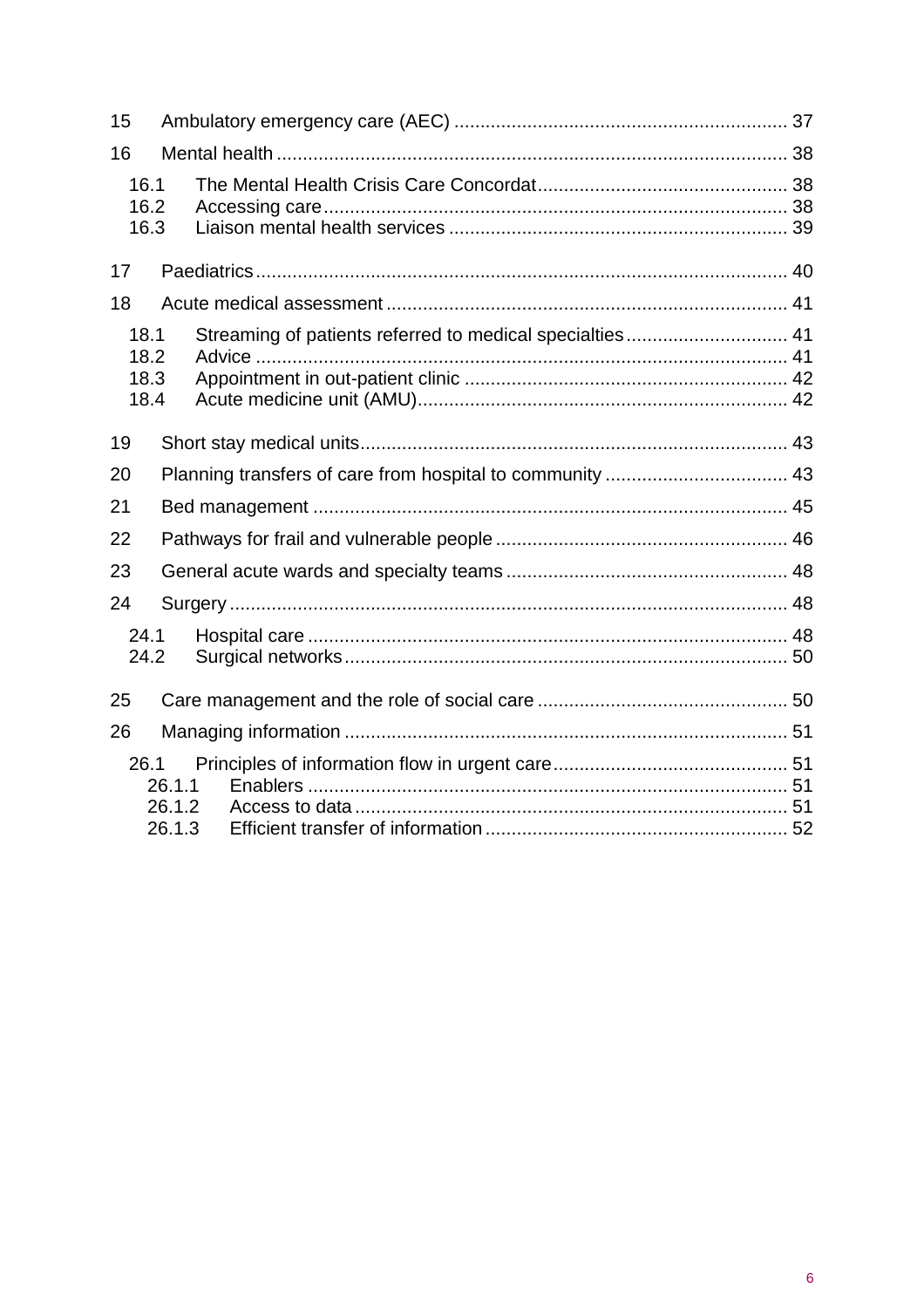15 Ambulatory emergency care (AEC) ... 37

16 Mental health ... 38

- 16.1 The Mental Health Crisis Care Concordat ... 38
- 16.2 Accessing care ... 38
- 16.3 Liaison mental health services ... 39

17 Paediatrics ... 40

18 Acute medical assessment ... 41

- 18.1 Streaming of patients referred to medical specialties ... 41
- 18.2 Advice ... 41
- 18.3 Appointment in out-patient clinic ... 42
- 18.4 Acute medicine unit (AMU) ... 42

19 Short stay medical units ... 43

20 Planning transfers of care from hospital to community ... 43

21 Bed management ... 45

22 Pathways for frail and vulnerable people ... 46

23 General acute wards and specialty teams ... 48

24 Surgery ... 48

- 24.1 Hospital care ... 48
- 24.2 Surgical networks ... 50

25 Care management and the role of social care ... 50

26 Managing information ... 51

- 26.1 Principles of information flow in urgent care ... 51
  - 26.1.1 Enablers ... 51
  - 26.1.2 Access to data ... 51
  - 26.1.3 Efficient transfer of information ... 52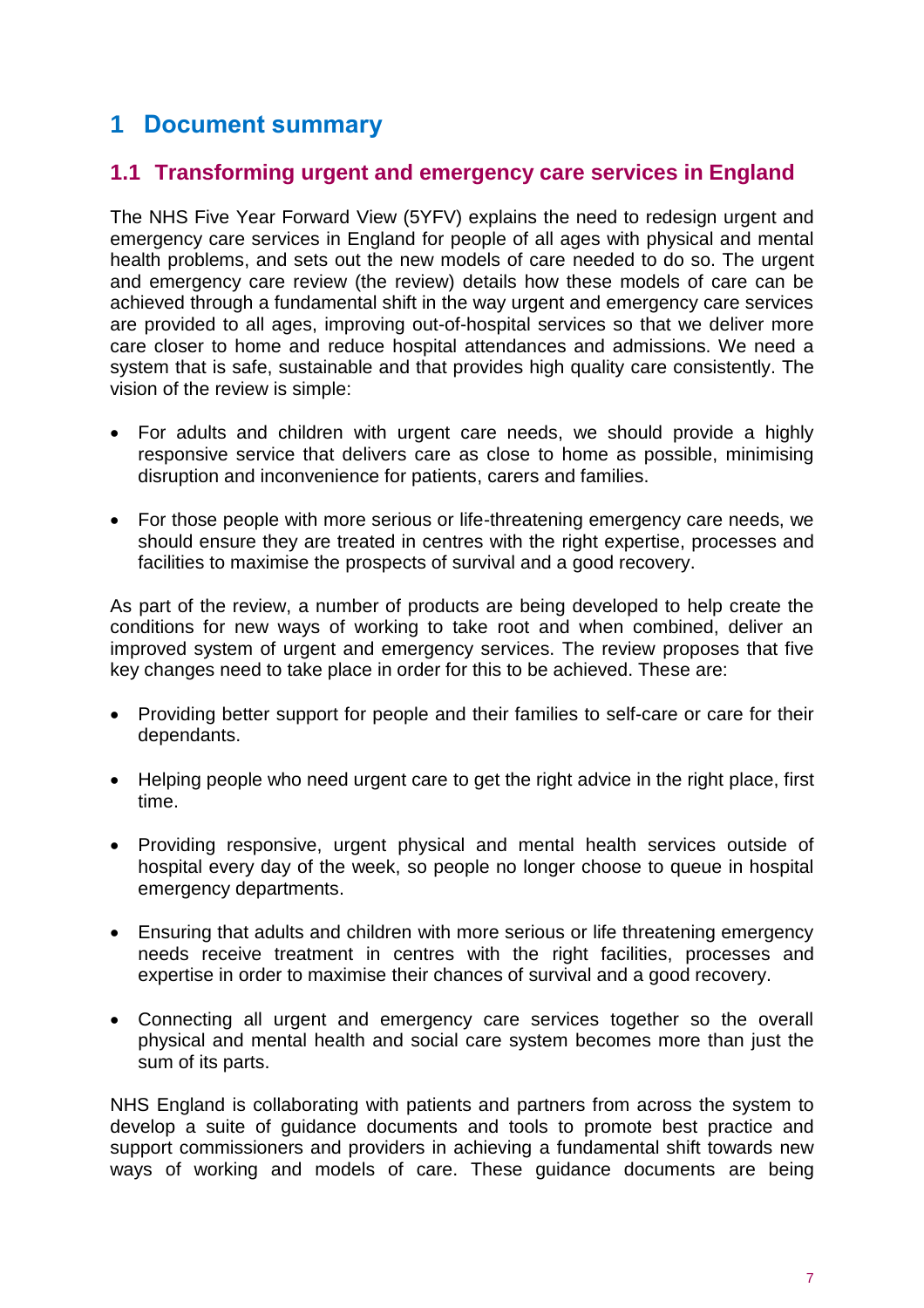# 1 Document summary

## 1.1 Transforming urgent and emergency care services in England

The NHS Five Year Forward View (5YFV) explains the need to redesign urgent and emergency care services in England for people of all ages with physical and mental health problems, and sets out the new models of care needed to do so. The urgent and emergency care review (the review) details how these models of care can be achieved through a fundamental shift in the way urgent and emergency care services are provided to all ages, improving out-of-hospital services so that we deliver more care closer to home and reduce hospital attendances and admissions. We need a system that is safe, sustainable and that provides high quality care consistently. The vision of the review is simple:

- For adults and children with urgent care needs, we should provide a highly responsive service that delivers care as close to home as possible, minimising disruption and inconvenience for patients, carers and families.

- For those people with more serious or life-threatening emergency care needs, we should ensure they are treated in centres with the right expertise, processes and facilities to maximise the prospects of survival and a good recovery.

As part of the review, a number of products are being developed to help create the conditions for new ways of working to take root and when combined, deliver an improved system of urgent and emergency services. The review proposes that five key changes need to take place in order for this to be achieved. These are:

- Providing better support for people and their families to self-care or care for their dependants.

- Helping people who need urgent care to get the right advice in the right place, first time.

- Providing responsive, urgent physical and mental health services outside of hospital every day of the week, so people no longer choose to queue in hospital emergency departments.

- Ensuring that adults and children with more serious or life threatening emergency needs receive treatment in centres with the right facilities, processes and expertise in order to maximise their chances of survival and a good recovery.

- Connecting all urgent and emergency care services together so the overall physical and mental health and social care system becomes more than just the sum of its parts.

NHS England is collaborating with patients and partners from across the system to develop a suite of guidance documents and tools to promote best practice and support commissioners and providers in achieving a fundamental shift towards new ways of working and models of care. These guidance documents are being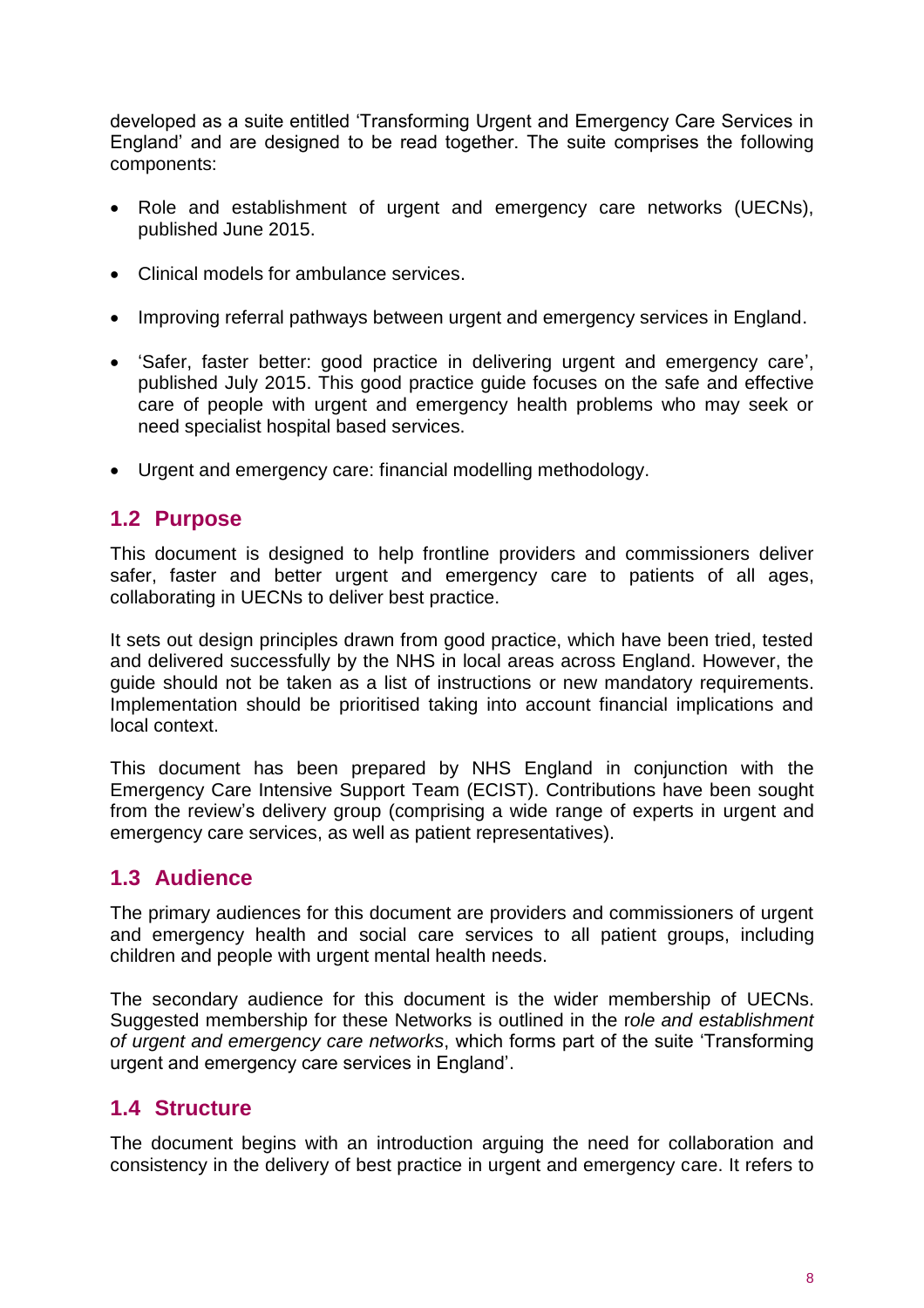developed as a suite entitled 'Transforming Urgent and Emergency Care Services in England' and are designed to be read together. The suite comprises the following components:

- Role and establishment of urgent and emergency care networks (UECNs), published June 2015.
- Clinical models for ambulance services.
- Improving referral pathways between urgent and emergency services in England.
- 'Safer, faster better: good practice in delivering urgent and emergency care', published July 2015. This good practice guide focuses on the safe and effective care of people with urgent and emergency health problems who may seek or need specialist hospital based services.
- Urgent and emergency care: financial modelling methodology.

## 1.2 Purpose

This document is designed to help frontline providers and commissioners deliver safer, faster and better urgent and emergency care to patients of all ages, collaborating in UECNs to deliver best practice.

It sets out design principles drawn from good practice, which have been tried, tested and delivered successfully by the NHS in local areas across England. However, the guide should not be taken as a list of instructions or new mandatory requirements. Implementation should be prioritised taking into account financial implications and local context.

This document has been prepared by NHS England in conjunction with the Emergency Care Intensive Support Team (ECIST). Contributions have been sought from the review's delivery group (comprising a wide range of experts in urgent and emergency care services, as well as patient representatives).

## 1.3 Audience

The primary audiences for this document are providers and commissioners of urgent and emergency health and social care services to all patient groups, including children and people with urgent mental health needs.

The secondary audience for this document is the wider membership of UECNs. Suggested membership for these Networks is outlined in the r*ole and establishment of urgent and emergency care networks*, which forms part of the suite 'Transforming urgent and emergency care services in England'.

## 1.4 Structure

The document begins with an introduction arguing the need for collaboration and consistency in the delivery of best practice in urgent and emergency care. It refers to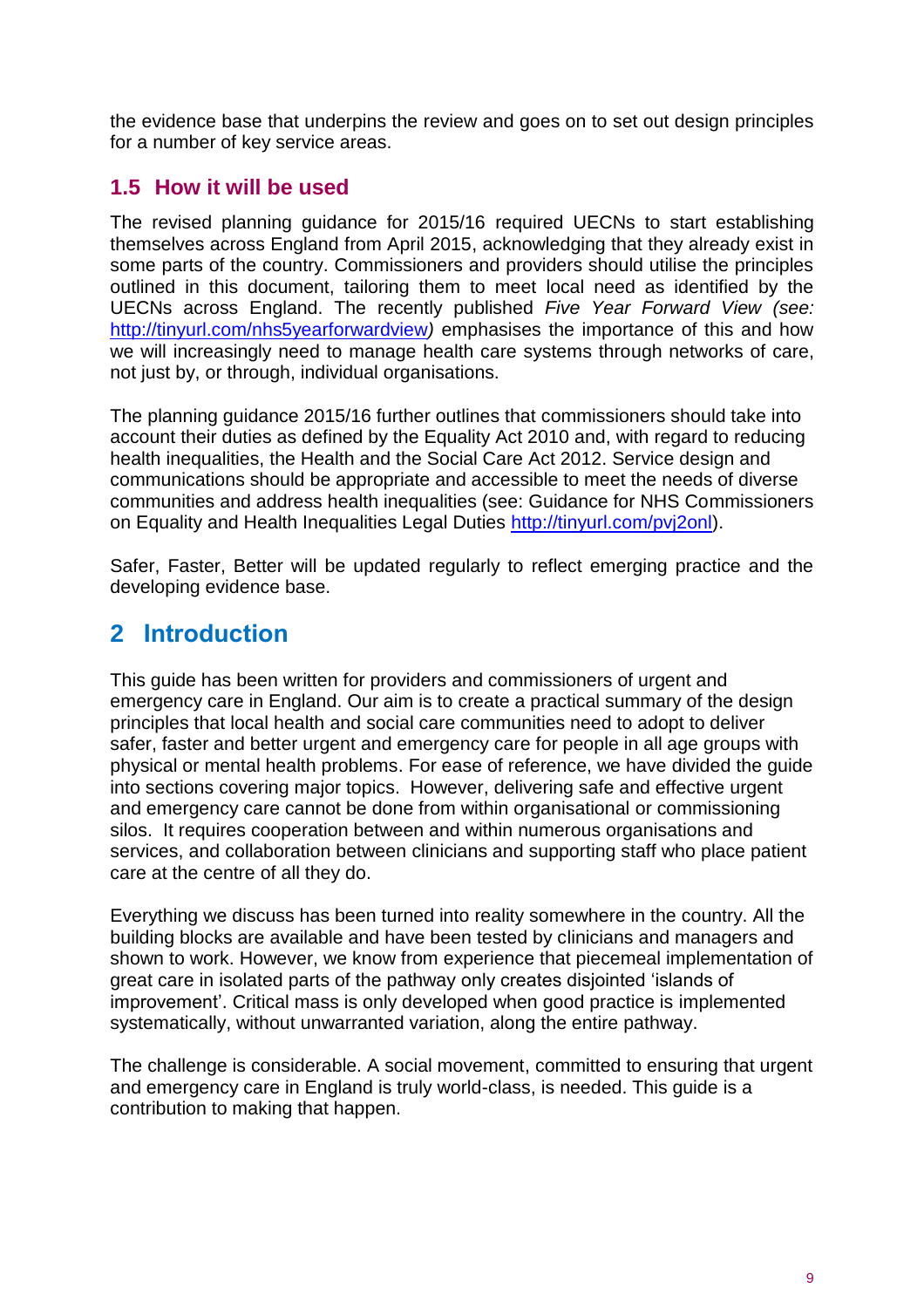the evidence base that underpins the review and goes on to set out design principles for a number of key service areas.

### 1.5 How it will be used

The revised planning guidance for 2015/16 required UECNs to start establishing themselves across England from April 2015, acknowledging that they already exist in some parts of the country. Commissioners and providers should utilise the principles outlined in this document, tailoring them to meet local need as identified by the UECNs across England. The recently published *Five Year Forward View (see: http://tinyurl.com/nhs5yearforwardview)* emphasises the importance of this and how we will increasingly need to manage health care systems through networks of care, not just by, or through, individual organisations.

The planning guidance 2015/16 further outlines that commissioners should take into account their duties as defined by the Equality Act 2010 and, with regard to reducing health inequalities, the Health and the Social Care Act 2012. Service design and communications should be appropriate and accessible to meet the needs of diverse communities and address health inequalities (see: Guidance for NHS Commissioners on Equality and Health Inequalities Legal Duties http://tinyurl.com/pvj2onl).

Safer, Faster, Better will be updated regularly to reflect emerging practice and the developing evidence base.

## 2 Introduction

This guide has been written for providers and commissioners of urgent and emergency care in England. Our aim is to create a practical summary of the design principles that local health and social care communities need to adopt to deliver safer, faster and better urgent and emergency care for people in all age groups with physical or mental health problems. For ease of reference, we have divided the guide into sections covering major topics. However, delivering safe and effective urgent and emergency care cannot be done from within organisational or commissioning silos. It requires cooperation between and within numerous organisations and services, and collaboration between clinicians and supporting staff who place patient care at the centre of all they do.

Everything we discuss has been turned into reality somewhere in the country. All the building blocks are available and have been tested by clinicians and managers and shown to work. However, we know from experience that piecemeal implementation of great care in isolated parts of the pathway only creates disjointed 'islands of improvement'. Critical mass is only developed when good practice is implemented systematically, without unwarranted variation, along the entire pathway.

The challenge is considerable. A social movement, committed to ensuring that urgent and emergency care in England is truly world-class, is needed. This guide is a contribution to making that happen.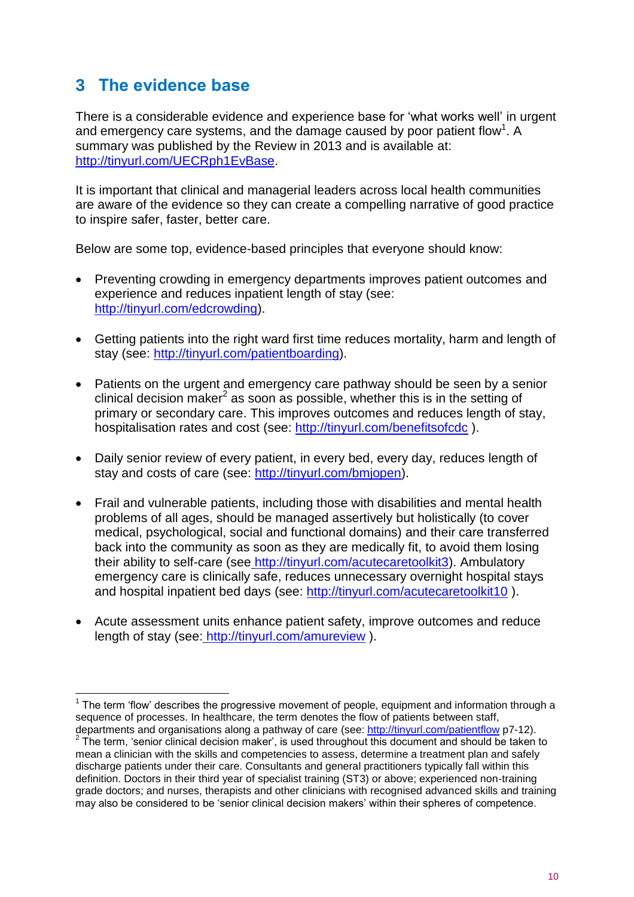## 3 The evidence base

There is a considerable evidence and experience base for 'what works well' in urgent and emergency care systems, and the damage caused by poor patient flow[1]. A summary was published by the Review in 2013 and is available at: http://tinyurl.com/UECRph1EvBase.

It is important that clinical and managerial leaders across local health communities are aware of the evidence so they can create a compelling narrative of good practice to inspire safer, faster, better care.

Below are some top, evidence-based principles that everyone should know:

- Preventing crowding in emergency departments improves patient outcomes and experience and reduces inpatient length of stay (see: http://tinyurl.com/edcrowding).
- Getting patients into the right ward first time reduces mortality, harm and length of stay (see: http://tinyurl.com/patientboarding).
- Patients on the urgent and emergency care pathway should be seen by a senior clinical decision maker[2] as soon as possible, whether this is in the setting of primary or secondary care. This improves outcomes and reduces length of stay, hospitalisation rates and cost (see: http://tinyurl.com/benefitsofcdc ).
- Daily senior review of every patient, in every bed, every day, reduces length of stay and costs of care (see: http://tinyurl.com/bmjopen).
- Frail and vulnerable patients, including those with disabilities and mental health problems of all ages, should be managed assertively but holistically (to cover medical, psychological, social and functional domains) and their care transferred back into the community as soon as they are medically fit, to avoid them losing their ability to self-care (see http://tinyurl.com/acutecaretoolkit3). Ambulatory emergency care is clinically safe, reduces unnecessary overnight hospital stays and hospital inpatient bed days (see: http://tinyurl.com/acutecaretoolkit10 ).
- Acute assessment units enhance patient safety, improve outcomes and reduce length of stay (see: http://tinyurl.com/amureview ).

---

[1] The term 'flow' describes the progressive movement of people, equipment and information through a sequence of processes. In healthcare, the term denotes the flow of patients between staff, departments and organisations along a pathway of care (see: http://tinyurl.com/patientflow p7-12).

[2] The term, 'senior clinical decision maker', is used throughout this document and should be taken to mean a clinician with the skills and competencies to assess, determine a treatment plan and safely discharge patients under their care. Consultants and general practitioners typically fall within this definition. Doctors in their third year of specialist training (ST3) or above; experienced non-training grade doctors; and nurses, therapists and other clinicians with recognised advanced skills and training may also be considered to be 'senior clinical decision makers' within their spheres of competence.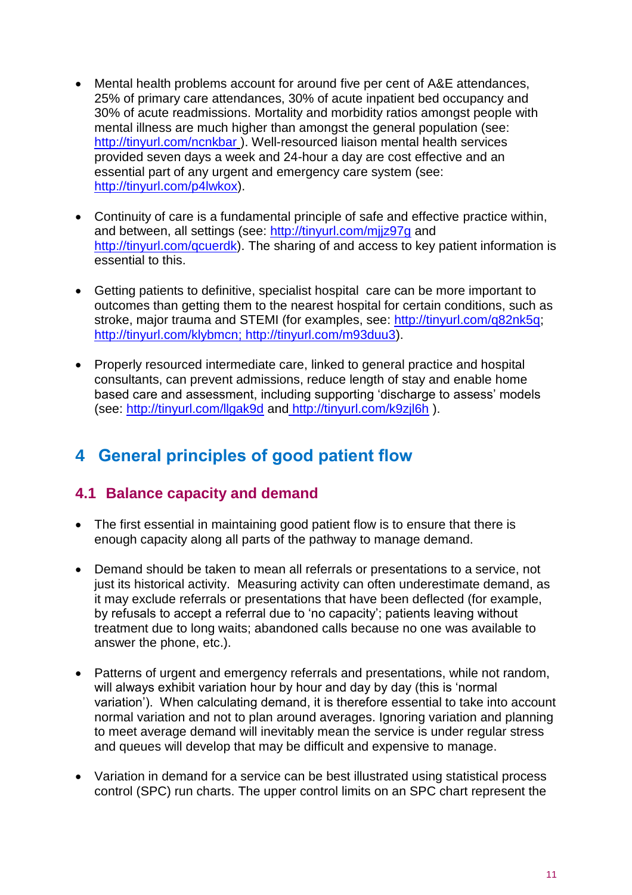- Mental health problems account for around five per cent of A&E attendances, 25% of primary care attendances, 30% of acute inpatient bed occupancy and 30% of acute readmissions. Mortality and morbidity ratios amongst people with mental illness are much higher than amongst the general population (see: http://tinyurl.com/ncnkbar ). Well-resourced liaison mental health services provided seven days a week and 24-hour a day are cost effective and an essential part of any urgent and emergency care system (see: http://tinyurl.com/p4lwkox).

- Continuity of care is a fundamental principle of safe and effective practice within, and between, all settings (see: http://tinyurl.com/mjjz97g and http://tinyurl.com/qcuerdk). The sharing of and access to key patient information is essential to this.

- Getting patients to definitive, specialist hospital care can be more important to outcomes than getting them to the nearest hospital for certain conditions, such as stroke, major trauma and STEMI (for examples, see: http://tinyurl.com/q82nk5q; http://tinyurl.com/klybmcn; http://tinyurl.com/m93duu3).

- Properly resourced intermediate care, linked to general practice and hospital consultants, can prevent admissions, reduce length of stay and enable home based care and assessment, including supporting 'discharge to assess' models (see: http://tinyurl.com/llgak9d and http://tinyurl.com/k9zjl6h ).

# 4 General principles of good patient flow

## 4.1 Balance capacity and demand

- The first essential in maintaining good patient flow is to ensure that there is enough capacity along all parts of the pathway to manage demand.

- Demand should be taken to mean all referrals or presentations to a service, not just its historical activity. Measuring activity can often underestimate demand, as it may exclude referrals or presentations that have been deflected (for example, by refusals to accept a referral due to 'no capacity'; patients leaving without treatment due to long waits; abandoned calls because no one was available to answer the phone, etc.).

- Patterns of urgent and emergency referrals and presentations, while not random, will always exhibit variation hour by hour and day by day (this is 'normal variation'). When calculating demand, it is therefore essential to take into account normal variation and not to plan around averages. Ignoring variation and planning to meet average demand will inevitably mean the service is under regular stress and queues will develop that may be difficult and expensive to manage.

- Variation in demand for a service can be best illustrated using statistical process control (SPC) run charts. The upper control limits on an SPC chart represent the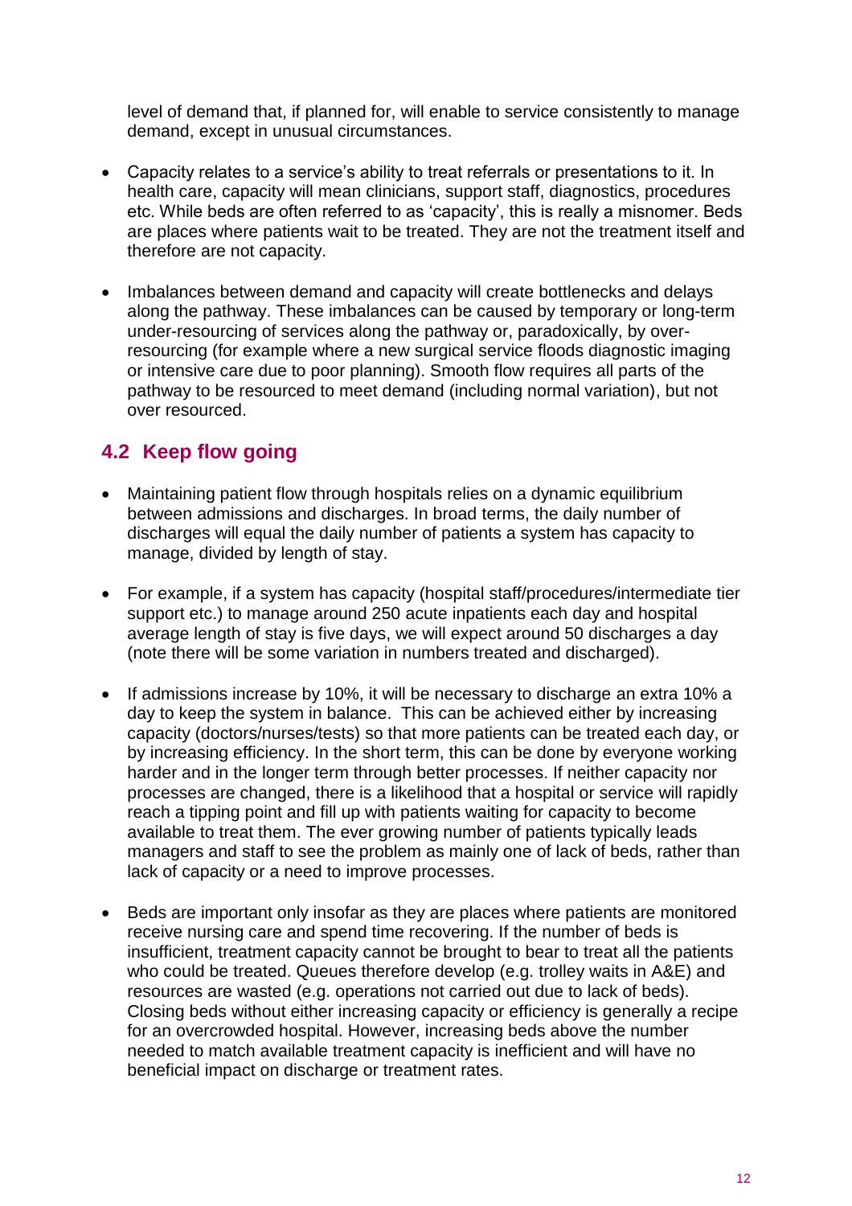level of demand that, if planned for, will enable to service consistently to manage demand, except in unusual circumstances.

- Capacity relates to a service's ability to treat referrals or presentations to it. In health care, capacity will mean clinicians, support staff, diagnostics, procedures etc. While beds are often referred to as 'capacity', this is really a misnomer. Beds are places where patients wait to be treated. They are not the treatment itself and therefore are not capacity.

- Imbalances between demand and capacity will create bottlenecks and delays along the pathway. These imbalances can be caused by temporary or long-term under-resourcing of services along the pathway or, paradoxically, by over-resourcing (for example where a new surgical service floods diagnostic imaging or intensive care due to poor planning). Smooth flow requires all parts of the pathway to be resourced to meet demand (including normal variation), but not over resourced.

## 4.2 Keep flow going

- Maintaining patient flow through hospitals relies on a dynamic equilibrium between admissions and discharges. In broad terms, the daily number of discharges will equal the daily number of patients a system has capacity to manage, divided by length of stay.

- For example, if a system has capacity (hospital staff/procedures/intermediate tier support etc.) to manage around 250 acute inpatients each day and hospital average length of stay is five days, we will expect around 50 discharges a day (note there will be some variation in numbers treated and discharged).

- If admissions increase by 10%, it will be necessary to discharge an extra 10% a day to keep the system in balance. This can be achieved either by increasing capacity (doctors/nurses/tests) so that more patients can be treated each day, or by increasing efficiency. In the short term, this can be done by everyone working harder and in the longer term through better processes. If neither capacity nor processes are changed, there is a likelihood that a hospital or service will rapidly reach a tipping point and fill up with patients waiting for capacity to become available to treat them. The ever growing number of patients typically leads managers and staff to see the problem as mainly one of lack of beds, rather than lack of capacity or a need to improve processes.

- Beds are important only insofar as they are places where patients are monitored receive nursing care and spend time recovering. If the number of beds is insufficient, treatment capacity cannot be brought to bear to treat all the patients who could be treated. Queues therefore develop (e.g. trolley waits in A&E) and resources are wasted (e.g. operations not carried out due to lack of beds). Closing beds without either increasing capacity or efficiency is generally a recipe for an overcrowded hospital. However, increasing beds above the number needed to match available treatment capacity is inefficient and will have no beneficial impact on discharge or treatment rates.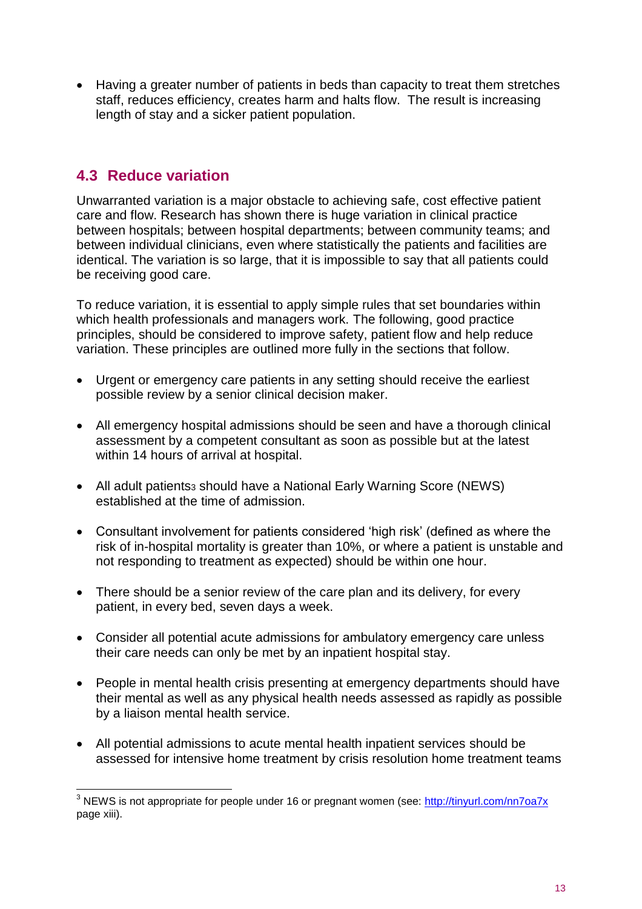- Having a greater number of patients in beds than capacity to treat them stretches staff, reduces efficiency, creates harm and halts flow. The result is increasing length of stay and a sicker patient population.

## 4.3 Reduce variation

Unwarranted variation is a major obstacle to achieving safe, cost effective patient care and flow. Research has shown there is huge variation in clinical practice between hospitals; between hospital departments; between community teams; and between individual clinicians, even where statistically the patients and facilities are identical. The variation is so large, that it is impossible to say that all patients could be receiving good care.

To reduce variation, it is essential to apply simple rules that set boundaries within which health professionals and managers work. The following, good practice principles, should be considered to improve safety, patient flow and help reduce variation. These principles are outlined more fully in the sections that follow.

- Urgent or emergency care patients in any setting should receive the earliest possible review by a senior clinical decision maker.
- All emergency hospital admissions should be seen and have a thorough clinical assessment by a competent consultant as soon as possible but at the latest within 14 hours of arrival at hospital.
- All adult patients[3] should have a National Early Warning Score (NEWS) established at the time of admission.
- Consultant involvement for patients considered 'high risk' (defined as where the risk of in-hospital mortality is greater than 10%, or where a patient is unstable and not responding to treatment as expected) should be within one hour.
- There should be a senior review of the care plan and its delivery, for every patient, in every bed, seven days a week.
- Consider all potential acute admissions for ambulatory emergency care unless their care needs can only be met by an inpatient hospital stay.
- People in mental health crisis presenting at emergency departments should have their mental as well as any physical health needs assessed as rapidly as possible by a liaison mental health service.
- All potential admissions to acute mental health inpatient services should be assessed for intensive home treatment by crisis resolution home treatment teams

[3] NEWS is not appropriate for people under 16 or pregnant women (see: http://tinyurl.com/nn7oa7x page xiii).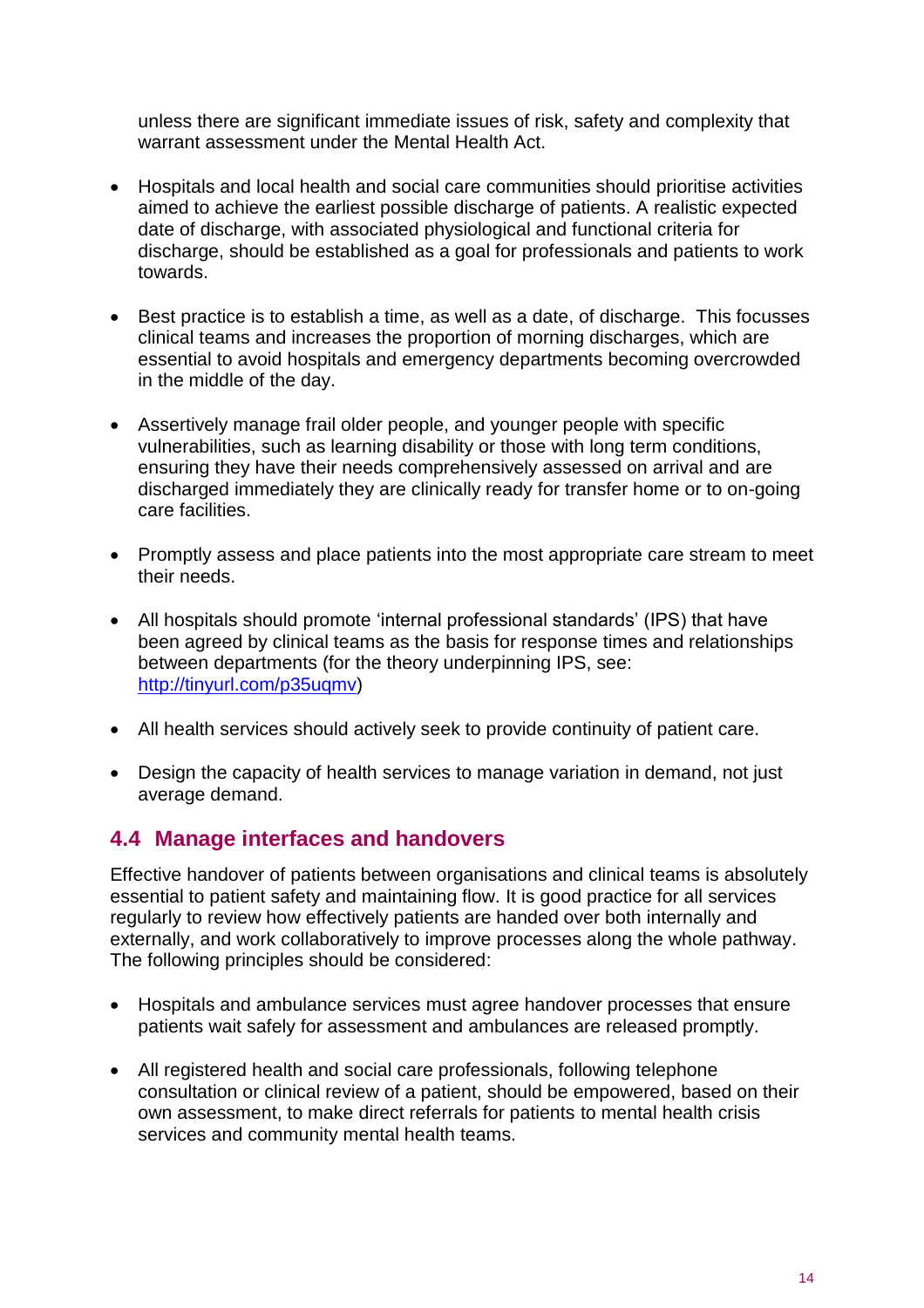unless there are significant immediate issues of risk, safety and complexity that warrant assessment under the Mental Health Act.

- Hospitals and local health and social care communities should prioritise activities aimed to achieve the earliest possible discharge of patients. A realistic expected date of discharge, with associated physiological and functional criteria for discharge, should be established as a goal for professionals and patients to work towards.
- Best practice is to establish a time, as well as a date, of discharge. This focusses clinical teams and increases the proportion of morning discharges, which are essential to avoid hospitals and emergency departments becoming overcrowded in the middle of the day.
- Assertively manage frail older people, and younger people with specific vulnerabilities, such as learning disability or those with long term conditions, ensuring they have their needs comprehensively assessed on arrival and are discharged immediately they are clinically ready for transfer home or to on-going care facilities.
- Promptly assess and place patients into the most appropriate care stream to meet their needs.
- All hospitals should promote 'internal professional standards' (IPS) that have been agreed by clinical teams as the basis for response times and relationships between departments (for the theory underpinning IPS, see: http://tinyurl.com/p35uqmv)
- All health services should actively seek to provide continuity of patient care.
- Design the capacity of health services to manage variation in demand, not just average demand.

## 4.4 Manage interfaces and handovers

Effective handover of patients between organisations and clinical teams is absolutely essential to patient safety and maintaining flow. It is good practice for all services regularly to review how effectively patients are handed over both internally and externally, and work collaboratively to improve processes along the whole pathway. The following principles should be considered:

- Hospitals and ambulance services must agree handover processes that ensure patients wait safely for assessment and ambulances are released promptly.
- All registered health and social care professionals, following telephone consultation or clinical review of a patient, should be empowered, based on their own assessment, to make direct referrals for patients to mental health crisis services and community mental health teams.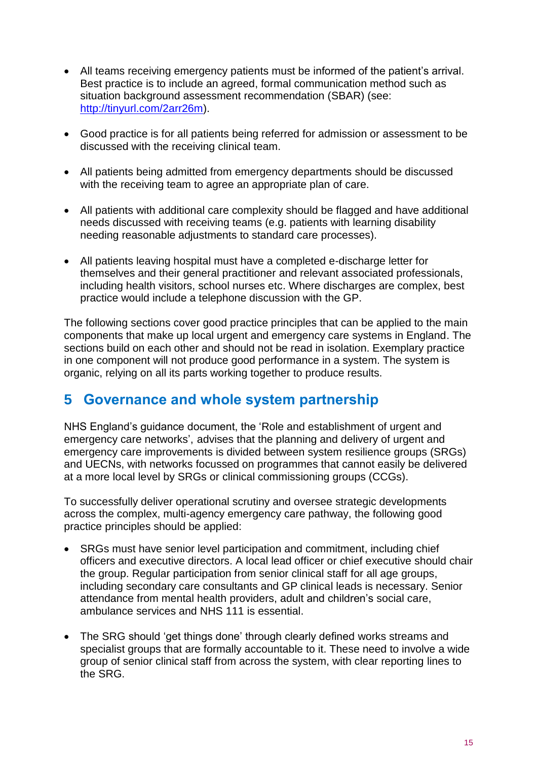- All teams receiving emergency patients must be informed of the patient's arrival. Best practice is to include an agreed, formal communication method such as situation background assessment recommendation (SBAR) (see: [http://tinyurl.com/2arr26m](http://tinyurl.com/2arr26m)).

- Good practice is for all patients being referred for admission or assessment to be discussed with the receiving clinical team.

- All patients being admitted from emergency departments should be discussed with the receiving team to agree an appropriate plan of care.

- All patients with additional care complexity should be flagged and have additional needs discussed with receiving teams (e.g. patients with learning disability needing reasonable adjustments to standard care processes).

- All patients leaving hospital must have a completed e-discharge letter for themselves and their general practitioner and relevant associated professionals, including health visitors, school nurses etc. Where discharges are complex, best practice would include a telephone discussion with the GP.

The following sections cover good practice principles that can be applied to the main components that make up local urgent and emergency care systems in England. The sections build on each other and should not be read in isolation. Exemplary practice in one component will not produce good performance in a system. The system is organic, relying on all its parts working together to produce results.

## 5 Governance and whole system partnership

NHS England's guidance document, the 'Role and establishment of urgent and emergency care networks', advises that the planning and delivery of urgent and emergency care improvements is divided between system resilience groups (SRGs) and UECNs, with networks focussed on programmes that cannot easily be delivered at a more local level by SRGs or clinical commissioning groups (CCGs).

To successfully deliver operational scrutiny and oversee strategic developments across the complex, multi-agency emergency care pathway, the following good practice principles should be applied:

- SRGs must have senior level participation and commitment, including chief officers and executive directors. A local lead officer or chief executive should chair the group. Regular participation from senior clinical staff for all age groups, including secondary care consultants and GP clinical leads is necessary. Senior attendance from mental health providers, adult and children's social care, ambulance services and NHS 111 is essential.

- The SRG should 'get things done' through clearly defined works streams and specialist groups that are formally accountable to it. These need to involve a wide group of senior clinical staff from across the system, with clear reporting lines to the SRG.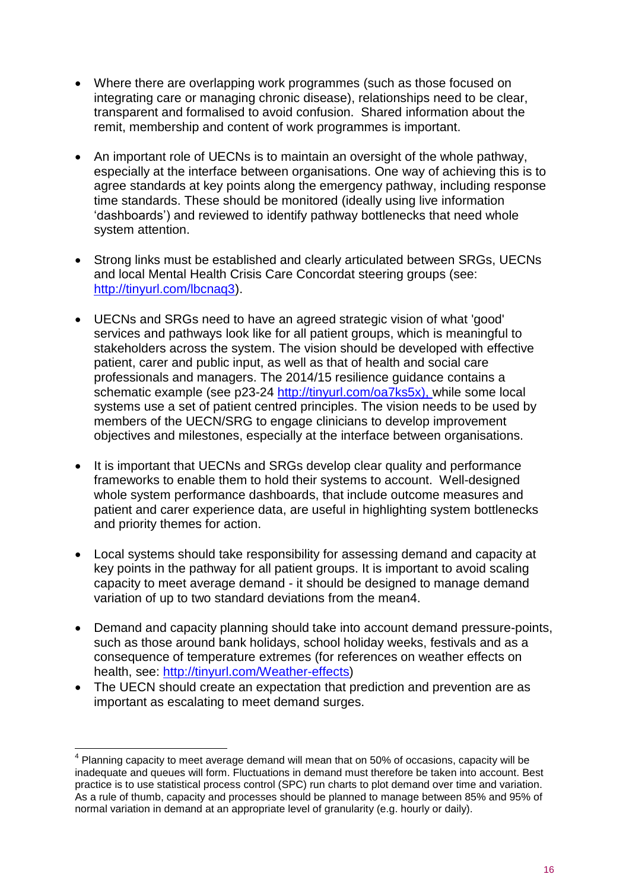- Where there are overlapping work programmes (such as those focused on integrating care or managing chronic disease), relationships need to be clear, transparent and formalised to avoid confusion. Shared information about the remit, membership and content of work programmes is important.

- An important role of UECNs is to maintain an oversight of the whole pathway, especially at the interface between organisations. One way of achieving this is to agree standards at key points along the emergency pathway, including response time standards. These should be monitored (ideally using live information 'dashboards') and reviewed to identify pathway bottlenecks that need whole system attention.

- Strong links must be established and clearly articulated between SRGs, UECNs and local Mental Health Crisis Care Concordat steering groups (see: http://tinyurl.com/lbcnaq3).

- UECNs and SRGs need to have an agreed strategic vision of what 'good' services and pathways look like for all patient groups, which is meaningful to stakeholders across the system. The vision should be developed with effective patient, carer and public input, as well as that of health and social care professionals and managers. The 2014/15 resilience guidance contains a schematic example (see p23-24 http://tinyurl.com/oa7ks5x), while some local systems use a set of patient centred principles. The vision needs to be used by members of the UECN/SRG to engage clinicians to develop improvement objectives and milestones, especially at the interface between organisations.

- It is important that UECNs and SRGs develop clear quality and performance frameworks to enable them to hold their systems to account. Well-designed whole system performance dashboards, that include outcome measures and patient and carer experience data, are useful in highlighting system bottlenecks and priority themes for action.

- Local systems should take responsibility for assessing demand and capacity at key points in the pathway for all patient groups. It is important to avoid scaling capacity to meet average demand - it should be designed to manage demand variation of up to two standard deviations from the mean[4].

- Demand and capacity planning should take into account demand pressure-points, such as those around bank holidays, school holiday weeks, festivals and as a consequence of temperature extremes (for references on weather effects on health, see: http://tinyurl.com/Weather-effects)
- The UECN should create an expectation that prediction and prevention are as important as escalating to meet demand surges.

---

[4] Planning capacity to meet average demand will mean that on 50% of occasions, capacity will be inadequate and queues will form. Fluctuations in demand must therefore be taken into account. Best practice is to use statistical process control (SPC) run charts to plot demand over time and variation. As a rule of thumb, capacity and processes should be planned to manage between 85% and 95% of normal variation in demand at an appropriate level of granularity (e.g. hourly or daily).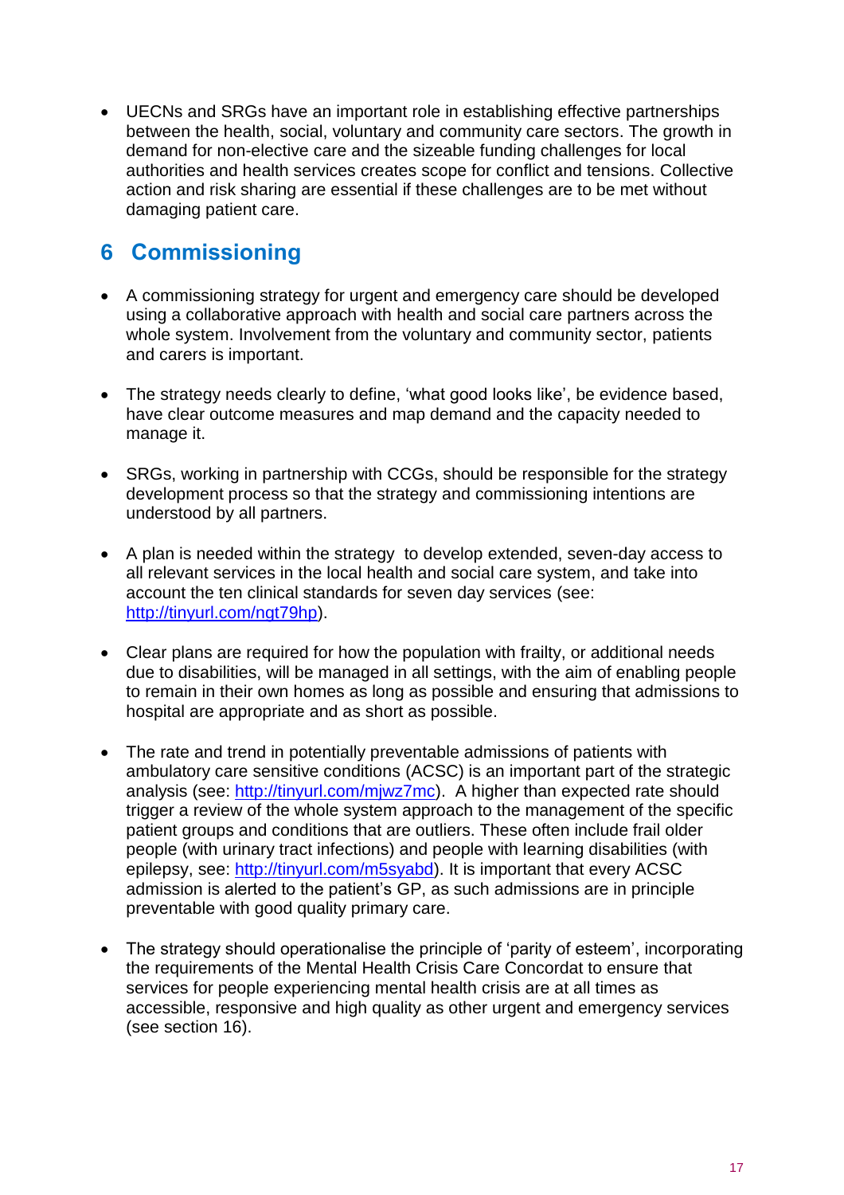- UECNs and SRGs have an important role in establishing effective partnerships between the health, social, voluntary and community care sectors. The growth in demand for non-elective care and the sizeable funding challenges for local authorities and health services creates scope for conflict and tensions. Collective action and risk sharing are essential if these challenges are to be met without damaging patient care.

## 6 Commissioning

- A commissioning strategy for urgent and emergency care should be developed using a collaborative approach with health and social care partners across the whole system. Involvement from the voluntary and community sector, patients and carers is important.

- The strategy needs clearly to define, 'what good looks like', be evidence based, have clear outcome measures and map demand and the capacity needed to manage it.

- SRGs, working in partnership with CCGs, should be responsible for the strategy development process so that the strategy and commissioning intentions are understood by all partners.

- A plan is needed within the strategy to develop extended, seven-day access to all relevant services in the local health and social care system, and take into account the ten clinical standards for seven day services (see: http://tinyurl.com/nqt79hp).

- Clear plans are required for how the population with frailty, or additional needs due to disabilities, will be managed in all settings, with the aim of enabling people to remain in their own homes as long as possible and ensuring that admissions to hospital are appropriate and as short as possible.

- The rate and trend in potentially preventable admissions of patients with ambulatory care sensitive conditions (ACSC) is an important part of the strategic analysis (see: http://tinyurl.com/mjwz7mc). A higher than expected rate should trigger a review of the whole system approach to the management of the specific patient groups and conditions that are outliers. These often include frail older people (with urinary tract infections) and people with learning disabilities (with epilepsy, see: http://tinyurl.com/m5syabd). It is important that every ACSC admission is alerted to the patient's GP, as such admissions are in principle preventable with good quality primary care.

- The strategy should operationalise the principle of 'parity of esteem', incorporating the requirements of the Mental Health Crisis Care Concordat to ensure that services for people experiencing mental health crisis are at all times as accessible, responsive and high quality as other urgent and emergency services (see section 16).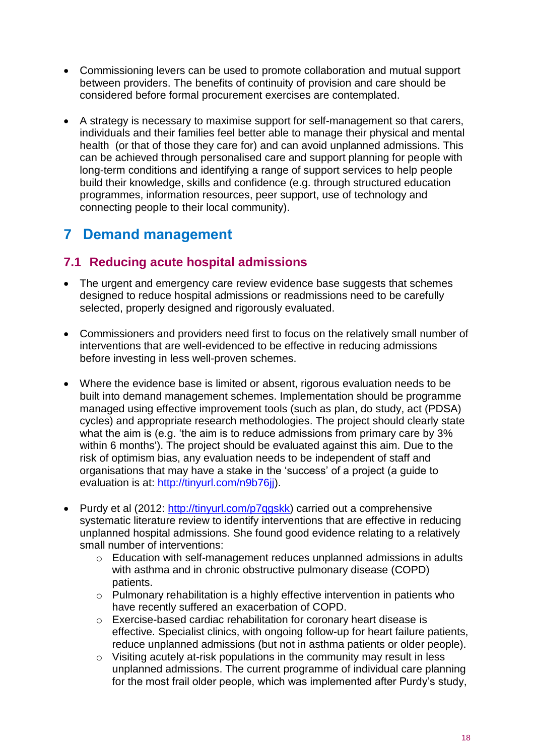- Commissioning levers can be used to promote collaboration and mutual support between providers. The benefits of continuity of provision and care should be considered before formal procurement exercises are contemplated.

- A strategy is necessary to maximise support for self-management so that carers, individuals and their families feel better able to manage their physical and mental health (or that of those they care for) and can avoid unplanned admissions. This can be achieved through personalised care and support planning for people with long-term conditions and identifying a range of support services to help people build their knowledge, skills and confidence (e.g. through structured education programmes, information resources, peer support, use of technology and connecting people to their local community).

# 7 Demand management

## 7.1 Reducing acute hospital admissions

- The urgent and emergency care review evidence base suggests that schemes designed to reduce hospital admissions or readmissions need to be carefully selected, properly designed and rigorously evaluated.

- Commissioners and providers need first to focus on the relatively small number of interventions that are well-evidenced to be effective in reducing admissions before investing in less well-proven schemes.

- Where the evidence base is limited or absent, rigorous evaluation needs to be built into demand management schemes. Implementation should be programme managed using effective improvement tools (such as plan, do study, act (PDSA) cycles) and appropriate research methodologies. The project should clearly state what the aim is (e.g. 'the aim is to reduce admissions from primary care by 3% within 6 months'). The project should be evaluated against this aim. Due to the risk of optimism bias, any evaluation needs to be independent of staff and organisations that may have a stake in the 'success' of a project (a guide to evaluation is at: http://tinyurl.com/n9b76jj).

- Purdy et al (2012: http://tinyurl.com/p7qgskk) carried out a comprehensive systematic literature review to identify interventions that are effective in reducing unplanned hospital admissions. She found good evidence relating to a relatively small number of interventions:
  - Education with self-management reduces unplanned admissions in adults with asthma and in chronic obstructive pulmonary disease (COPD) patients.
  - Pulmonary rehabilitation is a highly effective intervention in patients who have recently suffered an exacerbation of COPD.
  - Exercise-based cardiac rehabilitation for coronary heart disease is effective. Specialist clinics, with ongoing follow-up for heart failure patients, reduce unplanned admissions (but not in asthma patients or older people).
  - Visiting acutely at-risk populations in the community may result in less unplanned admissions. The current programme of individual care planning for the most frail older people, which was implemented after Purdy's study,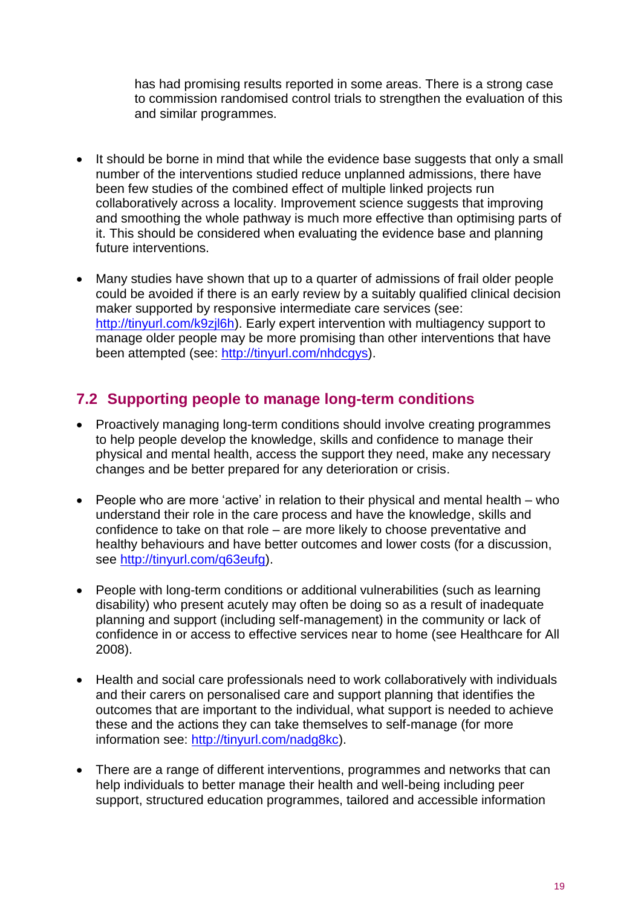has had promising results reported in some areas. There is a strong case to commission randomised control trials to strengthen the evaluation of this and similar programmes.

- It should be borne in mind that while the evidence base suggests that only a small number of the interventions studied reduce unplanned admissions, there have been few studies of the combined effect of multiple linked projects run collaboratively across a locality. Improvement science suggests that improving and smoothing the whole pathway is much more effective than optimising parts of it. This should be considered when evaluating the evidence base and planning future interventions.

- Many studies have shown that up to a quarter of admissions of frail older people could be avoided if there is an early review by a suitably qualified clinical decision maker supported by responsive intermediate care services (see: http://tinyurl.com/k9zjl6h). Early expert intervention with multiagency support to manage older people may be more promising than other interventions that have been attempted (see: http://tinyurl.com/nhdcgys).

## 7.2 Supporting people to manage long-term conditions

- Proactively managing long-term conditions should involve creating programmes to help people develop the knowledge, skills and confidence to manage their physical and mental health, access the support they need, make any necessary changes and be better prepared for any deterioration or crisis.

- People who are more 'active' in relation to their physical and mental health – who understand their role in the care process and have the knowledge, skills and confidence to take on that role – are more likely to choose preventative and healthy behaviours and have better outcomes and lower costs (for a discussion, see http://tinyurl.com/q63eufg).

- People with long-term conditions or additional vulnerabilities (such as learning disability) who present acutely may often be doing so as a result of inadequate planning and support (including self-management) in the community or lack of confidence in or access to effective services near to home (see Healthcare for All 2008).

- Health and social care professionals need to work collaboratively with individuals and their carers on personalised care and support planning that identifies the outcomes that are important to the individual, what support is needed to achieve these and the actions they can take themselves to self-manage (for more information see: http://tinyurl.com/nadg8kc).

- There are a range of different interventions, programmes and networks that can help individuals to better manage their health and well-being including peer support, structured education programmes, tailored and accessible information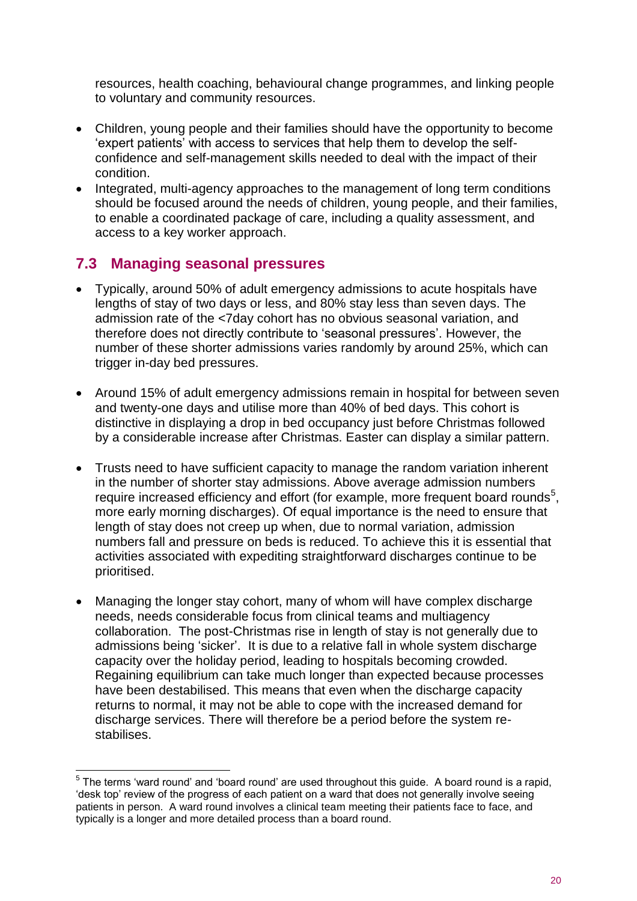resources, health coaching, behavioural change programmes, and linking people to voluntary and community resources.

- Children, young people and their families should have the opportunity to become 'expert patients' with access to services that help them to develop the self-confidence and self-management skills needed to deal with the impact of their condition.
- Integrated, multi-agency approaches to the management of long term conditions should be focused around the needs of children, young people, and their families, to enable a coordinated package of care, including a quality assessment, and access to a key worker approach.

## 7.3 Managing seasonal pressures

- Typically, around 50% of adult emergency admissions to acute hospitals have lengths of stay of two days or less, and 80% stay less than seven days. The admission rate of the <7day cohort has no obvious seasonal variation, and therefore does not directly contribute to 'seasonal pressures'. However, the number of these shorter admissions varies randomly by around 25%, which can trigger in-day bed pressures.

- Around 15% of adult emergency admissions remain in hospital for between seven and twenty-one days and utilise more than 40% of bed days. This cohort is distinctive in displaying a drop in bed occupancy just before Christmas followed by a considerable increase after Christmas. Easter can display a similar pattern.

- Trusts need to have sufficient capacity to manage the random variation inherent in the number of shorter stay admissions. Above average admission numbers require increased efficiency and effort (for example, more frequent board rounds[5], more early morning discharges). Of equal importance is the need to ensure that length of stay does not creep up when, due to normal variation, admission numbers fall and pressure on beds is reduced. To achieve this it is essential that activities associated with expediting straightforward discharges continue to be prioritised.

- Managing the longer stay cohort, many of whom will have complex discharge needs, needs considerable focus from clinical teams and multiagency collaboration. The post-Christmas rise in length of stay is not generally due to admissions being 'sicker'. It is due to a relative fall in whole system discharge capacity over the holiday period, leading to hospitals becoming crowded. Regaining equilibrium can take much longer than expected because processes have been destabilised. This means that even when the discharge capacity returns to normal, it may not be able to cope with the increased demand for discharge services. There will therefore be a period before the system re-stabilises.

[5] The terms 'ward round' and 'board round' are used throughout this guide. A board round is a rapid, 'desk top' review of the progress of each patient on a ward that does not generally involve seeing patients in person. A ward round involves a clinical team meeting their patients face to face, and typically is a longer and more detailed process than a board round.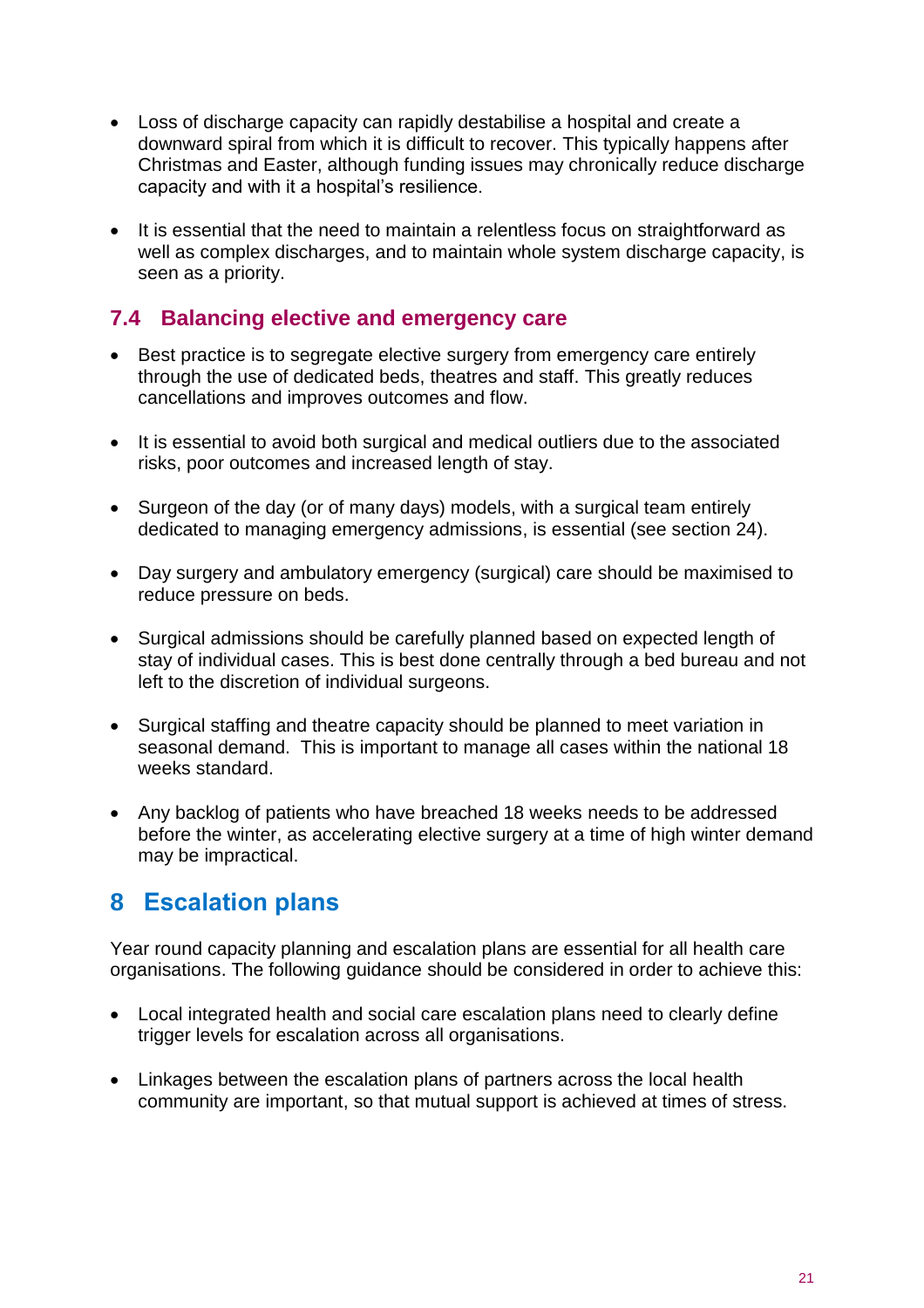- Loss of discharge capacity can rapidly destabilise a hospital and create a downward spiral from which it is difficult to recover. This typically happens after Christmas and Easter, although funding issues may chronically reduce discharge capacity and with it a hospital's resilience.
- It is essential that the need to maintain a relentless focus on straightforward as well as complex discharges, and to maintain whole system discharge capacity, is seen as a priority.

### 7.4 Balancing elective and emergency care

- Best practice is to segregate elective surgery from emergency care entirely through the use of dedicated beds, theatres and staff. This greatly reduces cancellations and improves outcomes and flow.
- It is essential to avoid both surgical and medical outliers due to the associated risks, poor outcomes and increased length of stay.
- Surgeon of the day (or of many days) models, with a surgical team entirely dedicated to managing emergency admissions, is essential (see section 24).
- Day surgery and ambulatory emergency (surgical) care should be maximised to reduce pressure on beds.
- Surgical admissions should be carefully planned based on expected length of stay of individual cases. This is best done centrally through a bed bureau and not left to the discretion of individual surgeons.
- Surgical staffing and theatre capacity should be planned to meet variation in seasonal demand. This is important to manage all cases within the national 18 weeks standard.
- Any backlog of patients who have breached 18 weeks needs to be addressed before the winter, as accelerating elective surgery at a time of high winter demand may be impractical.

## 8 Escalation plans

Year round capacity planning and escalation plans are essential for all health care organisations. The following guidance should be considered in order to achieve this:

- Local integrated health and social care escalation plans need to clearly define trigger levels for escalation across all organisations.
- Linkages between the escalation plans of partners across the local health community are important, so that mutual support is achieved at times of stress.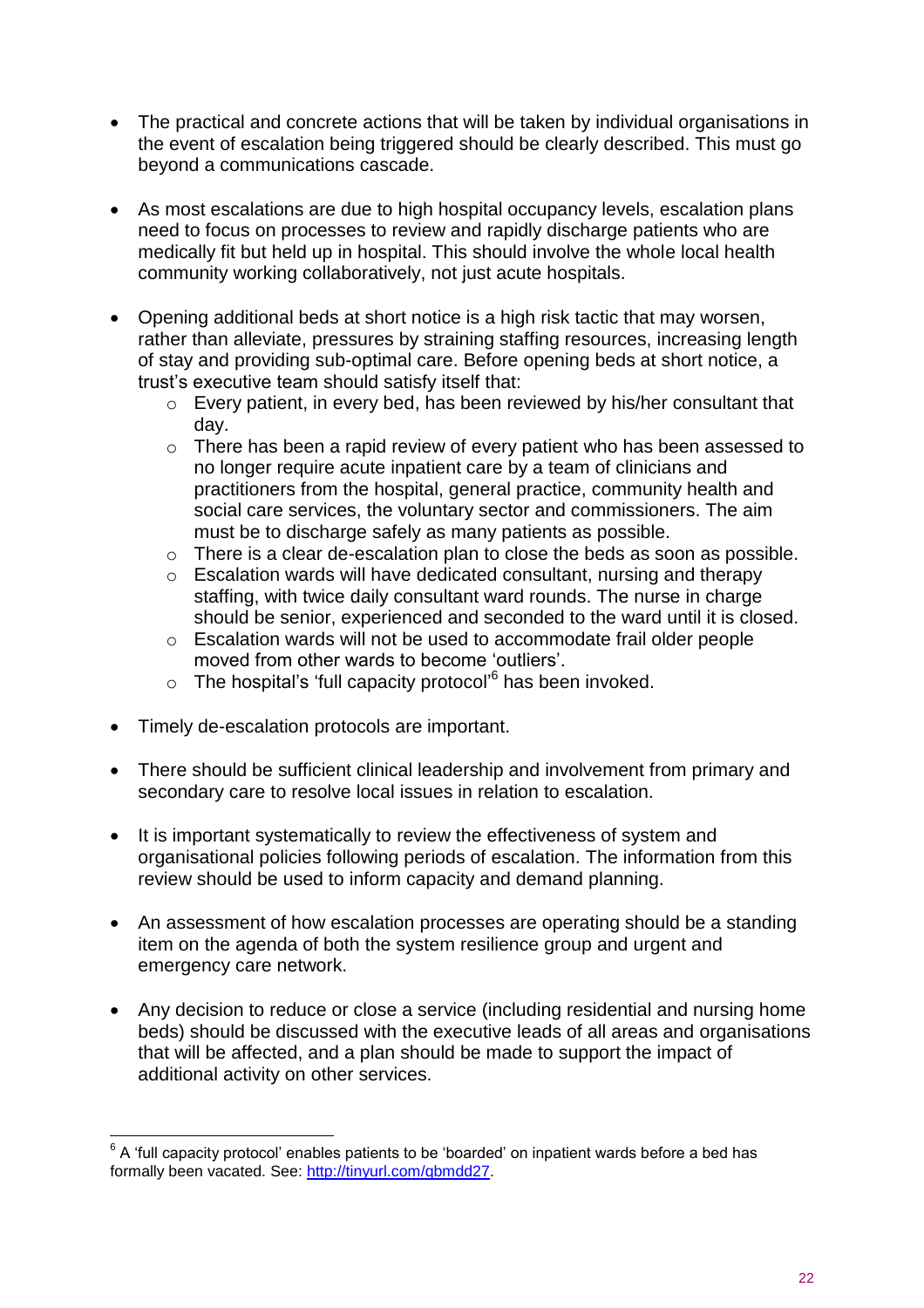- The practical and concrete actions that will be taken by individual organisations in the event of escalation being triggered should be clearly described. This must go beyond a communications cascade.

- As most escalations are due to high hospital occupancy levels, escalation plans need to focus on processes to review and rapidly discharge patients who are medically fit but held up in hospital. This should involve the whole local health community working collaboratively, not just acute hospitals.

- Opening additional beds at short notice is a high risk tactic that may worsen, rather than alleviate, pressures by straining staffing resources, increasing length of stay and providing sub-optimal care. Before opening beds at short notice, a trust's executive team should satisfy itself that:
  - Every patient, in every bed, has been reviewed by his/her consultant that day.
  - There has been a rapid review of every patient who has been assessed to no longer require acute inpatient care by a team of clinicians and practitioners from the hospital, general practice, community health and social care services, the voluntary sector and commissioners. The aim must be to discharge safely as many patients as possible.
  - There is a clear de-escalation plan to close the beds as soon as possible.
  - Escalation wards will have dedicated consultant, nursing and therapy staffing, with twice daily consultant ward rounds. The nurse in charge should be senior, experienced and seconded to the ward until it is closed.
  - Escalation wards will not be used to accommodate frail older people moved from other wards to become 'outliers'.
  - The hospital's 'full capacity protocol'[6] has been invoked.

- Timely de-escalation protocols are important.

- There should be sufficient clinical leadership and involvement from primary and secondary care to resolve local issues in relation to escalation.

- It is important systematically to review the effectiveness of system and organisational policies following periods of escalation. The information from this review should be used to inform capacity and demand planning.

- An assessment of how escalation processes are operating should be a standing item on the agenda of both the system resilience group and urgent and emergency care network.

- Any decision to reduce or close a service (including residential and nursing home beds) should be discussed with the executive leads of all areas and organisations that will be affected, and a plan should be made to support the impact of additional activity on other services.

---

[6] A 'full capacity protocol' enables patients to be 'boarded' on inpatient wards before a bed has formally been vacated. See: http://tinyurl.com/qbmdd27.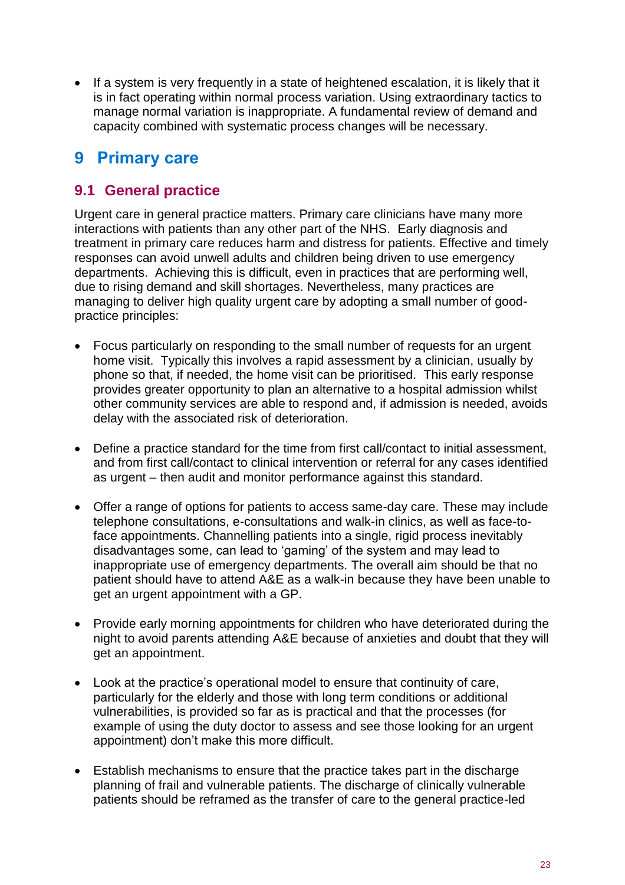- If a system is very frequently in a state of heightened escalation, it is likely that it is in fact operating within normal process variation. Using extraordinary tactics to manage normal variation is inappropriate. A fundamental review of demand and capacity combined with systematic process changes will be necessary.

# 9 Primary care

## 9.1 General practice

Urgent care in general practice matters. Primary care clinicians have many more interactions with patients than any other part of the NHS. Early diagnosis and treatment in primary care reduces harm and distress for patients. Effective and timely responses can avoid unwell adults and children being driven to use emergency departments. Achieving this is difficult, even in practices that are performing well, due to rising demand and skill shortages. Nevertheless, many practices are managing to deliver high quality urgent care by adopting a small number of good-practice principles:

- Focus particularly on responding to the small number of requests for an urgent home visit. Typically this involves a rapid assessment by a clinician, usually by phone so that, if needed, the home visit can be prioritised. This early response provides greater opportunity to plan an alternative to a hospital admission whilst other community services are able to respond and, if admission is needed, avoids delay with the associated risk of deterioration.

- Define a practice standard for the time from first call/contact to initial assessment, and from first call/contact to clinical intervention or referral for any cases identified as urgent – then audit and monitor performance against this standard.

- Offer a range of options for patients to access same-day care. These may include telephone consultations, e-consultations and walk-in clinics, as well as face-to-face appointments. Channelling patients into a single, rigid process inevitably disadvantages some, can lead to 'gaming' of the system and may lead to inappropriate use of emergency departments. The overall aim should be that no patient should have to attend A&E as a walk-in because they have been unable to get an urgent appointment with a GP.

- Provide early morning appointments for children who have deteriorated during the night to avoid parents attending A&E because of anxieties and doubt that they will get an appointment.

- Look at the practice's operational model to ensure that continuity of care, particularly for the elderly and those with long term conditions or additional vulnerabilities, is provided so far as is practical and that the processes (for example of using the duty doctor to assess and see those looking for an urgent appointment) don't make this more difficult.

- Establish mechanisms to ensure that the practice takes part in the discharge planning of frail and vulnerable patients. The discharge of clinically vulnerable patients should be reframed as the transfer of care to the general practice-led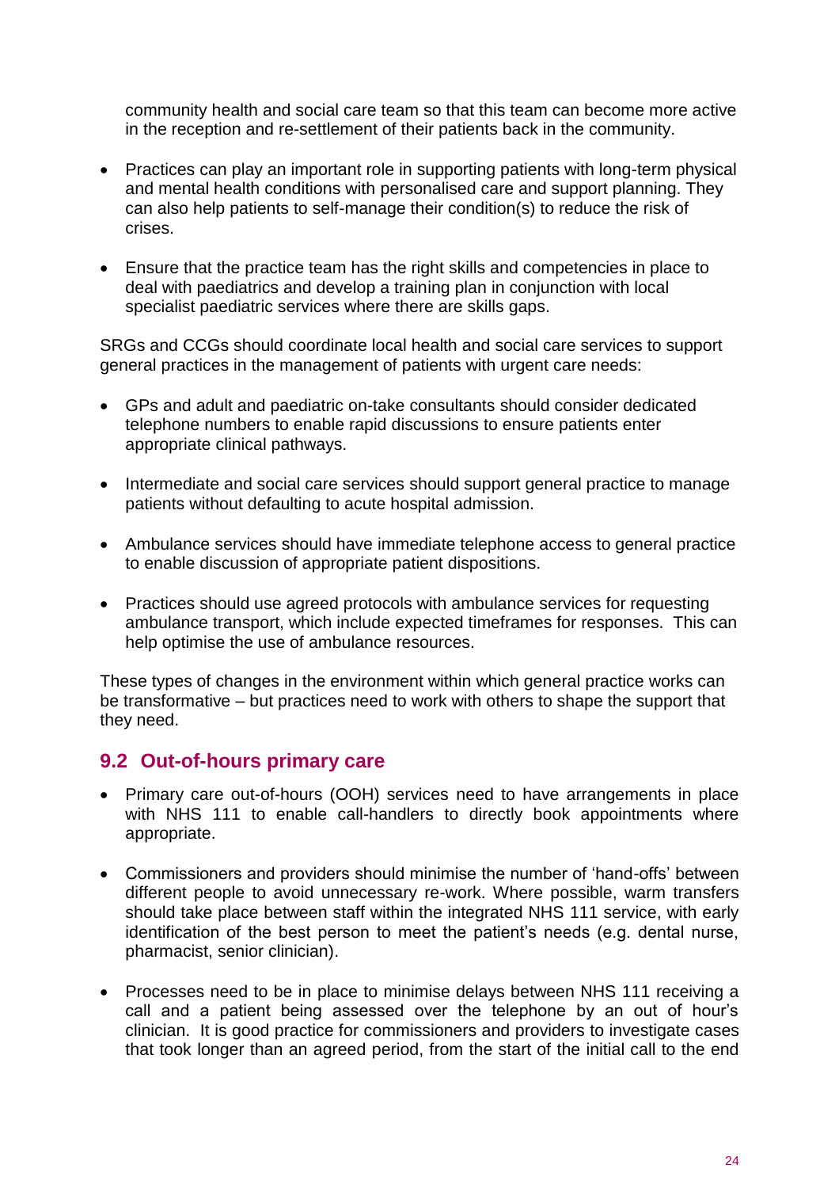community health and social care team so that this team can become more active in the reception and re-settlement of their patients back in the community.

- Practices can play an important role in supporting patients with long-term physical and mental health conditions with personalised care and support planning. They can also help patients to self-manage their condition(s) to reduce the risk of crises.

- Ensure that the practice team has the right skills and competencies in place to deal with paediatrics and develop a training plan in conjunction with local specialist paediatric services where there are skills gaps.

SRGs and CCGs should coordinate local health and social care services to support general practices in the management of patients with urgent care needs:

- GPs and adult and paediatric on-take consultants should consider dedicated telephone numbers to enable rapid discussions to ensure patients enter appropriate clinical pathways.

- Intermediate and social care services should support general practice to manage patients without defaulting to acute hospital admission.

- Ambulance services should have immediate telephone access to general practice to enable discussion of appropriate patient dispositions.

- Practices should use agreed protocols with ambulance services for requesting ambulance transport, which include expected timeframes for responses. This can help optimise the use of ambulance resources.

These types of changes in the environment within which general practice works can be transformative – but practices need to work with others to shape the support that they need.

## 9.2 Out-of-hours primary care

- Primary care out-of-hours (OOH) services need to have arrangements in place with NHS 111 to enable call-handlers to directly book appointments where appropriate.

- Commissioners and providers should minimise the number of 'hand-offs' between different people to avoid unnecessary re-work. Where possible, warm transfers should take place between staff within the integrated NHS 111 service, with early identification of the best person to meet the patient's needs (e.g. dental nurse, pharmacist, senior clinician).

- Processes need to be in place to minimise delays between NHS 111 receiving a call and a patient being assessed over the telephone by an out of hour's clinician. It is good practice for commissioners and providers to investigate cases that took longer than an agreed period, from the start of the initial call to the end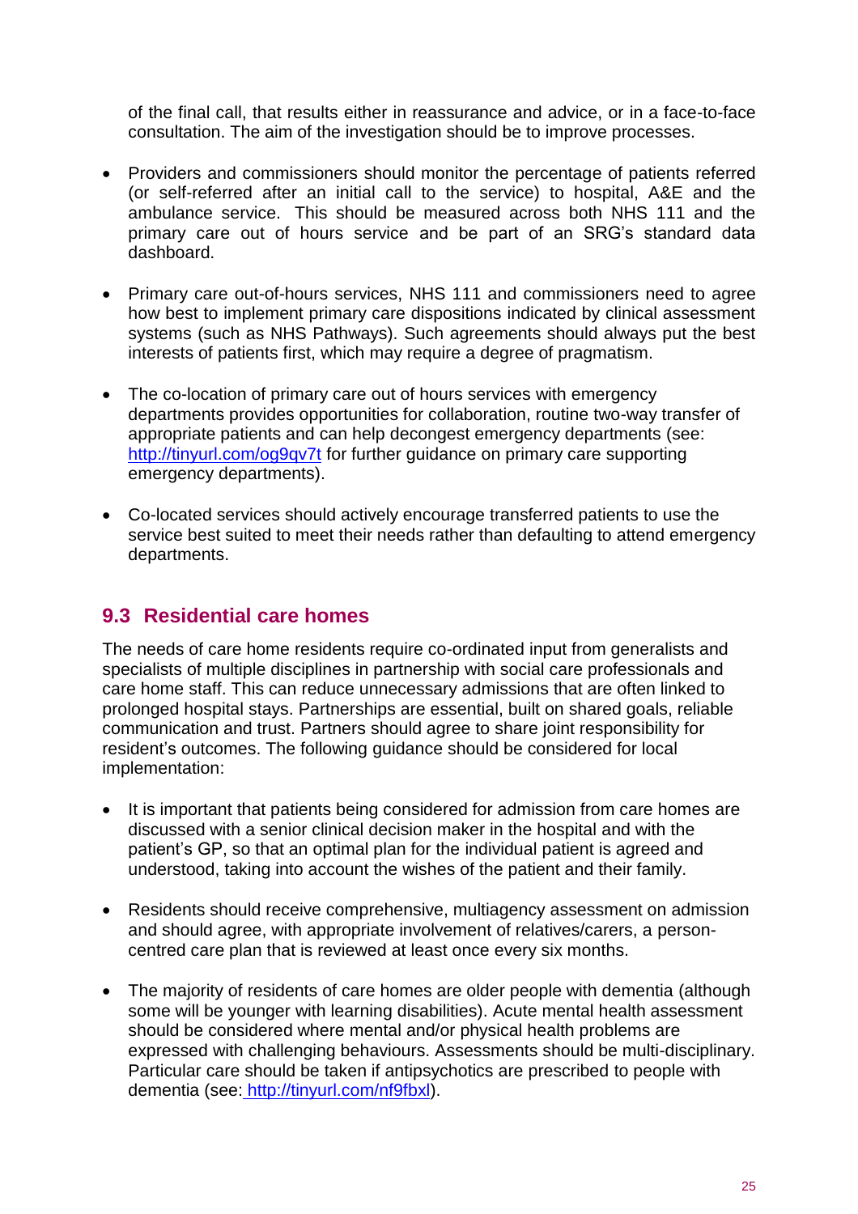of the final call, that results either in reassurance and advice, or in a face-to-face consultation. The aim of the investigation should be to improve processes.

- Providers and commissioners should monitor the percentage of patients referred (or self-referred after an initial call to the service) to hospital, A&E and the ambulance service. This should be measured across both NHS 111 and the primary care out of hours service and be part of an SRG's standard data dashboard.

- Primary care out-of-hours services, NHS 111 and commissioners need to agree how best to implement primary care dispositions indicated by clinical assessment systems (such as NHS Pathways). Such agreements should always put the best interests of patients first, which may require a degree of pragmatism.

- The co-location of primary care out of hours services with emergency departments provides opportunities for collaboration, routine two-way transfer of appropriate patients and can help decongest emergency departments (see: http://tinyurl.com/og9qv7t for further guidance on primary care supporting emergency departments).

- Co-located services should actively encourage transferred patients to use the service best suited to meet their needs rather than defaulting to attend emergency departments.

## 9.3 Residential care homes

The needs of care home residents require co-ordinated input from generalists and specialists of multiple disciplines in partnership with social care professionals and care home staff. This can reduce unnecessary admissions that are often linked to prolonged hospital stays. Partnerships are essential, built on shared goals, reliable communication and trust. Partners should agree to share joint responsibility for resident's outcomes. The following guidance should be considered for local implementation:

- It is important that patients being considered for admission from care homes are discussed with a senior clinical decision maker in the hospital and with the patient's GP, so that an optimal plan for the individual patient is agreed and understood, taking into account the wishes of the patient and their family.

- Residents should receive comprehensive, multiagency assessment on admission and should agree, with appropriate involvement of relatives/carers, a person-centred care plan that is reviewed at least once every six months.

- The majority of residents of care homes are older people with dementia (although some will be younger with learning disabilities). Acute mental health assessment should be considered where mental and/or physical health problems are expressed with challenging behaviours. Assessments should be multi-disciplinary. Particular care should be taken if antipsychotics are prescribed to people with dementia (see: http://tinyurl.com/nf9fbxl).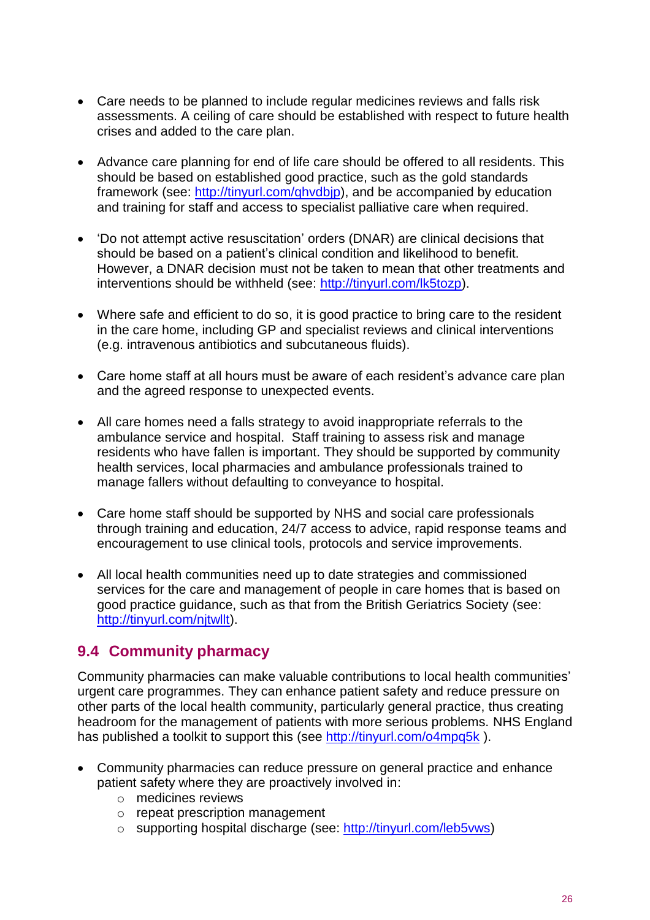- Care needs to be planned to include regular medicines reviews and falls risk assessments. A ceiling of care should be established with respect to future health crises and added to the care plan.

- Advance care planning for end of life care should be offered to all residents. This should be based on established good practice, such as the gold standards framework (see: http://tinyurl.com/qhvdbjp), and be accompanied by education and training for staff and access to specialist palliative care when required.

- 'Do not attempt active resuscitation' orders (DNAR) are clinical decisions that should be based on a patient's clinical condition and likelihood to benefit. However, a DNAR decision must not be taken to mean that other treatments and interventions should be withheld (see: http://tinyurl.com/lk5tozp).

- Where safe and efficient to do so, it is good practice to bring care to the resident in the care home, including GP and specialist reviews and clinical interventions (e.g. intravenous antibiotics and subcutaneous fluids).

- Care home staff at all hours must be aware of each resident's advance care plan and the agreed response to unexpected events.

- All care homes need a falls strategy to avoid inappropriate referrals to the ambulance service and hospital. Staff training to assess risk and manage residents who have fallen is important. They should be supported by community health services, local pharmacies and ambulance professionals trained to manage fallers without defaulting to conveyance to hospital.

- Care home staff should be supported by NHS and social care professionals through training and education, 24/7 access to advice, rapid response teams and encouragement to use clinical tools, protocols and service improvements.

- All local health communities need up to date strategies and commissioned services for the care and management of people in care homes that is based on good practice guidance, such as that from the British Geriatrics Society (see: http://tinyurl.com/njtwllt).

## 9.4 Community pharmacy

Community pharmacies can make valuable contributions to local health communities' urgent care programmes. They can enhance patient safety and reduce pressure on other parts of the local health community, particularly general practice, thus creating headroom for the management of patients with more serious problems. NHS England has published a toolkit to support this (see http://tinyurl.com/o4mpq5k ).

- Community pharmacies can reduce pressure on general practice and enhance patient safety where they are proactively involved in:
  - medicines reviews
  - repeat prescription management
  - supporting hospital discharge (see: http://tinyurl.com/leb5vws)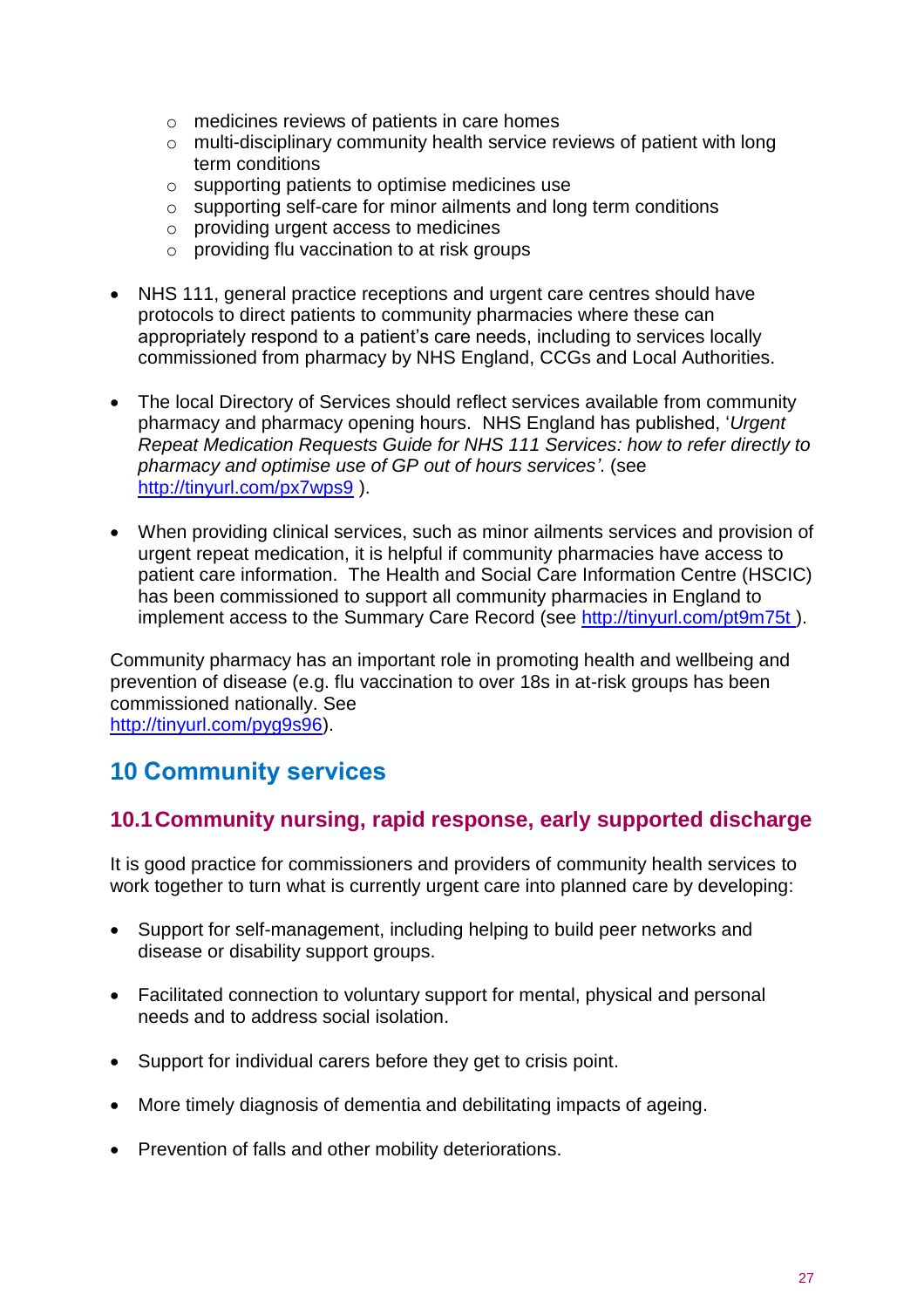- medicines reviews of patients in care homes
    - multi-disciplinary community health service reviews of patient with long term conditions
    - supporting patients to optimise medicines use
    - supporting self-care for minor ailments and long term conditions
    - providing urgent access to medicines
    - providing flu vaccination to at risk groups

- NHS 111, general practice receptions and urgent care centres should have protocols to direct patients to community pharmacies where these can appropriately respond to a patient's care needs, including to services locally commissioned from pharmacy by NHS England, CCGs and Local Authorities.

- The local Directory of Services should reflect services available from community pharmacy and pharmacy opening hours. NHS England has published, '*Urgent Repeat Medication Requests Guide for NHS 111 Services: how to refer directly to pharmacy and optimise use of GP out of hours services'*. (see http://tinyurl.com/px7wps9 ).

- When providing clinical services, such as minor ailments services and provision of urgent repeat medication, it is helpful if community pharmacies have access to patient care information. The Health and Social Care Information Centre (HSCIC) has been commissioned to support all community pharmacies in England to implement access to the Summary Care Record (see http://tinyurl.com/pt9m75t ).

Community pharmacy has an important role in promoting health and wellbeing and prevention of disease (e.g. flu vaccination to over 18s in at-risk groups has been commissioned nationally. See http://tinyurl.com/pyg9s96).

# 10 Community services

## 10.1 Community nursing, rapid response, early supported discharge

It is good practice for commissioners and providers of community health services to work together to turn what is currently urgent care into planned care by developing:

- Support for self-management, including helping to build peer networks and disease or disability support groups.

- Facilitated connection to voluntary support for mental, physical and personal needs and to address social isolation.

- Support for individual carers before they get to crisis point.

- More timely diagnosis of dementia and debilitating impacts of ageing.

- Prevention of falls and other mobility deteriorations.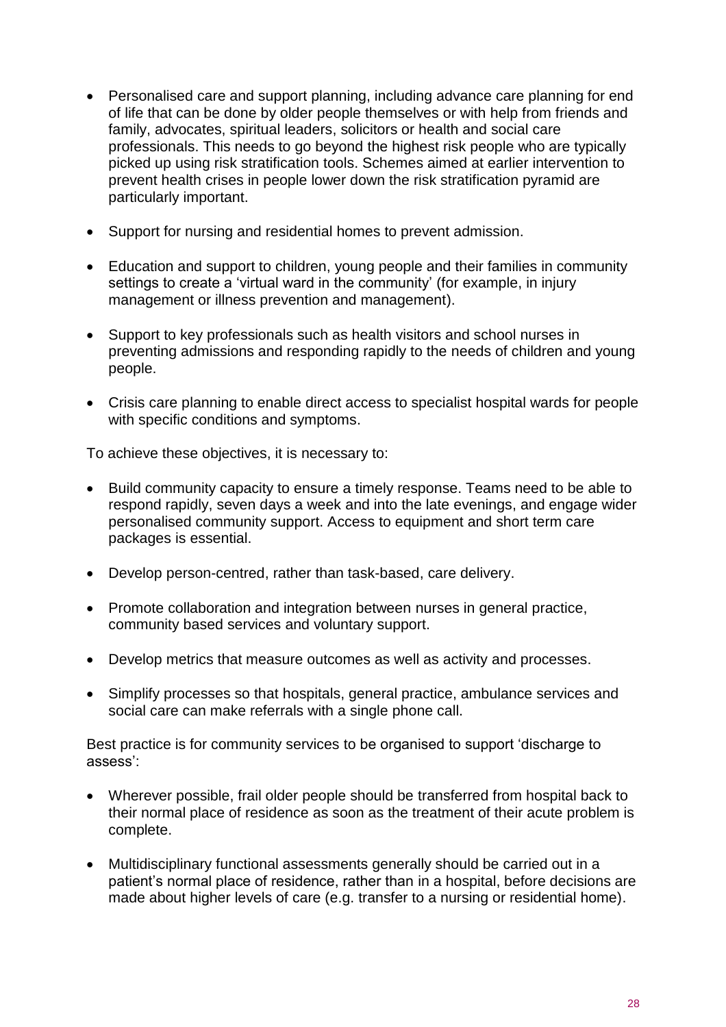- Personalised care and support planning, including advance care planning for end of life that can be done by older people themselves or with help from friends and family, advocates, spiritual leaders, solicitors or health and social care professionals. This needs to go beyond the highest risk people who are typically picked up using risk stratification tools. Schemes aimed at earlier intervention to prevent health crises in people lower down the risk stratification pyramid are particularly important.

- Support for nursing and residential homes to prevent admission.

- Education and support to children, young people and their families in community settings to create a 'virtual ward in the community' (for example, in injury management or illness prevention and management).

- Support to key professionals such as health visitors and school nurses in preventing admissions and responding rapidly to the needs of children and young people.

- Crisis care planning to enable direct access to specialist hospital wards for people with specific conditions and symptoms.

To achieve these objectives, it is necessary to:

- Build community capacity to ensure a timely response. Teams need to be able to respond rapidly, seven days a week and into the late evenings, and engage wider personalised community support. Access to equipment and short term care packages is essential.

- Develop person-centred, rather than task-based, care delivery.

- Promote collaboration and integration between nurses in general practice, community based services and voluntary support.

- Develop metrics that measure outcomes as well as activity and processes.

- Simplify processes so that hospitals, general practice, ambulance services and social care can make referrals with a single phone call.

Best practice is for community services to be organised to support 'discharge to assess':

- Wherever possible, frail older people should be transferred from hospital back to their normal place of residence as soon as the treatment of their acute problem is complete.

- Multidisciplinary functional assessments generally should be carried out in a patient's normal place of residence, rather than in a hospital, before decisions are made about higher levels of care (e.g. transfer to a nursing or residential home).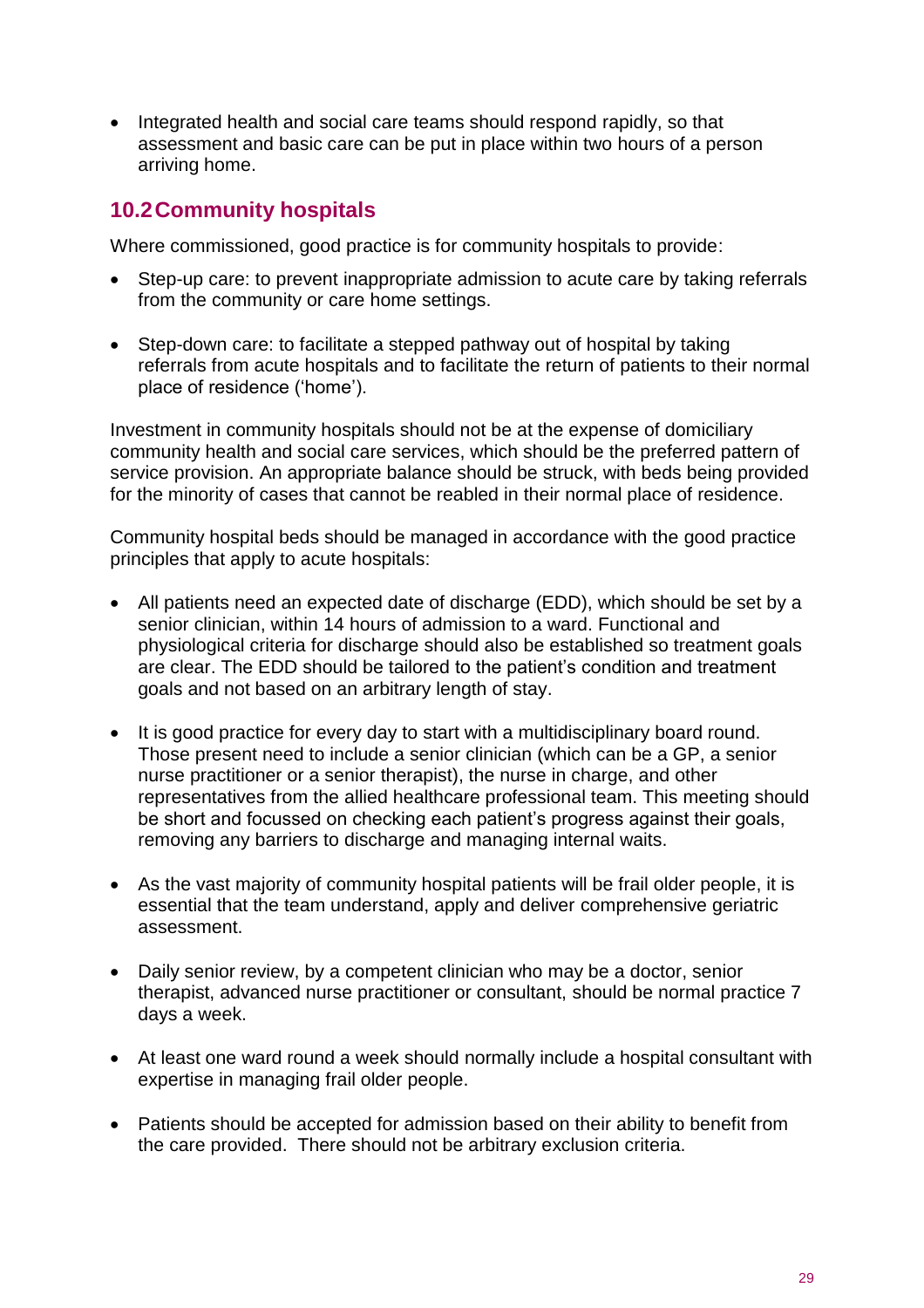- Integrated health and social care teams should respond rapidly, so that assessment and basic care can be put in place within two hours of a person arriving home.

## 10.2 Community hospitals

Where commissioned, good practice is for community hospitals to provide:

- Step-up care: to prevent inappropriate admission to acute care by taking referrals from the community or care home settings.
- Step-down care: to facilitate a stepped pathway out of hospital by taking referrals from acute hospitals and to facilitate the return of patients to their normal place of residence ('home').

Investment in community hospitals should not be at the expense of domiciliary community health and social care services, which should be the preferred pattern of service provision. An appropriate balance should be struck, with beds being provided for the minority of cases that cannot be reabled in their normal place of residence.

Community hospital beds should be managed in accordance with the good practice principles that apply to acute hospitals:

- All patients need an expected date of discharge (EDD), which should be set by a senior clinician, within 14 hours of admission to a ward. Functional and physiological criteria for discharge should also be established so treatment goals are clear. The EDD should be tailored to the patient's condition and treatment goals and not based on an arbitrary length of stay.
- It is good practice for every day to start with a multidisciplinary board round. Those present need to include a senior clinician (which can be a GP, a senior nurse practitioner or a senior therapist), the nurse in charge, and other representatives from the allied healthcare professional team. This meeting should be short and focussed on checking each patient's progress against their goals, removing any barriers to discharge and managing internal waits.
- As the vast majority of community hospital patients will be frail older people, it is essential that the team understand, apply and deliver comprehensive geriatric assessment.
- Daily senior review, by a competent clinician who may be a doctor, senior therapist, advanced nurse practitioner or consultant, should be normal practice 7 days a week.
- At least one ward round a week should normally include a hospital consultant with expertise in managing frail older people.
- Patients should be accepted for admission based on their ability to benefit from the care provided. There should not be arbitrary exclusion criteria.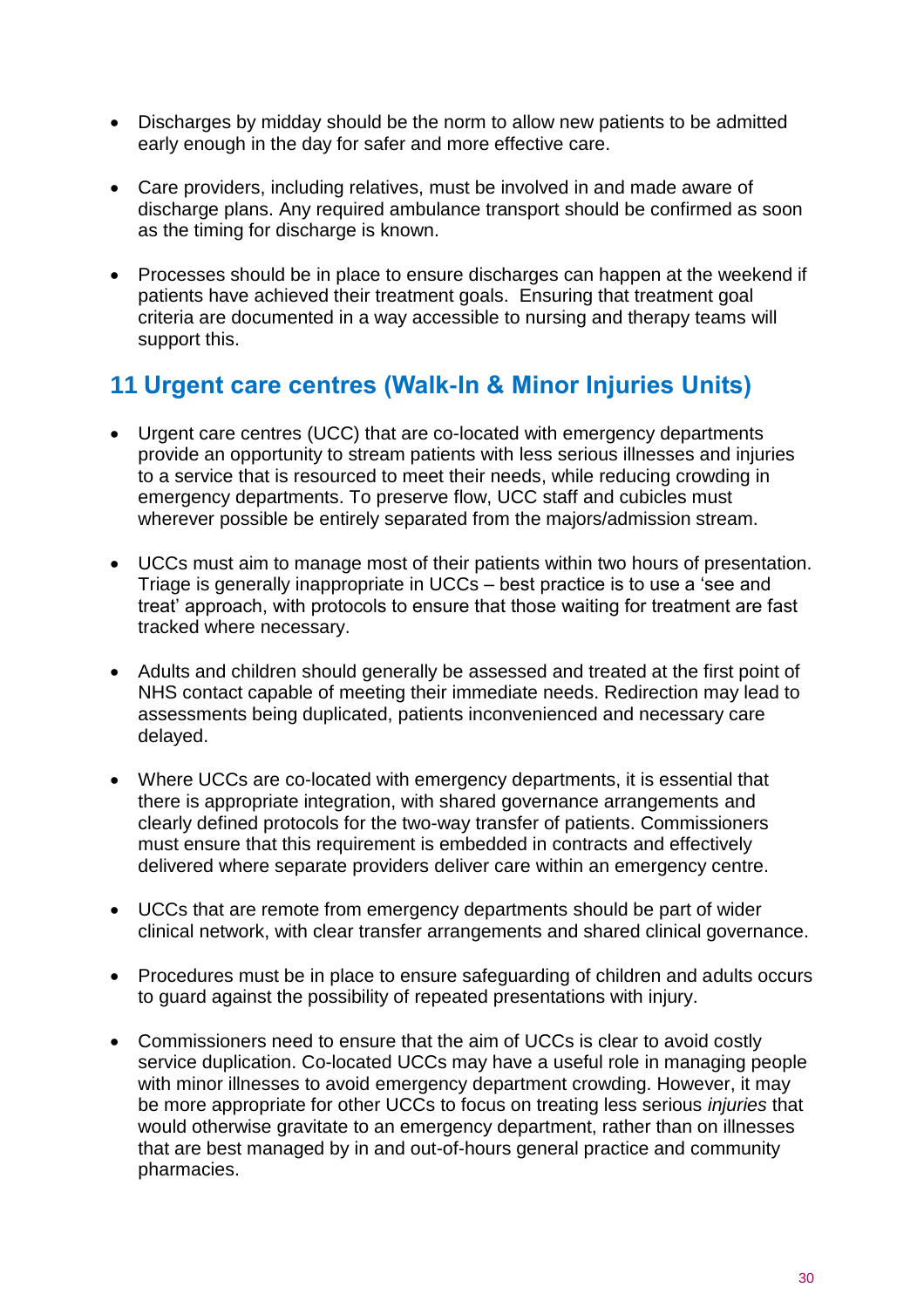- Discharges by midday should be the norm to allow new patients to be admitted early enough in the day for safer and more effective care.

- Care providers, including relatives, must be involved in and made aware of discharge plans. Any required ambulance transport should be confirmed as soon as the timing for discharge is known.

- Processes should be in place to ensure discharges can happen at the weekend if patients have achieved their treatment goals. Ensuring that treatment goal criteria are documented in a way accessible to nursing and therapy teams will support this.

## 11 Urgent care centres (Walk-In & Minor Injuries Units)

- Urgent care centres (UCC) that are co-located with emergency departments provide an opportunity to stream patients with less serious illnesses and injuries to a service that is resourced to meet their needs, while reducing crowding in emergency departments. To preserve flow, UCC staff and cubicles must wherever possible be entirely separated from the majors/admission stream.

- UCCs must aim to manage most of their patients within two hours of presentation. Triage is generally inappropriate in UCCs – best practice is to use a 'see and treat' approach, with protocols to ensure that those waiting for treatment are fast tracked where necessary.

- Adults and children should generally be assessed and treated at the first point of NHS contact capable of meeting their immediate needs. Redirection may lead to assessments being duplicated, patients inconvenienced and necessary care delayed.

- Where UCCs are co-located with emergency departments, it is essential that there is appropriate integration, with shared governance arrangements and clearly defined protocols for the two-way transfer of patients. Commissioners must ensure that this requirement is embedded in contracts and effectively delivered where separate providers deliver care within an emergency centre.

- UCCs that are remote from emergency departments should be part of wider clinical network, with clear transfer arrangements and shared clinical governance.

- Procedures must be in place to ensure safeguarding of children and adults occurs to guard against the possibility of repeated presentations with injury.

- Commissioners need to ensure that the aim of UCCs is clear to avoid costly service duplication. Co-located UCCs may have a useful role in managing people with minor illnesses to avoid emergency department crowding. However, it may be more appropriate for other UCCs to focus on treating less serious *injuries* that would otherwise gravitate to an emergency department, rather than on illnesses that are best managed by in and out-of-hours general practice and community pharmacies.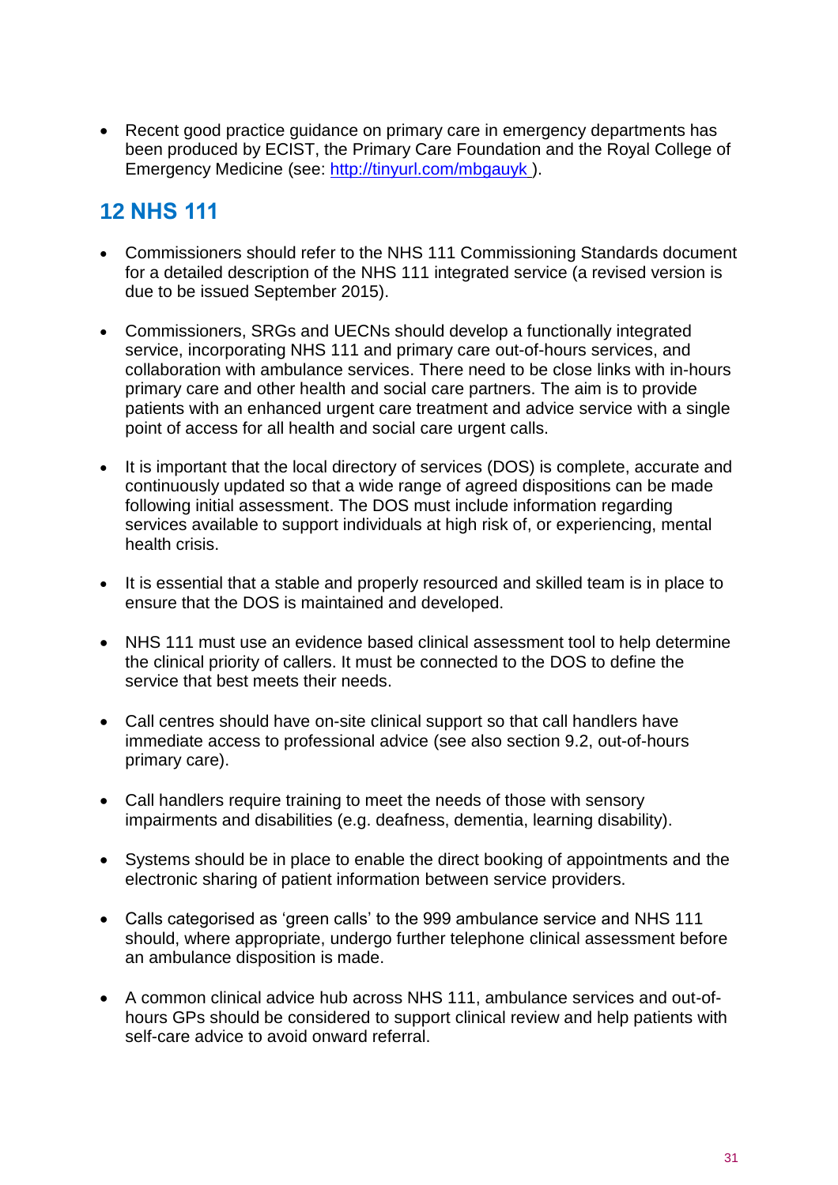- Recent good practice guidance on primary care in emergency departments has been produced by ECIST, the Primary Care Foundation and the Royal College of Emergency Medicine (see: http://tinyurl.com/mbgauyk ).

## 12 NHS 111

- Commissioners should refer to the NHS 111 Commissioning Standards document for a detailed description of the NHS 111 integrated service (a revised version is due to be issued September 2015).

- Commissioners, SRGs and UECNs should develop a functionally integrated service, incorporating NHS 111 and primary care out-of-hours services, and collaboration with ambulance services. There need to be close links with in-hours primary care and other health and social care partners. The aim is to provide patients with an enhanced urgent care treatment and advice service with a single point of access for all health and social care urgent calls.

- It is important that the local directory of services (DOS) is complete, accurate and continuously updated so that a wide range of agreed dispositions can be made following initial assessment. The DOS must include information regarding services available to support individuals at high risk of, or experiencing, mental health crisis.

- It is essential that a stable and properly resourced and skilled team is in place to ensure that the DOS is maintained and developed.

- NHS 111 must use an evidence based clinical assessment tool to help determine the clinical priority of callers. It must be connected to the DOS to define the service that best meets their needs.

- Call centres should have on-site clinical support so that call handlers have immediate access to professional advice (see also section 9.2, out-of-hours primary care).

- Call handlers require training to meet the needs of those with sensory impairments and disabilities (e.g. deafness, dementia, learning disability).

- Systems should be in place to enable the direct booking of appointments and the electronic sharing of patient information between service providers.

- Calls categorised as 'green calls' to the 999 ambulance service and NHS 111 should, where appropriate, undergo further telephone clinical assessment before an ambulance disposition is made.

- A common clinical advice hub across NHS 111, ambulance services and out-of-hours GPs should be considered to support clinical review and help patients with self-care advice to avoid onward referral.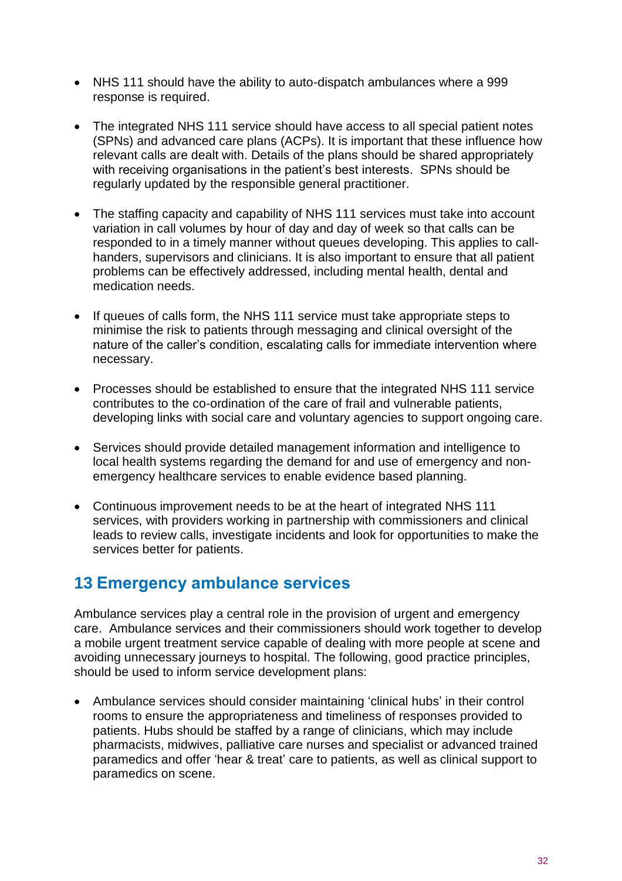- NHS 111 should have the ability to auto-dispatch ambulances where a 999 response is required.

- The integrated NHS 111 service should have access to all special patient notes (SPNs) and advanced care plans (ACPs). It is important that these influence how relevant calls are dealt with. Details of the plans should be shared appropriately with receiving organisations in the patient's best interests. SPNs should be regularly updated by the responsible general practitioner.

- The staffing capacity and capability of NHS 111 services must take into account variation in call volumes by hour of day and day of week so that calls can be responded to in a timely manner without queues developing. This applies to call-handers, supervisors and clinicians. It is also important to ensure that all patient problems can be effectively addressed, including mental health, dental and medication needs.

- If queues of calls form, the NHS 111 service must take appropriate steps to minimise the risk to patients through messaging and clinical oversight of the nature of the caller's condition, escalating calls for immediate intervention where necessary.

- Processes should be established to ensure that the integrated NHS 111 service contributes to the co-ordination of the care of frail and vulnerable patients, developing links with social care and voluntary agencies to support ongoing care.

- Services should provide detailed management information and intelligence to local health systems regarding the demand for and use of emergency and non-emergency healthcare services to enable evidence based planning.

- Continuous improvement needs to be at the heart of integrated NHS 111 services, with providers working in partnership with commissioners and clinical leads to review calls, investigate incidents and look for opportunities to make the services better for patients.

## 13 Emergency ambulance services

Ambulance services play a central role in the provision of urgent and emergency care. Ambulance services and their commissioners should work together to develop a mobile urgent treatment service capable of dealing with more people at scene and avoiding unnecessary journeys to hospital. The following, good practice principles, should be used to inform service development plans:

- Ambulance services should consider maintaining 'clinical hubs' in their control rooms to ensure the appropriateness and timeliness of responses provided to patients. Hubs should be staffed by a range of clinicians, which may include pharmacists, midwives, palliative care nurses and specialist or advanced trained paramedics and offer 'hear & treat' care to patients, as well as clinical support to paramedics on scene.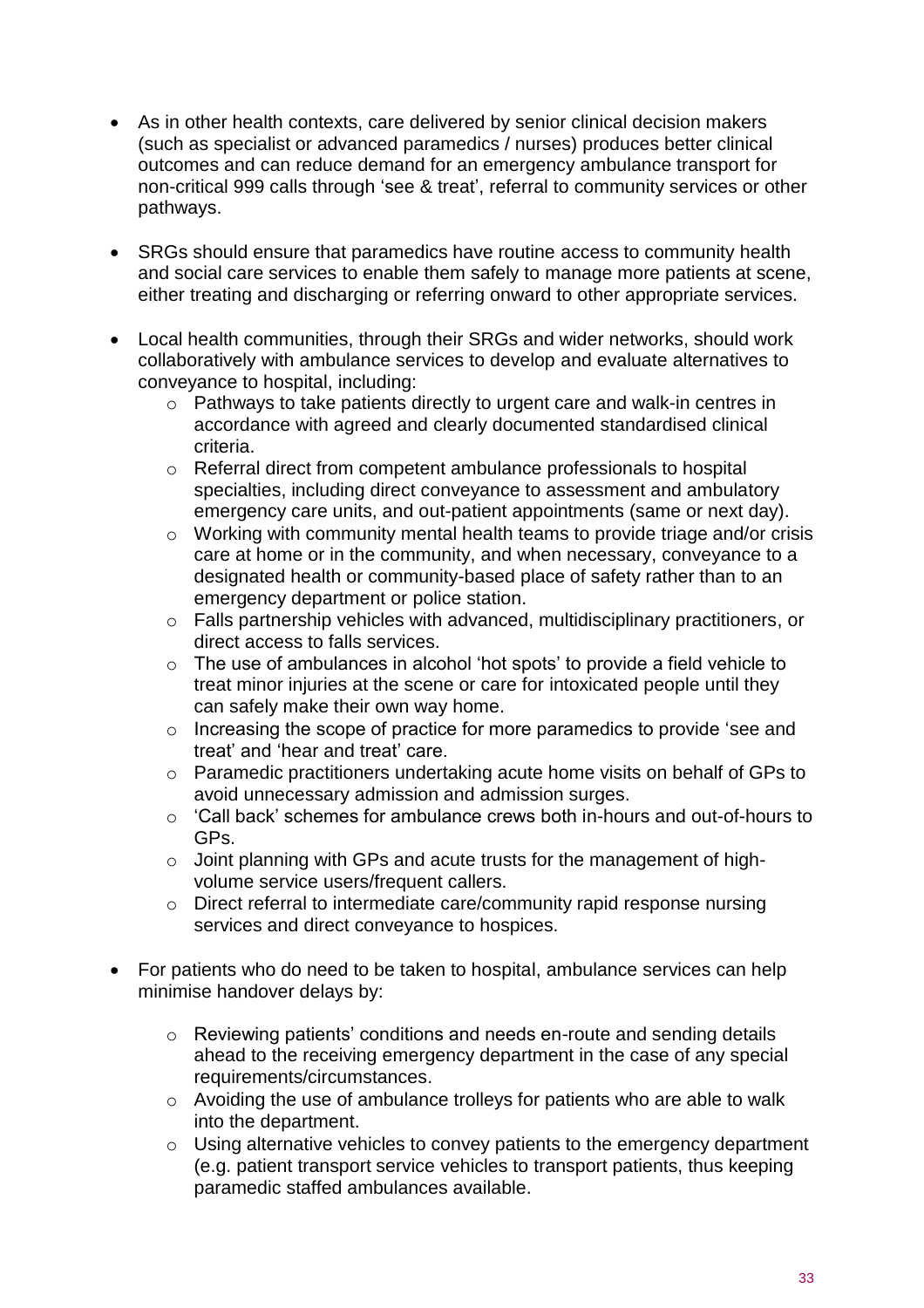- As in other health contexts, care delivered by senior clinical decision makers (such as specialist or advanced paramedics / nurses) produces better clinical outcomes and can reduce demand for an emergency ambulance transport for non-critical 999 calls through 'see & treat', referral to community services or other pathways.

- SRGs should ensure that paramedics have routine access to community health and social care services to enable them safely to manage more patients at scene, either treating and discharging or referring onward to other appropriate services.

- Local health communities, through their SRGs and wider networks, should work collaboratively with ambulance services to develop and evaluate alternatives to conveyance to hospital, including:
    - Pathways to take patients directly to urgent care and walk-in centres in accordance with agreed and clearly documented standardised clinical criteria.
    - Referral direct from competent ambulance professionals to hospital specialties, including direct conveyance to assessment and ambulatory emergency care units, and out-patient appointments (same or next day).
    - Working with community mental health teams to provide triage and/or crisis care at home or in the community, and when necessary, conveyance to a designated health or community-based place of safety rather than to an emergency department or police station.
    - Falls partnership vehicles with advanced, multidisciplinary practitioners, or direct access to falls services.
    - The use of ambulances in alcohol 'hot spots' to provide a field vehicle to treat minor injuries at the scene or care for intoxicated people until they can safely make their own way home.
    - Increasing the scope of practice for more paramedics to provide 'see and treat' and 'hear and treat' care.
    - Paramedic practitioners undertaking acute home visits on behalf of GPs to avoid unnecessary admission and admission surges.
    - 'Call back' schemes for ambulance crews both in-hours and out-of-hours to GPs.
    - Joint planning with GPs and acute trusts for the management of high-volume service users/frequent callers.
    - Direct referral to intermediate care/community rapid response nursing services and direct conveyance to hospices.

- For patients who do need to be taken to hospital, ambulance services can help minimise handover delays by:
    - Reviewing patients' conditions and needs en-route and sending details ahead to the receiving emergency department in the case of any special requirements/circumstances.
    - Avoiding the use of ambulance trolleys for patients who are able to walk into the department.
    - Using alternative vehicles to convey patients to the emergency department (e.g. patient transport service vehicles to transport patients, thus keeping paramedic staffed ambulances available.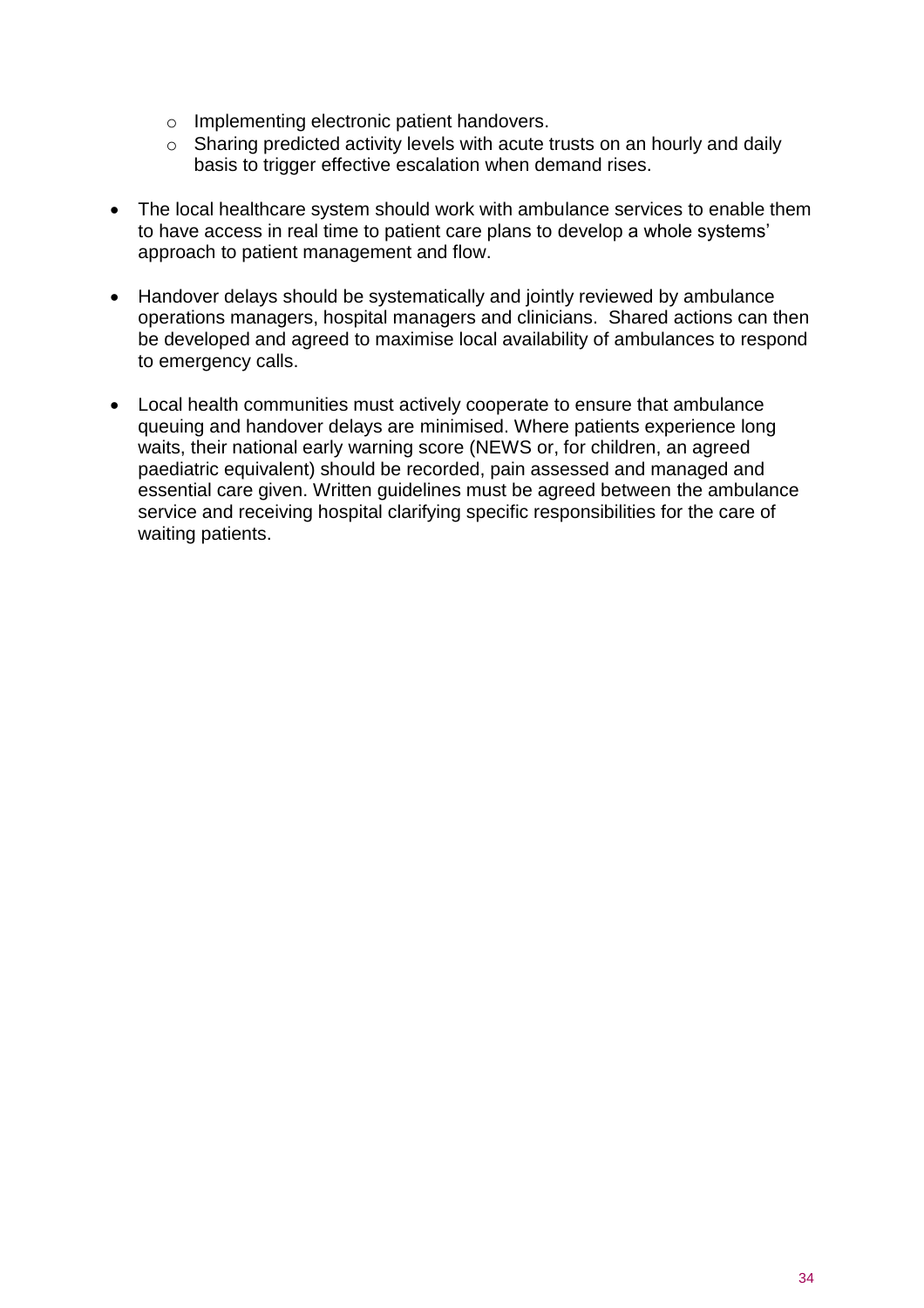- Implementing electronic patient handovers.
    - Sharing predicted activity levels with acute trusts on an hourly and daily basis to trigger effective escalation when demand rises.

- The local healthcare system should work with ambulance services to enable them to have access in real time to patient care plans to develop a whole systems' approach to patient management and flow.

- Handover delays should be systematically and jointly reviewed by ambulance operations managers, hospital managers and clinicians. Shared actions can then be developed and agreed to maximise local availability of ambulances to respond to emergency calls.

- Local health communities must actively cooperate to ensure that ambulance queuing and handover delays are minimised. Where patients experience long waits, their national early warning score (NEWS or, for children, an agreed paediatric equivalent) should be recorded, pain assessed and managed and essential care given. Written guidelines must be agreed between the ambulance service and receiving hospital clarifying specific responsibilities for the care of waiting patients.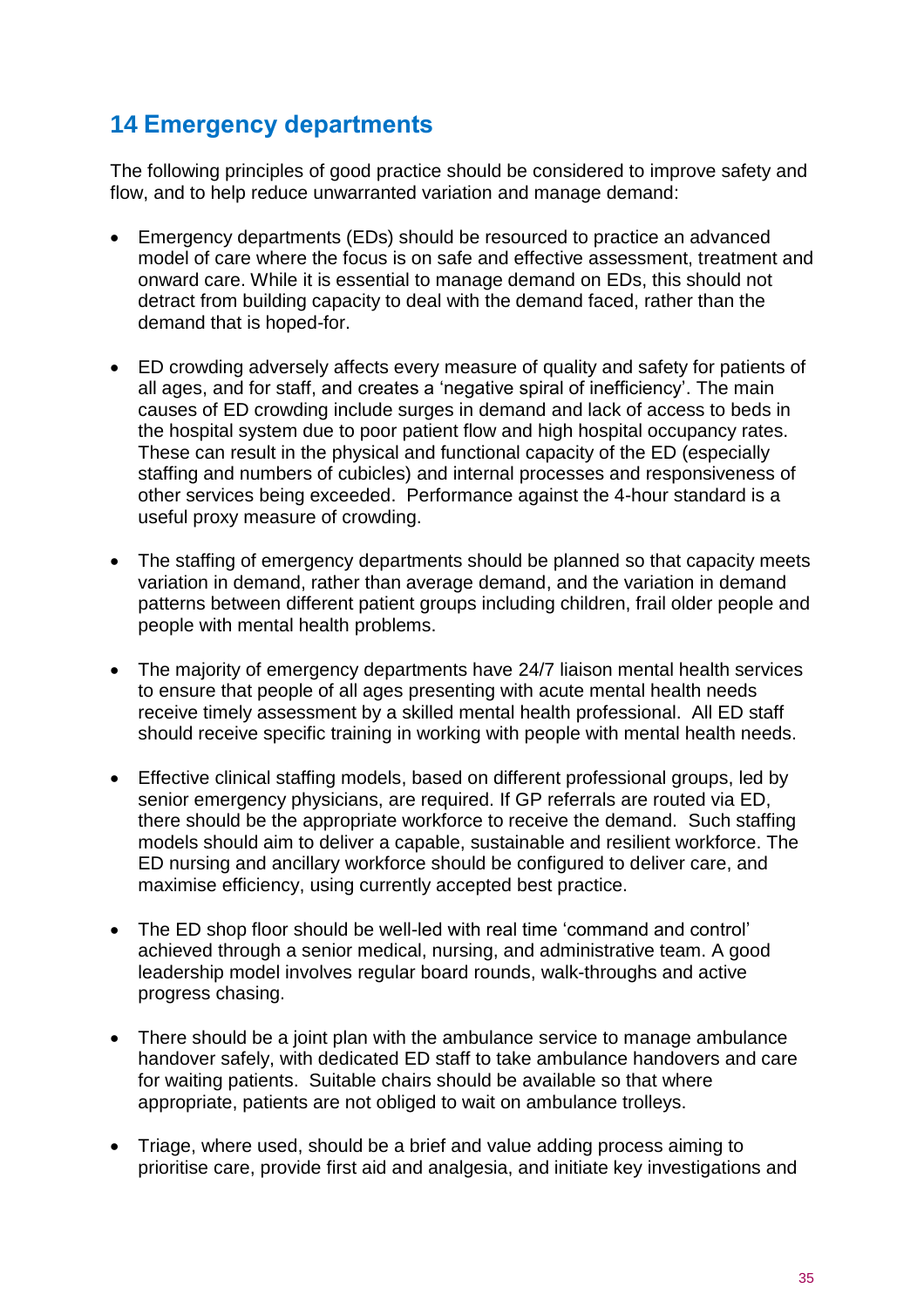## 14 Emergency departments

The following principles of good practice should be considered to improve safety and flow, and to help reduce unwarranted variation and manage demand:

- Emergency departments (EDs) should be resourced to practice an advanced model of care where the focus is on safe and effective assessment, treatment and onward care. While it is essential to manage demand on EDs, this should not detract from building capacity to deal with the demand faced, rather than the demand that is hoped-for.
- ED crowding adversely affects every measure of quality and safety for patients of all ages, and for staff, and creates a 'negative spiral of inefficiency'. The main causes of ED crowding include surges in demand and lack of access to beds in the hospital system due to poor patient flow and high hospital occupancy rates. These can result in the physical and functional capacity of the ED (especially staffing and numbers of cubicles) and internal processes and responsiveness of other services being exceeded. Performance against the 4-hour standard is a useful proxy measure of crowding.
- The staffing of emergency departments should be planned so that capacity meets variation in demand, rather than average demand, and the variation in demand patterns between different patient groups including children, frail older people and people with mental health problems.
- The majority of emergency departments have 24/7 liaison mental health services to ensure that people of all ages presenting with acute mental health needs receive timely assessment by a skilled mental health professional. All ED staff should receive specific training in working with people with mental health needs.
- Effective clinical staffing models, based on different professional groups, led by senior emergency physicians, are required. If GP referrals are routed via ED, there should be the appropriate workforce to receive the demand. Such staffing models should aim to deliver a capable, sustainable and resilient workforce. The ED nursing and ancillary workforce should be configured to deliver care, and maximise efficiency, using currently accepted best practice.
- The ED shop floor should be well-led with real time 'command and control' achieved through a senior medical, nursing, and administrative team. A good leadership model involves regular board rounds, walk-throughs and active progress chasing.
- There should be a joint plan with the ambulance service to manage ambulance handover safely, with dedicated ED staff to take ambulance handovers and care for waiting patients. Suitable chairs should be available so that where appropriate, patients are not obliged to wait on ambulance trolleys.
- Triage, where used, should be a brief and value adding process aiming to prioritise care, provide first aid and analgesia, and initiate key investigations and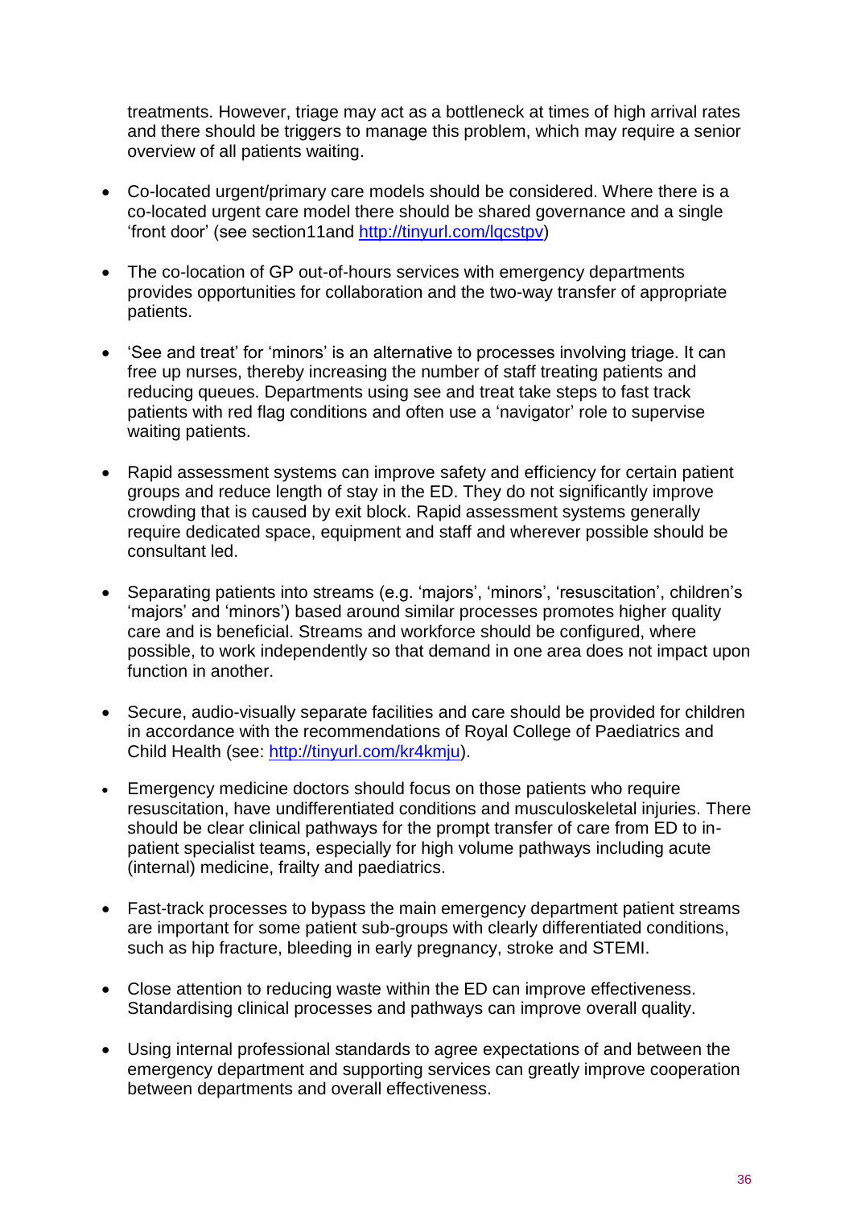treatments. However, triage may act as a bottleneck at times of high arrival rates and there should be triggers to manage this problem, which may require a senior overview of all patients waiting.

- Co-located urgent/primary care models should be considered. Where there is a co-located urgent care model there should be shared governance and a single 'front door' (see section11and [http://tinyurl.com/lqcstpv](http://tinyurl.com/lqcstpv))

- The co-location of GP out-of-hours services with emergency departments provides opportunities for collaboration and the two-way transfer of appropriate patients.

- 'See and treat' for 'minors' is an alternative to processes involving triage. It can free up nurses, thereby increasing the number of staff treating patients and reducing queues. Departments using see and treat take steps to fast track patients with red flag conditions and often use a 'navigator' role to supervise waiting patients.

- Rapid assessment systems can improve safety and efficiency for certain patient groups and reduce length of stay in the ED. They do not significantly improve crowding that is caused by exit block. Rapid assessment systems generally require dedicated space, equipment and staff and wherever possible should be consultant led.

- Separating patients into streams (e.g. 'majors', 'minors', 'resuscitation', children's 'majors' and 'minors') based around similar processes promotes higher quality care and is beneficial. Streams and workforce should be configured, where possible, to work independently so that demand in one area does not impact upon function in another.

- Secure, audio-visually separate facilities and care should be provided for children in accordance with the recommendations of Royal College of Paediatrics and Child Health (see: [http://tinyurl.com/kr4kmju](http://tinyurl.com/kr4kmju)).

- Emergency medicine doctors should focus on those patients who require resuscitation, have undifferentiated conditions and musculoskeletal injuries. There should be clear clinical pathways for the prompt transfer of care from ED to in-patient specialist teams, especially for high volume pathways including acute (internal) medicine, frailty and paediatrics.

- Fast-track processes to bypass the main emergency department patient streams are important for some patient sub-groups with clearly differentiated conditions, such as hip fracture, bleeding in early pregnancy, stroke and STEMI.

- Close attention to reducing waste within the ED can improve effectiveness. Standardising clinical processes and pathways can improve overall quality.

- Using internal professional standards to agree expectations of and between the emergency department and supporting services can greatly improve cooperation between departments and overall effectiveness.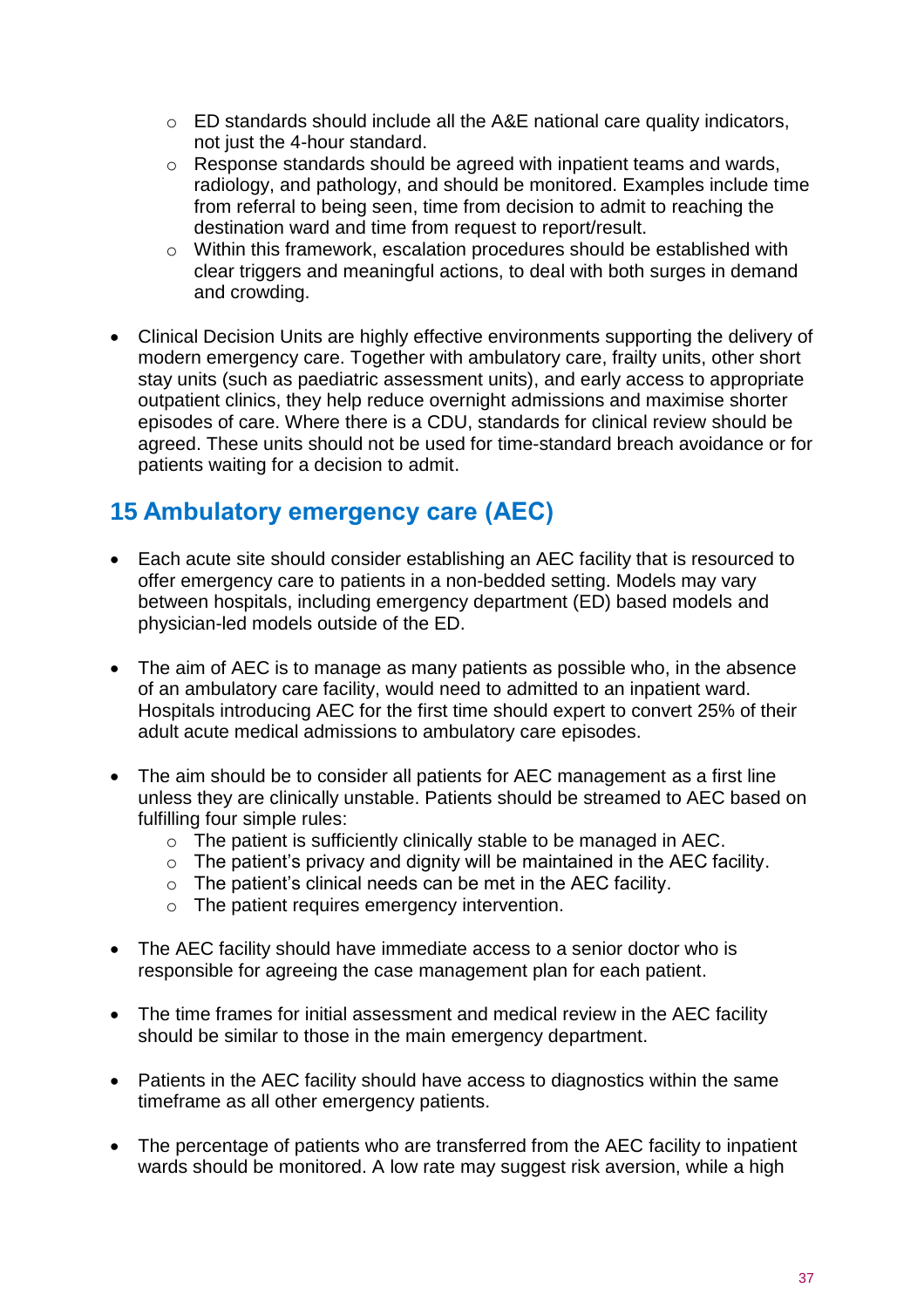- ED standards should include all the A&E national care quality indicators, not just the 4-hour standard.
  - Response standards should be agreed with inpatient teams and wards, radiology, and pathology, and should be monitored. Examples include time from referral to being seen, time from decision to admit to reaching the destination ward and time from request to report/result.
  - Within this framework, escalation procedures should be established with clear triggers and meaningful actions, to deal with both surges in demand and crowding.

- Clinical Decision Units are highly effective environments supporting the delivery of modern emergency care. Together with ambulatory care, frailty units, other short stay units (such as paediatric assessment units), and early access to appropriate outpatient clinics, they help reduce overnight admissions and maximise shorter episodes of care. Where there is a CDU, standards for clinical review should be agreed. These units should not be used for time-standard breach avoidance or for patients waiting for a decision to admit.

## 15 Ambulatory emergency care (AEC)

- Each acute site should consider establishing an AEC facility that is resourced to offer emergency care to patients in a non-bedded setting. Models may vary between hospitals, including emergency department (ED) based models and physician-led models outside of the ED.

- The aim of AEC is to manage as many patients as possible who, in the absence of an ambulatory care facility, would need to admitted to an inpatient ward. Hospitals introducing AEC for the first time should expert to convert 25% of their adult acute medical admissions to ambulatory care episodes.

- The aim should be to consider all patients for AEC management as a first line unless they are clinically unstable. Patients should be streamed to AEC based on fulfilling four simple rules:
  - The patient is sufficiently clinically stable to be managed in AEC.
  - The patient's privacy and dignity will be maintained in the AEC facility.
  - The patient's clinical needs can be met in the AEC facility.
  - The patient requires emergency intervention.

- The AEC facility should have immediate access to a senior doctor who is responsible for agreeing the case management plan for each patient.

- The time frames for initial assessment and medical review in the AEC facility should be similar to those in the main emergency department.

- Patients in the AEC facility should have access to diagnostics within the same timeframe as all other emergency patients.

- The percentage of patients who are transferred from the AEC facility to inpatient wards should be monitored. A low rate may suggest risk aversion, while a high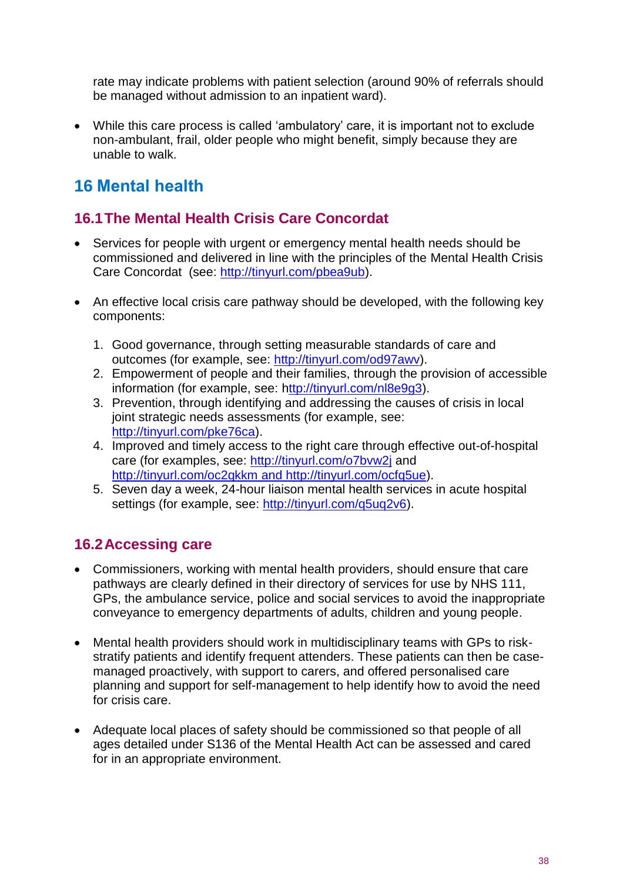rate may indicate problems with patient selection (around 90% of referrals should be managed without admission to an inpatient ward).

- While this care process is called 'ambulatory' care, it is important not to exclude non-ambulant, frail, older people who might benefit, simply because they are unable to walk.

# 16 Mental health

## 16.1 The Mental Health Crisis Care Concordat

- Services for people with urgent or emergency mental health needs should be commissioned and delivered in line with the principles of the Mental Health Crisis Care Concordat (see: http://tinyurl.com/pbea9ub).

- An effective local crisis care pathway should be developed, with the following key components:

  1. Good governance, through setting measurable standards of care and outcomes (for example, see: http://tinyurl.com/od97awv).
  2. Empowerment of people and their families, through the provision of accessible information (for example, see: http://tinyurl.com/nl8e9g3).
  3. Prevention, through identifying and addressing the causes of crisis in local joint strategic needs assessments (for example, see: http://tinyurl.com/pke76ca).
  4. Improved and timely access to the right care through effective out-of-hospital care (for examples, see: http://tinyurl.com/o7bvw2j and http://tinyurl.com/oc2qkkm and http://tinyurl.com/ocfq5ue).
  5. Seven day a week, 24-hour liaison mental health services in acute hospital settings (for example, see: http://tinyurl.com/q5uq2v6).

## 16.2 Accessing care

- Commissioners, working with mental health providers, should ensure that care pathways are clearly defined in their directory of services for use by NHS 111, GPs, the ambulance service, police and social services to avoid the inappropriate conveyance to emergency departments of adults, children and young people.

- Mental health providers should work in multidisciplinary teams with GPs to risk-stratify patients and identify frequent attenders. These patients can then be case-managed proactively, with support to carers, and offered personalised care planning and support for self-management to help identify how to avoid the need for crisis care.

- Adequate local places of safety should be commissioned so that people of all ages detailed under S136 of the Mental Health Act can be assessed and cared for in an appropriate environment.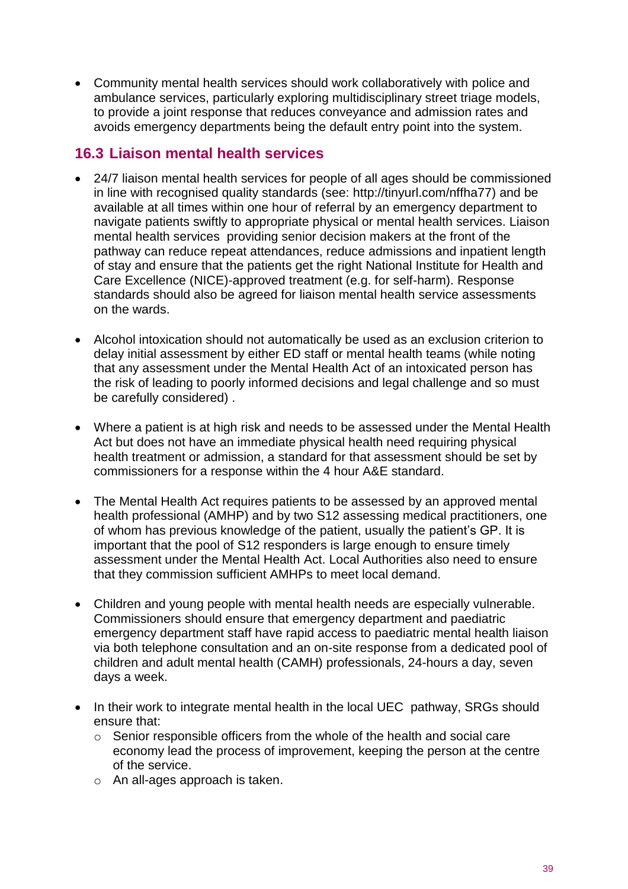- Community mental health services should work collaboratively with police and ambulance services, particularly exploring multidisciplinary street triage models, to provide a joint response that reduces conveyance and admission rates and avoids emergency departments being the default entry point into the system.

## 16.3 Liaison mental health services

- 24/7 liaison mental health services for people of all ages should be commissioned in line with recognised quality standards (see: http://tinyurl.com/nffha77) and be available at all times within one hour of referral by an emergency department to navigate patients swiftly to appropriate physical or mental health services. Liaison mental health services providing senior decision makers at the front of the pathway can reduce repeat attendances, reduce admissions and inpatient length of stay and ensure that the patients get the right National Institute for Health and Care Excellence (NICE)-approved treatment (e.g. for self-harm). Response standards should also be agreed for liaison mental health service assessments on the wards.

- Alcohol intoxication should not automatically be used as an exclusion criterion to delay initial assessment by either ED staff or mental health teams (while noting that any assessment under the Mental Health Act of an intoxicated person has the risk of leading to poorly informed decisions and legal challenge and so must be carefully considered) .

- Where a patient is at high risk and needs to be assessed under the Mental Health Act but does not have an immediate physical health need requiring physical health treatment or admission, a standard for that assessment should be set by commissioners for a response within the 4 hour A&E standard.

- The Mental Health Act requires patients to be assessed by an approved mental health professional (AMHP) and by two S12 assessing medical practitioners, one of whom has previous knowledge of the patient, usually the patient's GP. It is important that the pool of S12 responders is large enough to ensure timely assessment under the Mental Health Act. Local Authorities also need to ensure that they commission sufficient AMHPs to meet local demand.

- Children and young people with mental health needs are especially vulnerable. Commissioners should ensure that emergency department and paediatric emergency department staff have rapid access to paediatric mental health liaison via both telephone consultation and an on-site response from a dedicated pool of children and adult mental health (CAMH) professionals, 24-hours a day, seven days a week.

- In their work to integrate mental health in the local UEC pathway, SRGs should ensure that:
  - Senior responsible officers from the whole of the health and social care economy lead the process of improvement, keeping the person at the centre of the service.
  - An all-ages approach is taken.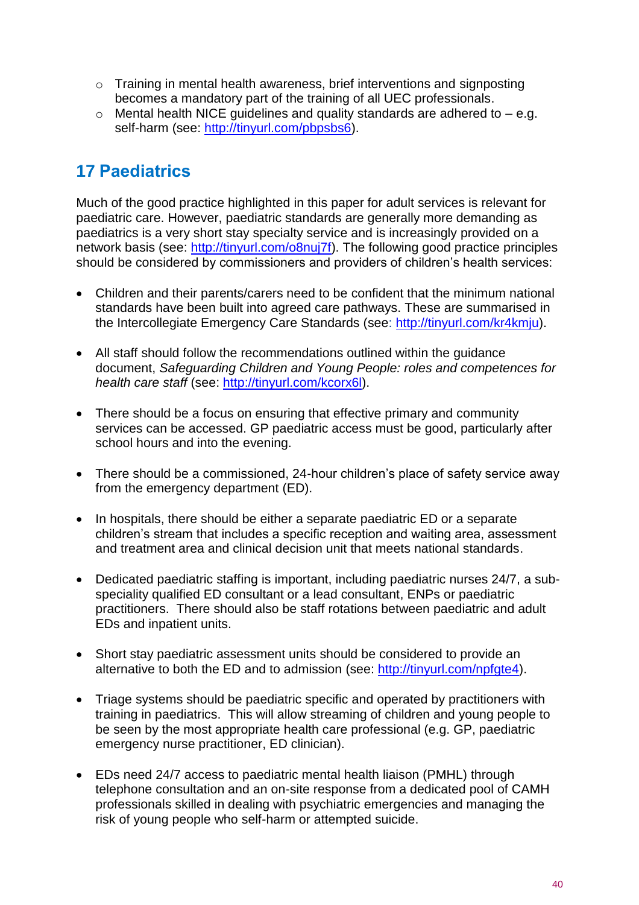- Training in mental health awareness, brief interventions and signposting becomes a mandatory part of the training of all UEC professionals.
  - Mental health NICE guidelines and quality standards are adhered to – e.g. self-harm (see: http://tinyurl.com/pbpsbs6).

## 17 Paediatrics

Much of the good practice highlighted in this paper for adult services is relevant for paediatric care. However, paediatric standards are generally more demanding as paediatrics is a very short stay specialty service and is increasingly provided on a network basis (see: http://tinyurl.com/o8nuj7f). The following good practice principles should be considered by commissioners and providers of children's health services:

- Children and their parents/carers need to be confident that the minimum national standards have been built into agreed care pathways. These are summarised in the Intercollegiate Emergency Care Standards (see: http://tinyurl.com/kr4kmju).

- All staff should follow the recommendations outlined within the guidance document, *Safeguarding Children and Young People: roles and competences for health care staff* (see: http://tinyurl.com/kcorx6l).

- There should be a focus on ensuring that effective primary and community services can be accessed. GP paediatric access must be good, particularly after school hours and into the evening.

- There should be a commissioned, 24-hour children's place of safety service away from the emergency department (ED).

- In hospitals, there should be either a separate paediatric ED or a separate children's stream that includes a specific reception and waiting area, assessment and treatment area and clinical decision unit that meets national standards.

- Dedicated paediatric staffing is important, including paediatric nurses 24/7, a sub-speciality qualified ED consultant or a lead consultant, ENPs or paediatric practitioners. There should also be staff rotations between paediatric and adult EDs and inpatient units.

- Short stay paediatric assessment units should be considered to provide an alternative to both the ED and to admission (see: http://tinyurl.com/npfgte4).

- Triage systems should be paediatric specific and operated by practitioners with training in paediatrics. This will allow streaming of children and young people to be seen by the most appropriate health care professional (e.g. GP, paediatric emergency nurse practitioner, ED clinician).

- EDs need 24/7 access to paediatric mental health liaison (PMHL) through telephone consultation and an on-site response from a dedicated pool of CAMH professionals skilled in dealing with psychiatric emergencies and managing the risk of young people who self-harm or attempted suicide.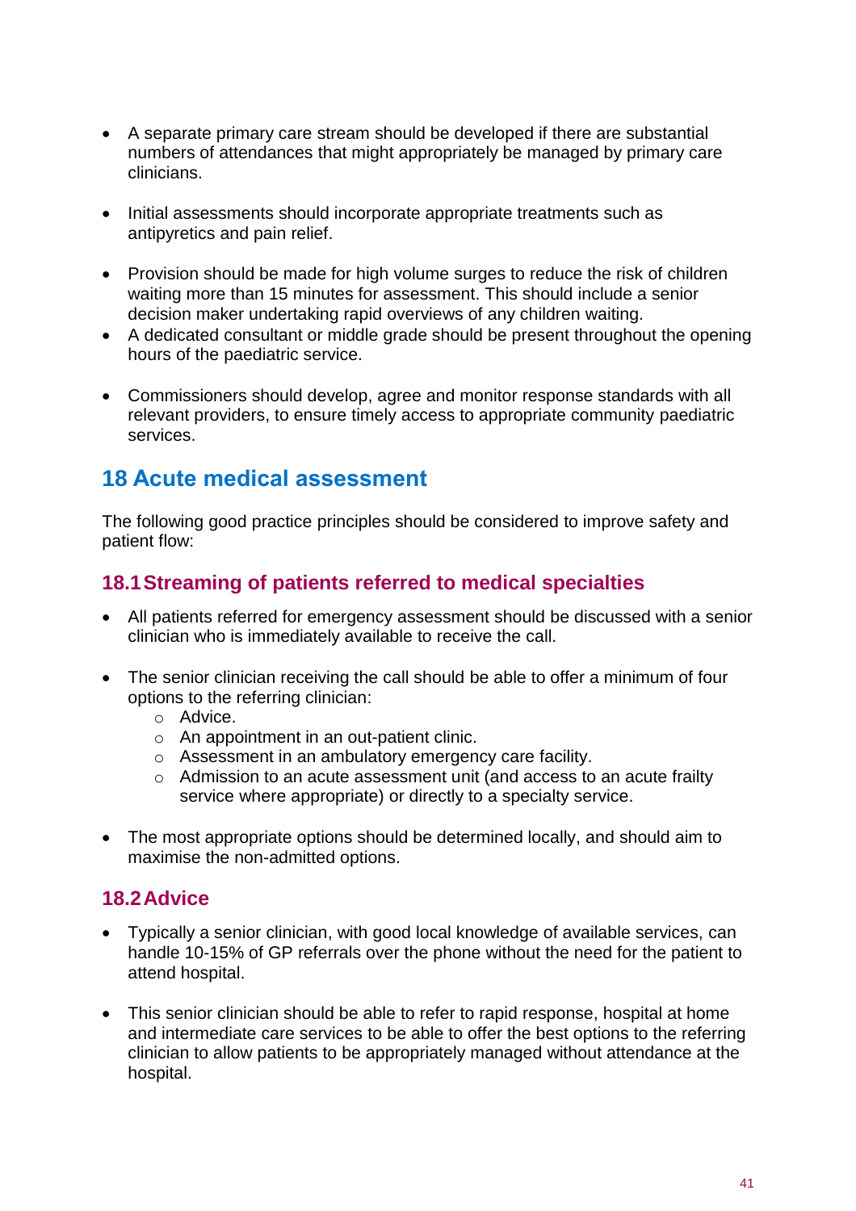- A separate primary care stream should be developed if there are substantial numbers of attendances that might appropriately be managed by primary care clinicians.

- Initial assessments should incorporate appropriate treatments such as antipyretics and pain relief.

- Provision should be made for high volume surges to reduce the risk of children waiting more than 15 minutes for assessment. This should include a senior decision maker undertaking rapid overviews of any children waiting.
- A dedicated consultant or middle grade should be present throughout the opening hours of the paediatric service.

- Commissioners should develop, agree and monitor response standards with all relevant providers, to ensure timely access to appropriate community paediatric services.

# 18 Acute medical assessment

The following good practice principles should be considered to improve safety and patient flow:

## 18.1 Streaming of patients referred to medical specialties

- All patients referred for emergency assessment should be discussed with a senior clinician who is immediately available to receive the call.

- The senior clinician receiving the call should be able to offer a minimum of four options to the referring clinician:
    - Advice.
    - An appointment in an out-patient clinic.
    - Assessment in an ambulatory emergency care facility.
    - Admission to an acute assessment unit (and access to an acute frailty service where appropriate) or directly to a specialty service.

- The most appropriate options should be determined locally, and should aim to maximise the non-admitted options.

## 18.2 Advice

- Typically a senior clinician, with good local knowledge of available services, can handle 10-15% of GP referrals over the phone without the need for the patient to attend hospital.

- This senior clinician should be able to refer to rapid response, hospital at home and intermediate care services to be able to offer the best options to the referring clinician to allow patients to be appropriately managed without attendance at the hospital.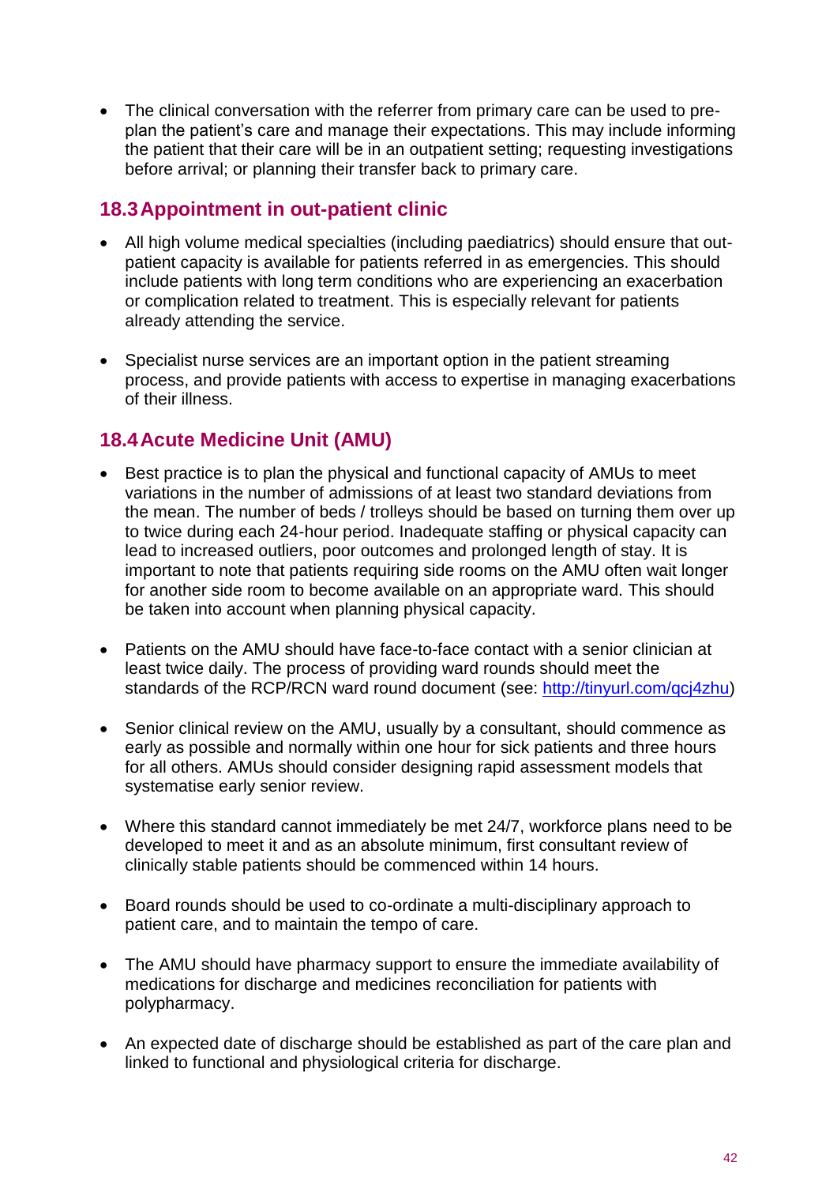- The clinical conversation with the referrer from primary care can be used to pre-plan the patient's care and manage their expectations. This may include informing the patient that their care will be in an outpatient setting; requesting investigations before arrival; or planning their transfer back to primary care.

## 18.3 Appointment in out-patient clinic

- All high volume medical specialties (including paediatrics) should ensure that out-patient capacity is available for patients referred in as emergencies. This should include patients with long term conditions who are experiencing an exacerbation or complication related to treatment. This is especially relevant for patients already attending the service.

- Specialist nurse services are an important option in the patient streaming process, and provide patients with access to expertise in managing exacerbations of their illness.

## 18.4 Acute Medicine Unit (AMU)

- Best practice is to plan the physical and functional capacity of AMUs to meet variations in the number of admissions of at least two standard deviations from the mean. The number of beds / trolleys should be based on turning them over up to twice during each 24-hour period. Inadequate staffing or physical capacity can lead to increased outliers, poor outcomes and prolonged length of stay. It is important to note that patients requiring side rooms on the AMU often wait longer for another side room to become available on an appropriate ward. This should be taken into account when planning physical capacity.

- Patients on the AMU should have face-to-face contact with a senior clinician at least twice daily. The process of providing ward rounds should meet the standards of the RCP/RCN ward round document (see: [http://tinyurl.com/qcj4zhu](http://tinyurl.com/qcj4zhu))

- Senior clinical review on the AMU, usually by a consultant, should commence as early as possible and normally within one hour for sick patients and three hours for all others. AMUs should consider designing rapid assessment models that systematise early senior review.

- Where this standard cannot immediately be met 24/7, workforce plans need to be developed to meet it and as an absolute minimum, first consultant review of clinically stable patients should be commenced within 14 hours.

- Board rounds should be used to co-ordinate a multi-disciplinary approach to patient care, and to maintain the tempo of care.

- The AMU should have pharmacy support to ensure the immediate availability of medications for discharge and medicines reconciliation for patients with polypharmacy.

- An expected date of discharge should be established as part of the care plan and linked to functional and physiological criteria for discharge.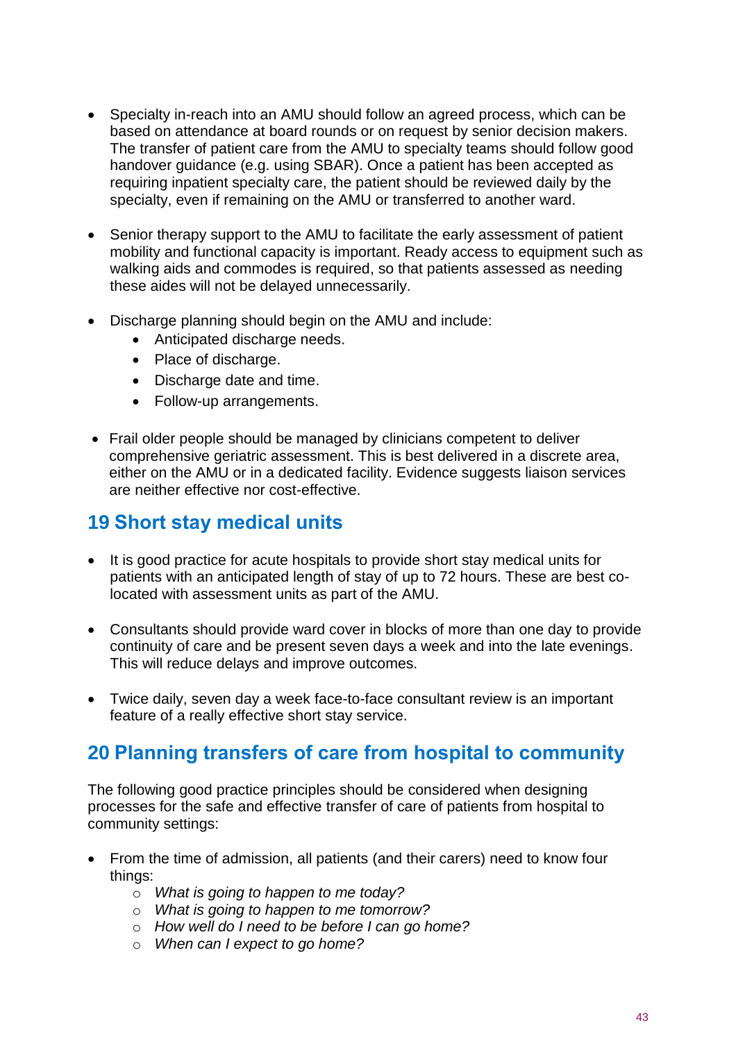- Specialty in-reach into an AMU should follow an agreed process, which can be based on attendance at board rounds or on request by senior decision makers. The transfer of patient care from the AMU to specialty teams should follow good handover guidance (e.g. using SBAR). Once a patient has been accepted as requiring inpatient specialty care, the patient should be reviewed daily by the specialty, even if remaining on the AMU or transferred to another ward.

- Senior therapy support to the AMU to facilitate the early assessment of patient mobility and functional capacity is important. Ready access to equipment such as walking aids and commodes is required, so that patients assessed as needing these aides will not be delayed unnecessarily.

- Discharge planning should begin on the AMU and include:
  - Anticipated discharge needs.
  - Place of discharge.
  - Discharge date and time.
  - Follow-up arrangements.

- Frail older people should be managed by clinicians competent to deliver comprehensive geriatric assessment. This is best delivered in a discrete area, either on the AMU or in a dedicated facility. Evidence suggests liaison services are neither effective nor cost-effective.

## 19 Short stay medical units

- It is good practice for acute hospitals to provide short stay medical units for patients with an anticipated length of stay of up to 72 hours. These are best co-located with assessment units as part of the AMU.

- Consultants should provide ward cover in blocks of more than one day to provide continuity of care and be present seven days a week and into the late evenings. This will reduce delays and improve outcomes.

- Twice daily, seven day a week face-to-face consultant review is an important feature of a really effective short stay service.

## 20 Planning transfers of care from hospital to community

The following good practice principles should be considered when designing processes for the safe and effective transfer of care of patients from hospital to community settings:

- From the time of admission, all patients (and their carers) need to know four things:
  - *What is going to happen to me today?*
  - *What is going to happen to me tomorrow?*
  - *How well do I need to be before I can go home?*
  - *When can I expect to go home?*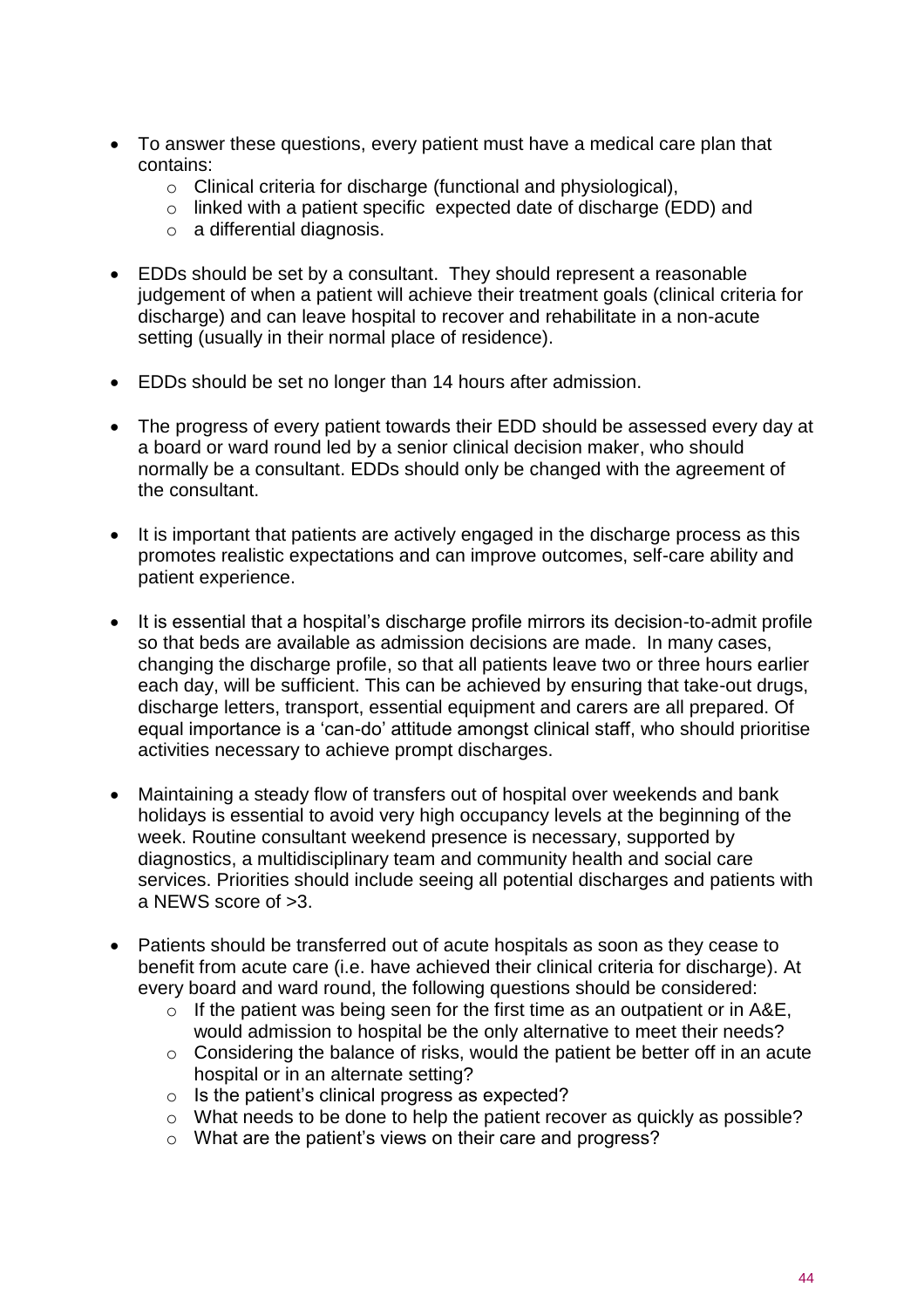- To answer these questions, every patient must have a medical care plan that contains:
  - Clinical criteria for discharge (functional and physiological),
  - linked with a patient specific expected date of discharge (EDD) and
  - a differential diagnosis.

- EDDs should be set by a consultant. They should represent a reasonable judgement of when a patient will achieve their treatment goals (clinical criteria for discharge) and can leave hospital to recover and rehabilitate in a non-acute setting (usually in their normal place of residence).

- EDDs should be set no longer than 14 hours after admission.

- The progress of every patient towards their EDD should be assessed every day at a board or ward round led by a senior clinical decision maker, who should normally be a consultant. EDDs should only be changed with the agreement of the consultant.

- It is important that patients are actively engaged in the discharge process as this promotes realistic expectations and can improve outcomes, self-care ability and patient experience.

- It is essential that a hospital's discharge profile mirrors its decision-to-admit profile so that beds are available as admission decisions are made. In many cases, changing the discharge profile, so that all patients leave two or three hours earlier each day, will be sufficient. This can be achieved by ensuring that take-out drugs, discharge letters, transport, essential equipment and carers are all prepared. Of equal importance is a 'can-do' attitude amongst clinical staff, who should prioritise activities necessary to achieve prompt discharges.

- Maintaining a steady flow of transfers out of hospital over weekends and bank holidays is essential to avoid very high occupancy levels at the beginning of the week. Routine consultant weekend presence is necessary, supported by diagnostics, a multidisciplinary team and community health and social care services. Priorities should include seeing all potential discharges and patients with a NEWS score of >3.

- Patients should be transferred out of acute hospitals as soon as they cease to benefit from acute care (i.e. have achieved their clinical criteria for discharge). At every board and ward round, the following questions should be considered:
  - If the patient was being seen for the first time as an outpatient or in A&E, would admission to hospital be the only alternative to meet their needs?
  - Considering the balance of risks, would the patient be better off in an acute hospital or in an alternate setting?
  - Is the patient's clinical progress as expected?
  - What needs to be done to help the patient recover as quickly as possible?
  - What are the patient's views on their care and progress?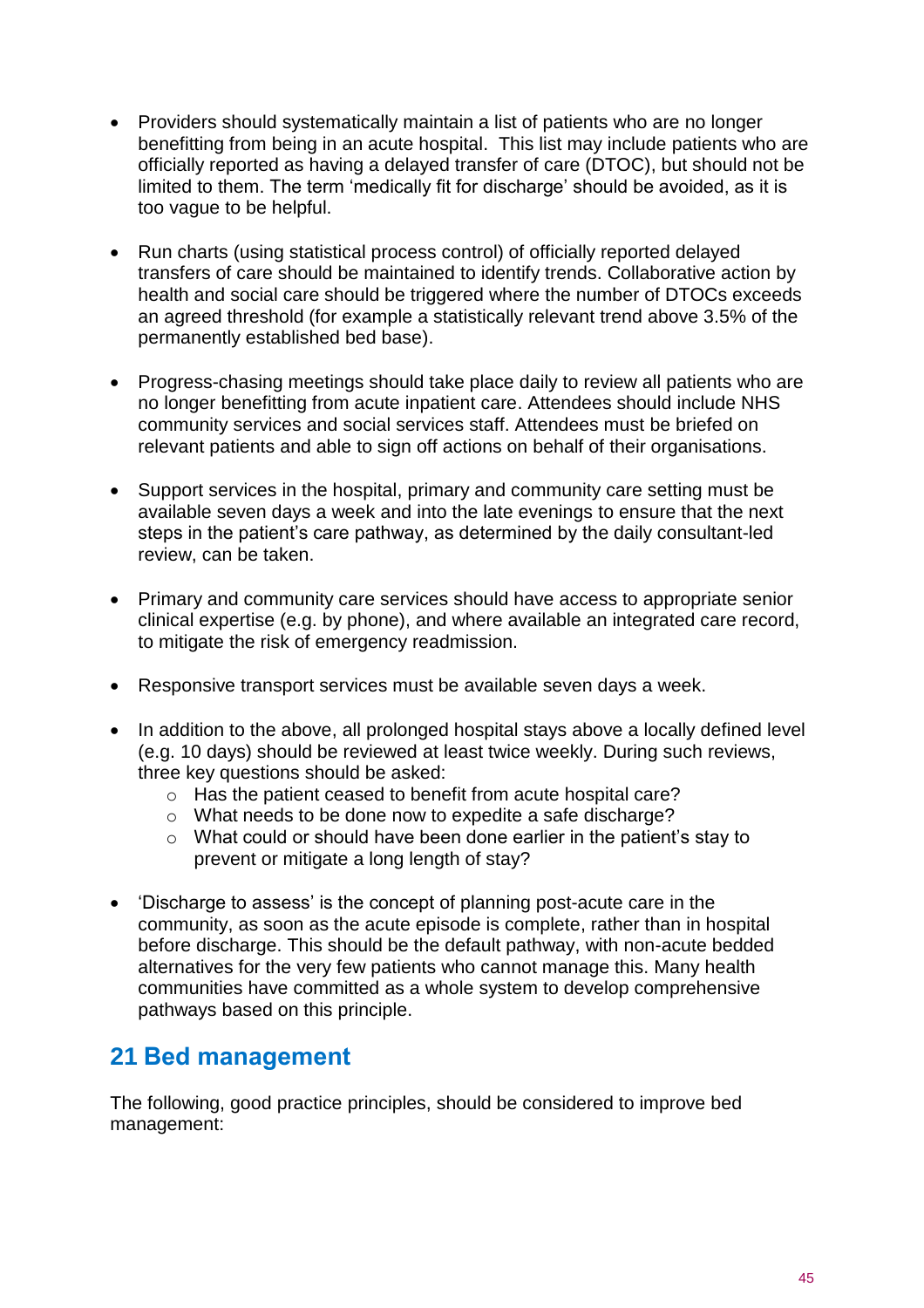- Providers should systematically maintain a list of patients who are no longer benefitting from being in an acute hospital. This list may include patients who are officially reported as having a delayed transfer of care (DTOC), but should not be limited to them. The term 'medically fit for discharge' should be avoided, as it is too vague to be helpful.

- Run charts (using statistical process control) of officially reported delayed transfers of care should be maintained to identify trends. Collaborative action by health and social care should be triggered where the number of DTOCs exceeds an agreed threshold (for example a statistically relevant trend above 3.5% of the permanently established bed base).

- Progress-chasing meetings should take place daily to review all patients who are no longer benefitting from acute inpatient care. Attendees should include NHS community services and social services staff. Attendees must be briefed on relevant patients and able to sign off actions on behalf of their organisations.

- Support services in the hospital, primary and community care setting must be available seven days a week and into the late evenings to ensure that the next steps in the patient's care pathway, as determined by the daily consultant-led review, can be taken.

- Primary and community care services should have access to appropriate senior clinical expertise (e.g. by phone), and where available an integrated care record, to mitigate the risk of emergency readmission.

- Responsive transport services must be available seven days a week.

- In addition to the above, all prolonged hospital stays above a locally defined level (e.g. 10 days) should be reviewed at least twice weekly. During such reviews, three key questions should be asked:
  - Has the patient ceased to benefit from acute hospital care?
  - What needs to be done now to expedite a safe discharge?
  - What could or should have been done earlier in the patient's stay to prevent or mitigate a long length of stay?

- 'Discharge to assess' is the concept of planning post-acute care in the community, as soon as the acute episode is complete, rather than in hospital before discharge. This should be the default pathway, with non-acute bedded alternatives for the very few patients who cannot manage this. Many health communities have committed as a whole system to develop comprehensive pathways based on this principle.

## 21 Bed management

The following, good practice principles, should be considered to improve bed management: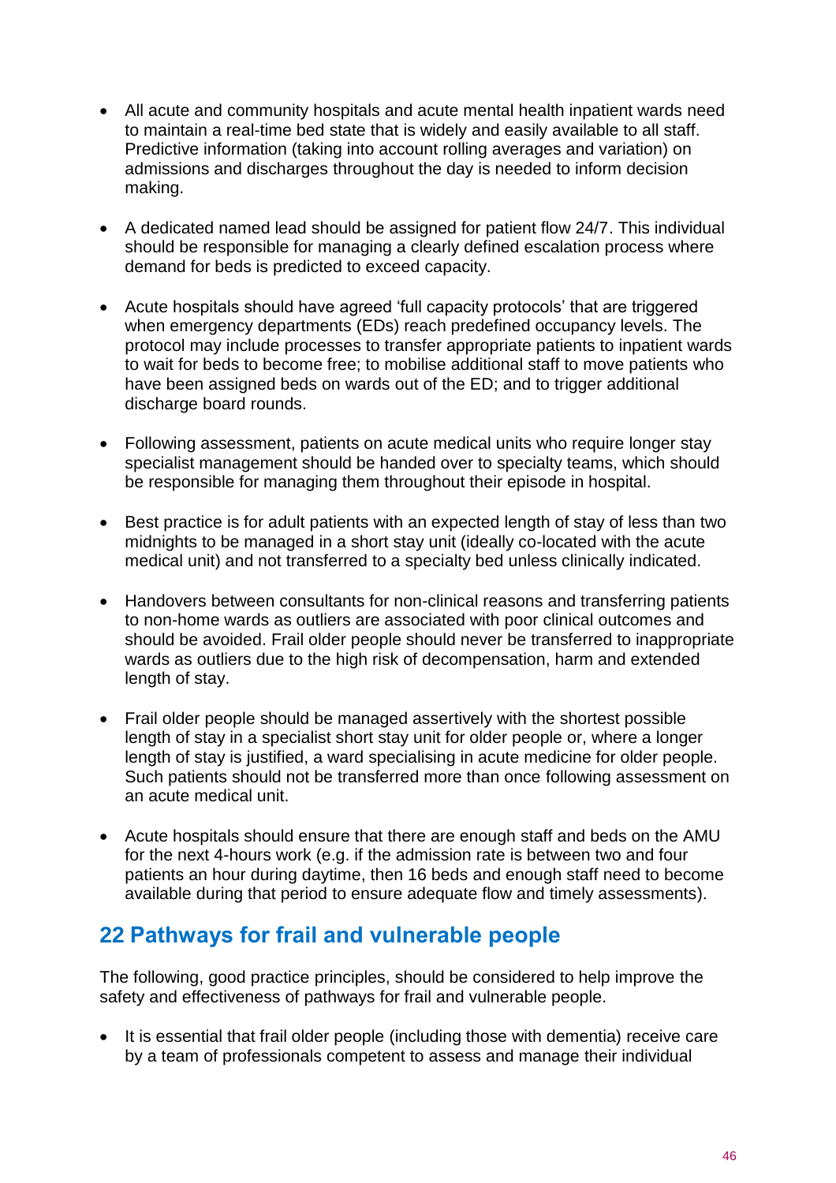- All acute and community hospitals and acute mental health inpatient wards need to maintain a real-time bed state that is widely and easily available to all staff. Predictive information (taking into account rolling averages and variation) on admissions and discharges throughout the day is needed to inform decision making.

- A dedicated named lead should be assigned for patient flow 24/7. This individual should be responsible for managing a clearly defined escalation process where demand for beds is predicted to exceed capacity.

- Acute hospitals should have agreed 'full capacity protocols' that are triggered when emergency departments (EDs) reach predefined occupancy levels. The protocol may include processes to transfer appropriate patients to inpatient wards to wait for beds to become free; to mobilise additional staff to move patients who have been assigned beds on wards out of the ED; and to trigger additional discharge board rounds.

- Following assessment, patients on acute medical units who require longer stay specialist management should be handed over to specialty teams, which should be responsible for managing them throughout their episode in hospital.

- Best practice is for adult patients with an expected length of stay of less than two midnights to be managed in a short stay unit (ideally co-located with the acute medical unit) and not transferred to a specialty bed unless clinically indicated.

- Handovers between consultants for non-clinical reasons and transferring patients to non-home wards as outliers are associated with poor clinical outcomes and should be avoided. Frail older people should never be transferred to inappropriate wards as outliers due to the high risk of decompensation, harm and extended length of stay.

- Frail older people should be managed assertively with the shortest possible length of stay in a specialist short stay unit for older people or, where a longer length of stay is justified, a ward specialising in acute medicine for older people. Such patients should not be transferred more than once following assessment on an acute medical unit.

- Acute hospitals should ensure that there are enough staff and beds on the AMU for the next 4-hours work (e.g. if the admission rate is between two and four patients an hour during daytime, then 16 beds and enough staff need to become available during that period to ensure adequate flow and timely assessments).

## 22 Pathways for frail and vulnerable people

The following, good practice principles, should be considered to help improve the safety and effectiveness of pathways for frail and vulnerable people.

- It is essential that frail older people (including those with dementia) receive care by a team of professionals competent to assess and manage their individual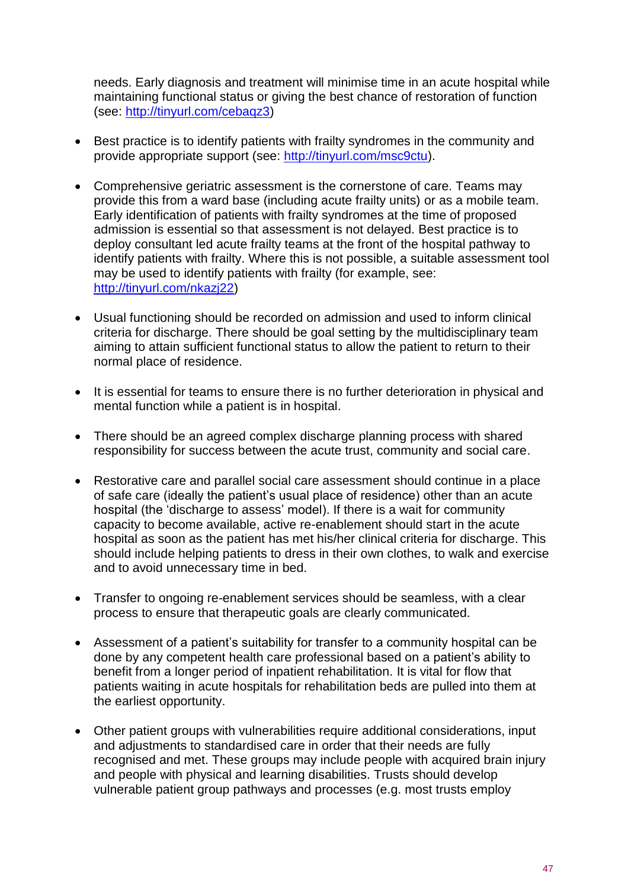needs. Early diagnosis and treatment will minimise time in an acute hospital while maintaining functional status or giving the best chance of restoration of function (see: http://tinyurl.com/cebaqz3)

- Best practice is to identify patients with frailty syndromes in the community and provide appropriate support (see: http://tinyurl.com/msc9ctu).

- Comprehensive geriatric assessment is the cornerstone of care. Teams may provide this from a ward base (including acute frailty units) or as a mobile team. Early identification of patients with frailty syndromes at the time of proposed admission is essential so that assessment is not delayed. Best practice is to deploy consultant led acute frailty teams at the front of the hospital pathway to identify patients with frailty. Where this is not possible, a suitable assessment tool may be used to identify patients with frailty (for example, see: http://tinyurl.com/nkazj22)

- Usual functioning should be recorded on admission and used to inform clinical criteria for discharge. There should be goal setting by the multidisciplinary team aiming to attain sufficient functional status to allow the patient to return to their normal place of residence.

- It is essential for teams to ensure there is no further deterioration in physical and mental function while a patient is in hospital.

- There should be an agreed complex discharge planning process with shared responsibility for success between the acute trust, community and social care.

- Restorative care and parallel social care assessment should continue in a place of safe care (ideally the patient's usual place of residence) other than an acute hospital (the 'discharge to assess' model). If there is a wait for community capacity to become available, active re-enablement should start in the acute hospital as soon as the patient has met his/her clinical criteria for discharge. This should include helping patients to dress in their own clothes, to walk and exercise and to avoid unnecessary time in bed.

- Transfer to ongoing re-enablement services should be seamless, with a clear process to ensure that therapeutic goals are clearly communicated.

- Assessment of a patient's suitability for transfer to a community hospital can be done by any competent health care professional based on a patient's ability to benefit from a longer period of inpatient rehabilitation. It is vital for flow that patients waiting in acute hospitals for rehabilitation beds are pulled into them at the earliest opportunity.

- Other patient groups with vulnerabilities require additional considerations, input and adjustments to standardised care in order that their needs are fully recognised and met. These groups may include people with acquired brain injury and people with physical and learning disabilities. Trusts should develop vulnerable patient group pathways and processes (e.g. most trusts employ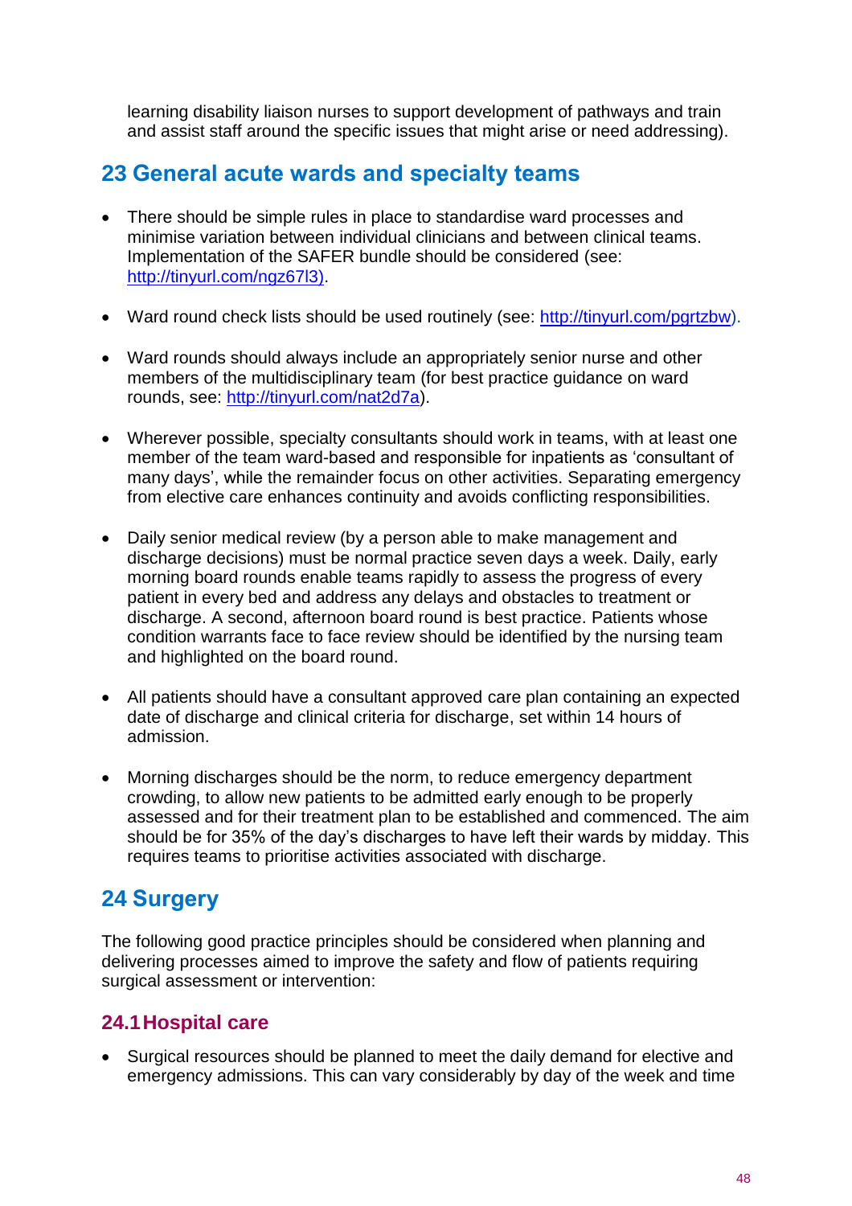learning disability liaison nurses to support development of pathways and train and assist staff around the specific issues that might arise or need addressing).

## 23 General acute wards and specialty teams

- There should be simple rules in place to standardise ward processes and minimise variation between individual clinicians and between clinical teams. Implementation of the SAFER bundle should be considered (see: http://tinyurl.com/ngz67l3).
- Ward round check lists should be used routinely (see: http://tinyurl.com/pgrtzbw).
- Ward rounds should always include an appropriately senior nurse and other members of the multidisciplinary team (for best practice guidance on ward rounds, see: http://tinyurl.com/nat2d7a).
- Wherever possible, specialty consultants should work in teams, with at least one member of the team ward-based and responsible for inpatients as 'consultant of many days', while the remainder focus on other activities. Separating emergency from elective care enhances continuity and avoids conflicting responsibilities.
- Daily senior medical review (by a person able to make management and discharge decisions) must be normal practice seven days a week. Daily, early morning board rounds enable teams rapidly to assess the progress of every patient in every bed and address any delays and obstacles to treatment or discharge. A second, afternoon board round is best practice. Patients whose condition warrants face to face review should be identified by the nursing team and highlighted on the board round.
- All patients should have a consultant approved care plan containing an expected date of discharge and clinical criteria for discharge, set within 14 hours of admission.
- Morning discharges should be the norm, to reduce emergency department crowding, to allow new patients to be admitted early enough to be properly assessed and for their treatment plan to be established and commenced. The aim should be for 35% of the day's discharges to have left their wards by midday. This requires teams to prioritise activities associated with discharge.

## 24 Surgery

The following good practice principles should be considered when planning and delivering processes aimed to improve the safety and flow of patients requiring surgical assessment or intervention:

### 24.1 Hospital care

- Surgical resources should be planned to meet the daily demand for elective and emergency admissions. This can vary considerably by day of the week and time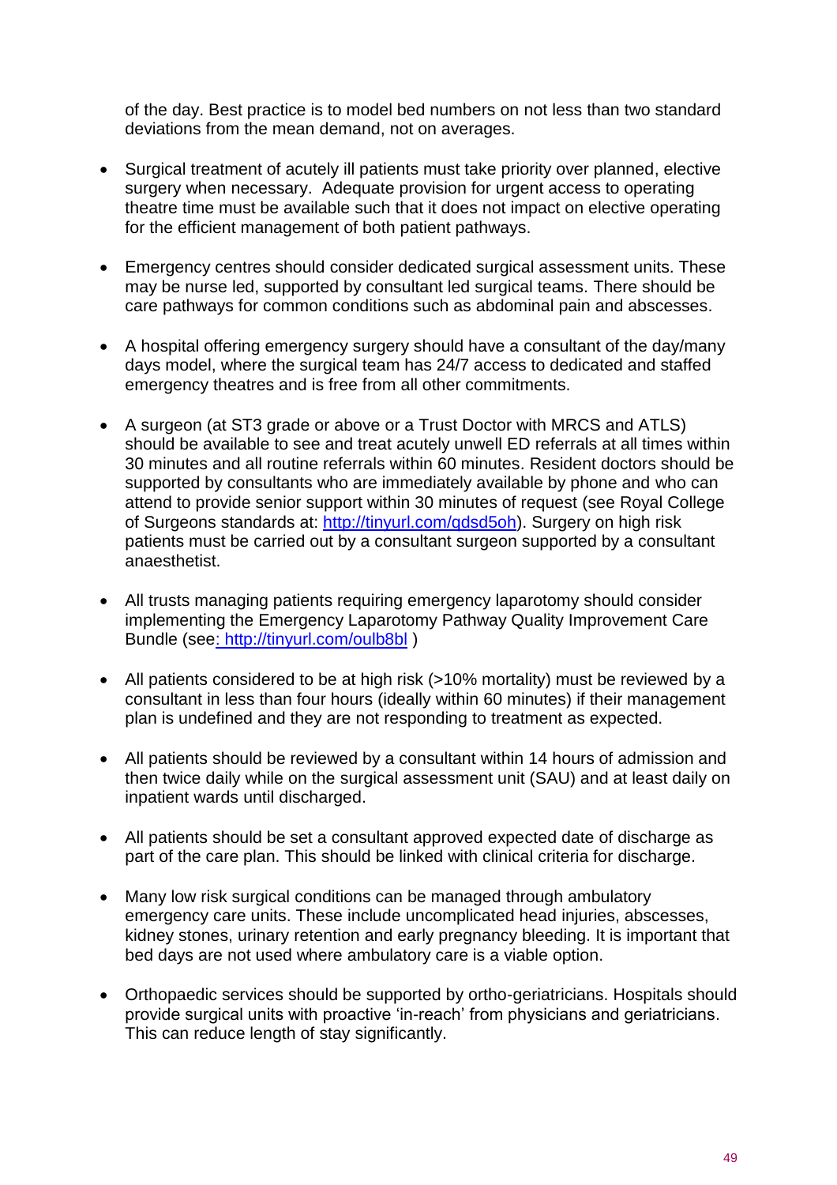of the day. Best practice is to model bed numbers on not less than two standard deviations from the mean demand, not on averages.

- Surgical treatment of acutely ill patients must take priority over planned, elective surgery when necessary. Adequate provision for urgent access to operating theatre time must be available such that it does not impact on elective operating for the efficient management of both patient pathways.

- Emergency centres should consider dedicated surgical assessment units. These may be nurse led, supported by consultant led surgical teams. There should be care pathways for common conditions such as abdominal pain and abscesses.

- A hospital offering emergency surgery should have a consultant of the day/many days model, where the surgical team has 24/7 access to dedicated and staffed emergency theatres and is free from all other commitments.

- A surgeon (at ST3 grade or above or a Trust Doctor with MRCS and ATLS) should be available to see and treat acutely unwell ED referrals at all times within 30 minutes and all routine referrals within 60 minutes. Resident doctors should be supported by consultants who are immediately available by phone and who can attend to provide senior support within 30 minutes of request (see Royal College of Surgeons standards at: http://tinyurl.com/qdsd5oh). Surgery on high risk patients must be carried out by a consultant surgeon supported by a consultant anaesthetist.

- All trusts managing patients requiring emergency laparotomy should consider implementing the Emergency Laparotomy Pathway Quality Improvement Care Bundle (see: http://tinyurl.com/oulb8bl )

- All patients considered to be at high risk (>10% mortality) must be reviewed by a consultant in less than four hours (ideally within 60 minutes) if their management plan is undefined and they are not responding to treatment as expected.

- All patients should be reviewed by a consultant within 14 hours of admission and then twice daily while on the surgical assessment unit (SAU) and at least daily on inpatient wards until discharged.

- All patients should be set a consultant approved expected date of discharge as part of the care plan. This should be linked with clinical criteria for discharge.

- Many low risk surgical conditions can be managed through ambulatory emergency care units. These include uncomplicated head injuries, abscesses, kidney stones, urinary retention and early pregnancy bleeding. It is important that bed days are not used where ambulatory care is a viable option.

- Orthopaedic services should be supported by ortho-geriatricians. Hospitals should provide surgical units with proactive 'in-reach' from physicians and geriatricians. This can reduce length of stay significantly.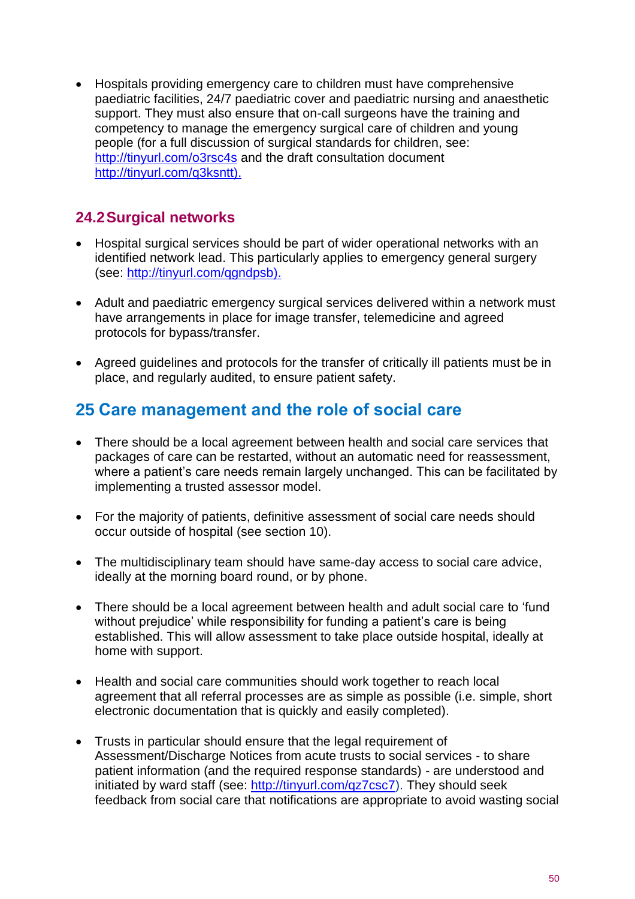- Hospitals providing emergency care to children must have comprehensive paediatric facilities, 24/7 paediatric cover and paediatric nursing and anaesthetic support. They must also ensure that on-call surgeons have the training and competency to manage the emergency surgical care of children and young people (for a full discussion of surgical standards for children, see: http://tinyurl.com/o3rsc4s and the draft consultation document http://tinyurl.com/q3ksntt).

## 24.2 Surgical networks

- Hospital surgical services should be part of wider operational networks with an identified network lead. This particularly applies to emergency general surgery (see: http://tinyurl.com/qgndpsb).

- Adult and paediatric emergency surgical services delivered within a network must have arrangements in place for image transfer, telemedicine and agreed protocols for bypass/transfer.

- Agreed guidelines and protocols for the transfer of critically ill patients must be in place, and regularly audited, to ensure patient safety.

# 25 Care management and the role of social care

- There should be a local agreement between health and social care services that packages of care can be restarted, without an automatic need for reassessment, where a patient's care needs remain largely unchanged. This can be facilitated by implementing a trusted assessor model.

- For the majority of patients, definitive assessment of social care needs should occur outside of hospital (see section 10).

- The multidisciplinary team should have same-day access to social care advice, ideally at the morning board round, or by phone.

- There should be a local agreement between health and adult social care to 'fund without prejudice' while responsibility for funding a patient's care is being established. This will allow assessment to take place outside hospital, ideally at home with support.

- Health and social care communities should work together to reach local agreement that all referral processes are as simple as possible (i.e. simple, short electronic documentation that is quickly and easily completed).

- Trusts in particular should ensure that the legal requirement of Assessment/Discharge Notices from acute trusts to social services - to share patient information (and the required response standards) - are understood and initiated by ward staff (see: http://tinyurl.com/qz7csc7). They should seek feedback from social care that notifications are appropriate to avoid wasting social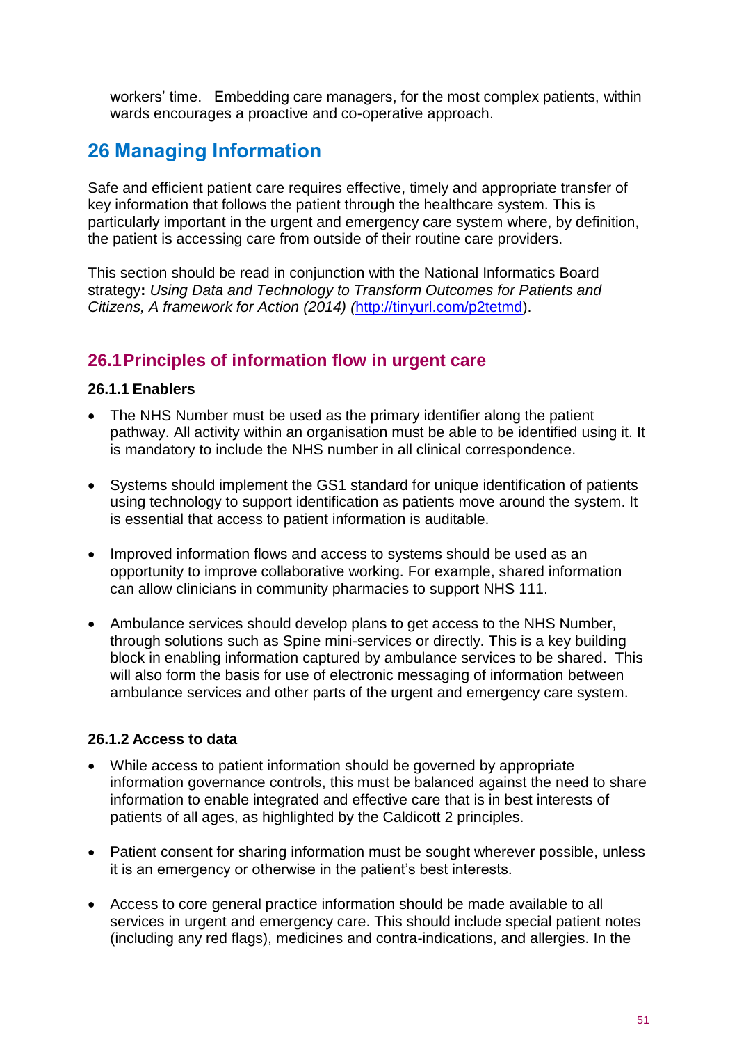workers' time. Embedding care managers, for the most complex patients, within wards encourages a proactive and co-operative approach.

# 26 Managing Information

Safe and efficient patient care requires effective, timely and appropriate transfer of key information that follows the patient through the healthcare system. This is particularly important in the urgent and emergency care system where, by definition, the patient is accessing care from outside of their routine care providers.

This section should be read in conjunction with the National Informatics Board strategy**:** *Using Data and Technology to Transform Outcomes for Patients and Citizens, A framework for Action (2014) (*http://tinyurl.com/p2tetmd).

## 26.1 Principles of information flow in urgent care

### 26.1.1 Enablers

- The NHS Number must be used as the primary identifier along the patient pathway. All activity within an organisation must be able to be identified using it. It is mandatory to include the NHS number in all clinical correspondence.
- Systems should implement the GS1 standard for unique identification of patients using technology to support identification as patients move around the system. It is essential that access to patient information is auditable.
- Improved information flows and access to systems should be used as an opportunity to improve collaborative working. For example, shared information can allow clinicians in community pharmacies to support NHS 111.
- Ambulance services should develop plans to get access to the NHS Number, through solutions such as Spine mini-services or directly. This is a key building block in enabling information captured by ambulance services to be shared. This will also form the basis for use of electronic messaging of information between ambulance services and other parts of the urgent and emergency care system.

### 26.1.2 Access to data

- While access to patient information should be governed by appropriate information governance controls, this must be balanced against the need to share information to enable integrated and effective care that is in best interests of patients of all ages, as highlighted by the Caldicott 2 principles.
- Patient consent for sharing information must be sought wherever possible, unless it is an emergency or otherwise in the patient's best interests.
- Access to core general practice information should be made available to all services in urgent and emergency care. This should include special patient notes (including any red flags), medicines and contra-indications, and allergies. In the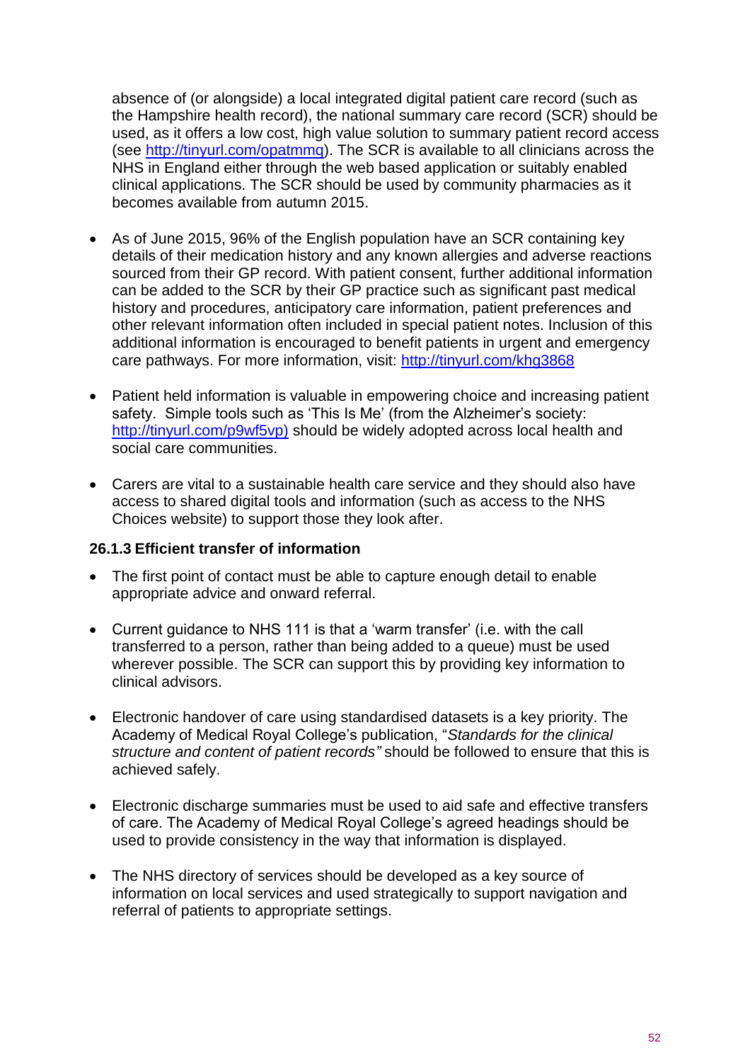absence of (or alongside) a local integrated digital patient care record (such as the Hampshire health record), the national summary care record (SCR) should be used, as it offers a low cost, high value solution to summary patient record access (see http://tinyurl.com/opatmmq). The SCR is available to all clinicians across the NHS in England either through the web based application or suitably enabled clinical applications. The SCR should be used by community pharmacies as it becomes available from autumn 2015.

- As of June 2015, 96% of the English population have an SCR containing key details of their medication history and any known allergies and adverse reactions sourced from their GP record. With patient consent, further additional information can be added to the SCR by their GP practice such as significant past medical history and procedures, anticipatory care information, patient preferences and other relevant information often included in special patient notes. Inclusion of this additional information is encouraged to benefit patients in urgent and emergency care pathways. For more information, visit: http://tinyurl.com/khg3868

- Patient held information is valuable in empowering choice and increasing patient safety. Simple tools such as 'This Is Me' (from the Alzheimer's society: http://tinyurl.com/p9wf5vp) should be widely adopted across local health and social care communities.

- Carers are vital to a sustainable health care service and they should also have access to shared digital tools and information (such as access to the NHS Choices website) to support those they look after.

### 26.1.3 Efficient transfer of information

- The first point of contact must be able to capture enough detail to enable appropriate advice and onward referral.

- Current guidance to NHS 111 is that a 'warm transfer' (i.e. with the call transferred to a person, rather than being added to a queue) must be used wherever possible. The SCR can support this by providing key information to clinical advisors.

- Electronic handover of care using standardised datasets is a key priority. The Academy of Medical Royal College's publication, "*Standards for the clinical structure and content of patient records"* should be followed to ensure that this is achieved safely.

- Electronic discharge summaries must be used to aid safe and effective transfers of care. The Academy of Medical Royal College's agreed headings should be used to provide consistency in the way that information is displayed.

- The NHS directory of services should be developed as a key source of information on local services and used strategically to support navigation and referral of patients to appropriate settings.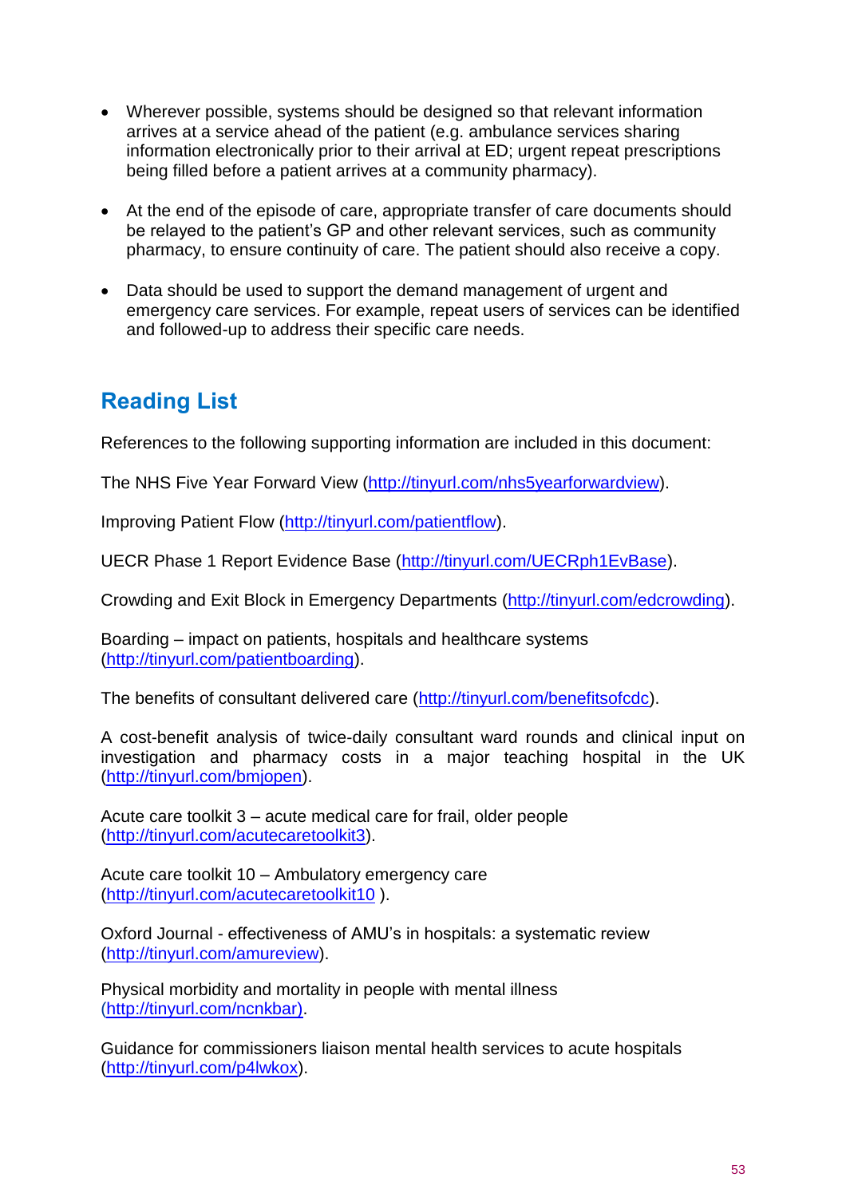- Wherever possible, systems should be designed so that relevant information arrives at a service ahead of the patient (e.g. ambulance services sharing information electronically prior to their arrival at ED; urgent repeat prescriptions being filled before a patient arrives at a community pharmacy).

- At the end of the episode of care, appropriate transfer of care documents should be relayed to the patient's GP and other relevant services, such as community pharmacy, to ensure continuity of care. The patient should also receive a copy.

- Data should be used to support the demand management of urgent and emergency care services. For example, repeat users of services can be identified and followed-up to address their specific care needs.

## Reading List

References to the following supporting information are included in this document:

The NHS Five Year Forward View (http://tinyurl.com/nhs5yearforwardview).

Improving Patient Flow (http://tinyurl.com/patientflow).

UECR Phase 1 Report Evidence Base (http://tinyurl.com/UECRph1EvBase).

Crowding and Exit Block in Emergency Departments (http://tinyurl.com/edcrowding).

Boarding – impact on patients, hospitals and healthcare systems (http://tinyurl.com/patientboarding).

The benefits of consultant delivered care (http://tinyurl.com/benefitsofcdc).

A cost-benefit analysis of twice-daily consultant ward rounds and clinical input on investigation and pharmacy costs in a major teaching hospital in the UK (http://tinyurl.com/bmjopen).

Acute care toolkit 3 – acute medical care for frail, older people (http://tinyurl.com/acutecaretoolkit3).

Acute care toolkit 10 – Ambulatory emergency care (http://tinyurl.com/acutecaretoolkit10 ).

Oxford Journal - effectiveness of AMU's in hospitals: a systematic review (http://tinyurl.com/amureview).

Physical morbidity and mortality in people with mental illness (http://tinyurl.com/ncnkbar).

Guidance for commissioners liaison mental health services to acute hospitals (http://tinyurl.com/p4lwkox).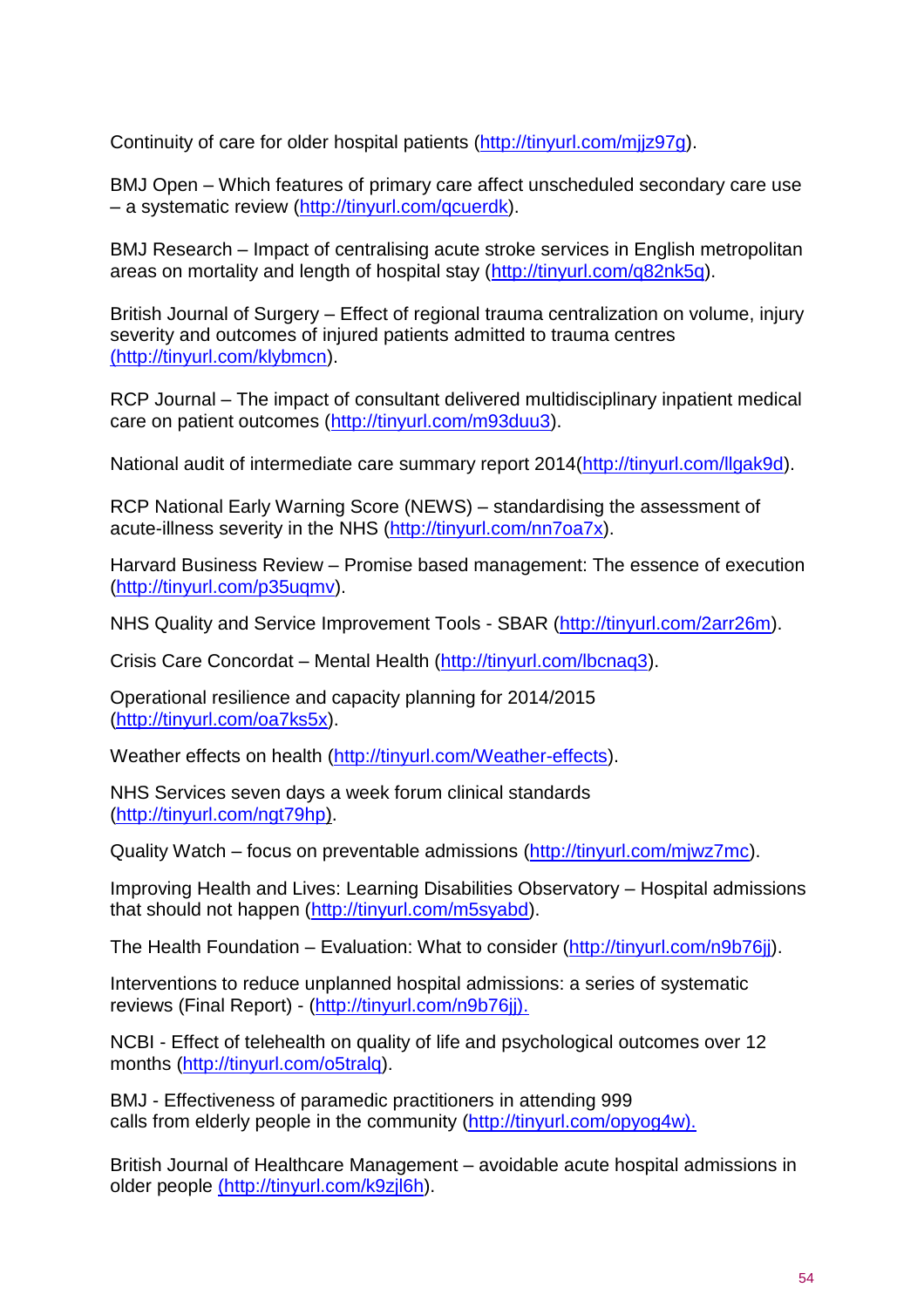Continuity of care for older hospital patients (http://tinyurl.com/mjjz97g).

BMJ Open – Which features of primary care affect unscheduled secondary care use – a systematic review (http://tinyurl.com/qcuerdk).

BMJ Research – Impact of centralising acute stroke services in English metropolitan areas on mortality and length of hospital stay (http://tinyurl.com/q82nk5q).

British Journal of Surgery – Effect of regional trauma centralization on volume, injury severity and outcomes of injured patients admitted to trauma centres (http://tinyurl.com/klybmcn).

RCP Journal – The impact of consultant delivered multidisciplinary inpatient medical care on patient outcomes (http://tinyurl.com/m93duu3).

National audit of intermediate care summary report 2014(http://tinyurl.com/llgak9d).

RCP National Early Warning Score (NEWS) – standardising the assessment of acute-illness severity in the NHS (http://tinyurl.com/nn7oa7x).

Harvard Business Review – Promise based management: The essence of execution (http://tinyurl.com/p35uqmv).

NHS Quality and Service Improvement Tools - SBAR (http://tinyurl.com/2arr26m).

Crisis Care Concordat – Mental Health (http://tinyurl.com/lbcnaq3).

Operational resilience and capacity planning for 2014/2015 (http://tinyurl.com/oa7ks5x).

Weather effects on health (http://tinyurl.com/Weather-effects).

NHS Services seven days a week forum clinical standards (http://tinyurl.com/ngt79hp).

Quality Watch – focus on preventable admissions (http://tinyurl.com/mjwz7mc).

Improving Health and Lives: Learning Disabilities Observatory – Hospital admissions that should not happen (http://tinyurl.com/m5syabd).

The Health Foundation – Evaluation: What to consider (http://tinyurl.com/n9b76jj).

Interventions to reduce unplanned hospital admissions: a series of systematic reviews (Final Report) - (http://tinyurl.com/n9b76jj).

NCBI - Effect of telehealth on quality of life and psychological outcomes over 12 months (http://tinyurl.com/o5tralq).

BMJ - Effectiveness of paramedic practitioners in attending 999 calls from elderly people in the community (http://tinyurl.com/opyog4w).

British Journal of Healthcare Management – avoidable acute hospital admissions in older people (http://tinyurl.com/k9zjl6h).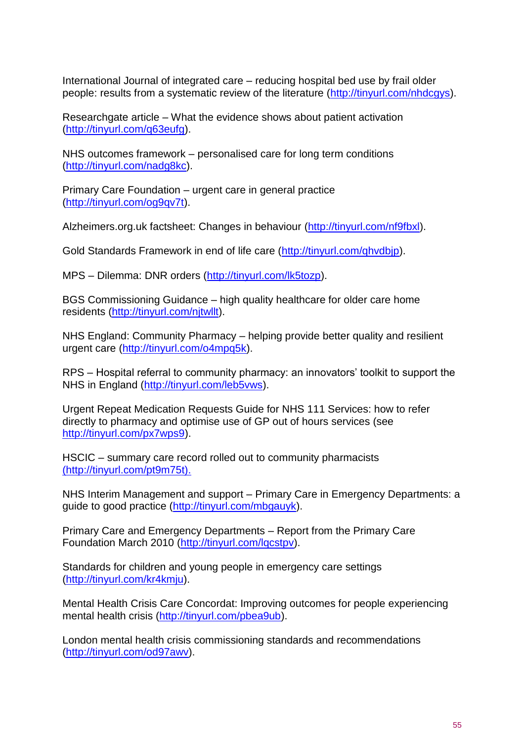International Journal of integrated care – reducing hospital bed use by frail older people: results from a systematic review of the literature (http://tinyurl.com/nhdcgys).

Researchgate article – What the evidence shows about patient activation (http://tinyurl.com/q63eufg).

NHS outcomes framework – personalised care for long term conditions (http://tinyurl.com/nadg8kc).

Primary Care Foundation – urgent care in general practice (http://tinyurl.com/og9qv7t).

Alzheimers.org.uk factsheet: Changes in behaviour (http://tinyurl.com/nf9fbxl).

Gold Standards Framework in end of life care (http://tinyurl.com/qhvdbjp).

MPS – Dilemma: DNR orders (http://tinyurl.com/lk5tozp).

BGS Commissioning Guidance – high quality healthcare for older care home residents (http://tinyurl.com/njtwllt).

NHS England: Community Pharmacy – helping provide better quality and resilient urgent care (http://tinyurl.com/o4mpq5k).

RPS – Hospital referral to community pharmacy: an innovators' toolkit to support the NHS in England (http://tinyurl.com/leb5vws).

Urgent Repeat Medication Requests Guide for NHS 111 Services: how to refer directly to pharmacy and optimise use of GP out of hours services (see http://tinyurl.com/px7wps9).

HSCIC – summary care record rolled out to community pharmacists (http://tinyurl.com/pt9m75t).

NHS Interim Management and support – Primary Care in Emergency Departments: a guide to good practice (http://tinyurl.com/mbgauyk).

Primary Care and Emergency Departments – Report from the Primary Care Foundation March 2010 (http://tinyurl.com/lqcstpv).

Standards for children and young people in emergency care settings (http://tinyurl.com/kr4kmju).

Mental Health Crisis Care Concordat: Improving outcomes for people experiencing mental health crisis (http://tinyurl.com/pbea9ub).

London mental health crisis commissioning standards and recommendations (http://tinyurl.com/od97awv).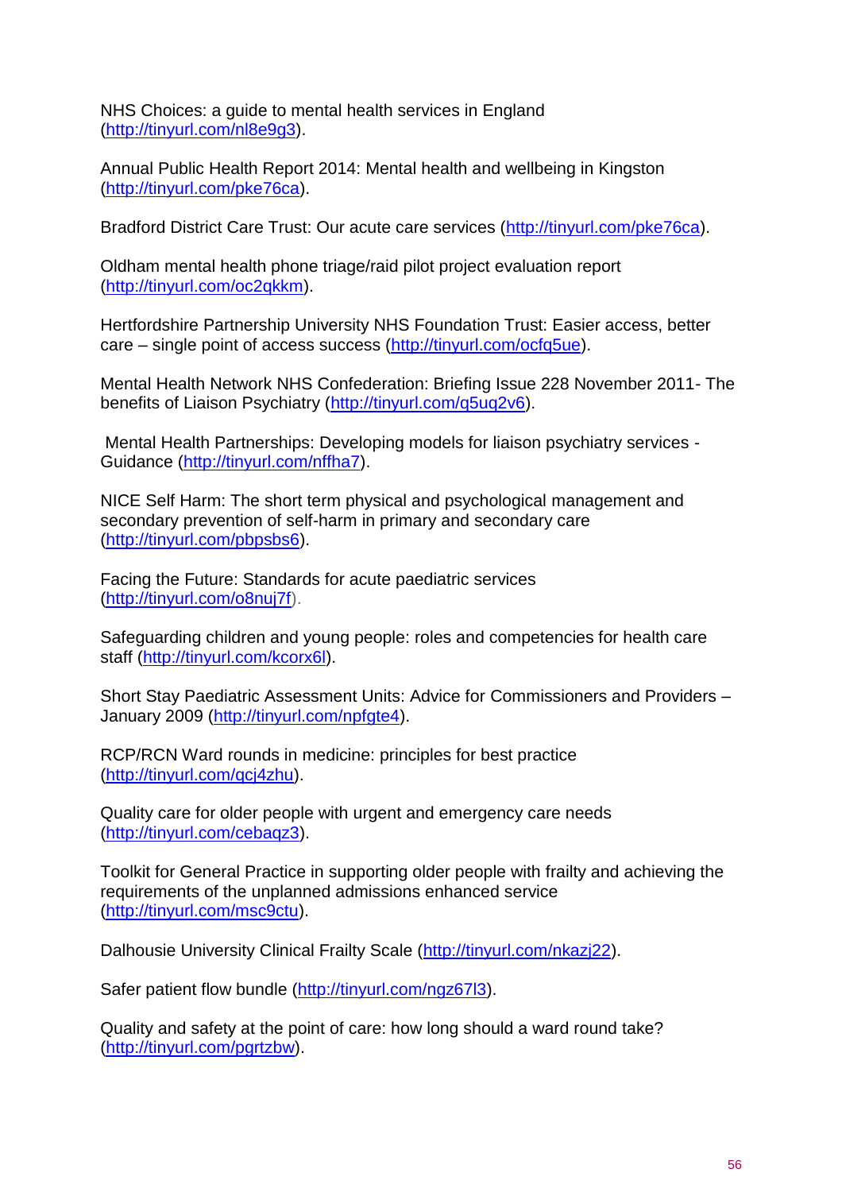NHS Choices: a guide to mental health services in England (http://tinyurl.com/nl8e9g3).

Annual Public Health Report 2014: Mental health and wellbeing in Kingston (http://tinyurl.com/pke76ca).

Bradford District Care Trust: Our acute care services (http://tinyurl.com/pke76ca).

Oldham mental health phone triage/raid pilot project evaluation report (http://tinyurl.com/oc2qkkm).

Hertfordshire Partnership University NHS Foundation Trust: Easier access, better care – single point of access success (http://tinyurl.com/ocfq5ue).

Mental Health Network NHS Confederation: Briefing Issue 228 November 2011- The benefits of Liaison Psychiatry (http://tinyurl.com/q5uq2v6).

Mental Health Partnerships: Developing models for liaison psychiatry services - Guidance (http://tinyurl.com/nffha7).

NICE Self Harm: The short term physical and psychological management and secondary prevention of self-harm in primary and secondary care (http://tinyurl.com/pbpsbs6).

Facing the Future: Standards for acute paediatric services (http://tinyurl.com/o8nuj7f).

Safeguarding children and young people: roles and competencies for health care staff (http://tinyurl.com/kcorx6l).

Short Stay Paediatric Assessment Units: Advice for Commissioners and Providers – January 2009 (http://tinyurl.com/npfgte4).

RCP/RCN Ward rounds in medicine: principles for best practice (http://tinyurl.com/qcj4zhu).

Quality care for older people with urgent and emergency care needs (http://tinyurl.com/cebaqz3).

Toolkit for General Practice in supporting older people with frailty and achieving the requirements of the unplanned admissions enhanced service (http://tinyurl.com/msc9ctu).

Dalhousie University Clinical Frailty Scale (http://tinyurl.com/nkazj22).

Safer patient flow bundle (http://tinyurl.com/ngz67l3).

Quality and safety at the point of care: how long should a ward round take? (http://tinyurl.com/pgrtzbw).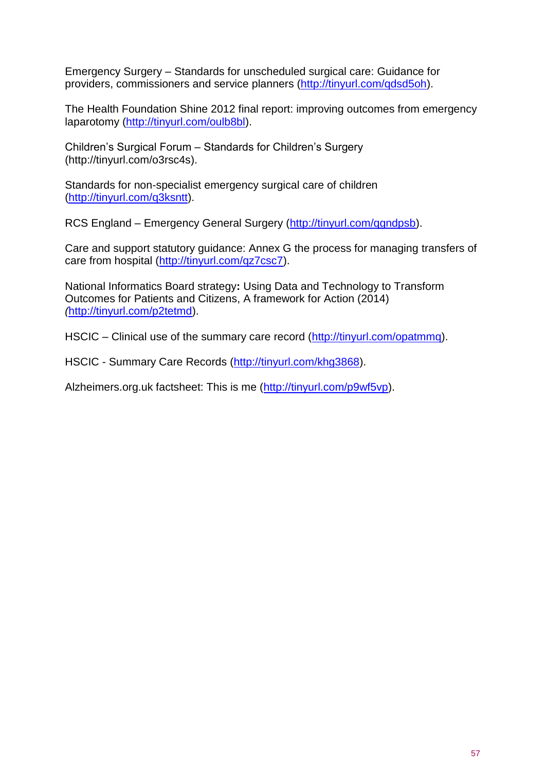Emergency Surgery – Standards for unscheduled surgical care: Guidance for providers, commissioners and service planners (http://tinyurl.com/qdsd5oh).

The Health Foundation Shine 2012 final report: improving outcomes from emergency laparotomy (http://tinyurl.com/oulb8bl).

Children's Surgical Forum – Standards for Children's Surgery (http://tinyurl.com/o3rsc4s).

Standards for non-specialist emergency surgical care of children (http://tinyurl.com/q3ksntt).

RCS England – Emergency General Surgery (http://tinyurl.com/qgndpsb).

Care and support statutory guidance: Annex G the process for managing transfers of care from hospital (http://tinyurl.com/qz7csc7).

National Informatics Board strategy**:** Using Data and Technology to Transform Outcomes for Patients and Citizens, A framework for Action (2014) (http://tinyurl.com/p2tetmd).

HSCIC – Clinical use of the summary care record (http://tinyurl.com/opatmmq).

HSCIC - Summary Care Records (http://tinyurl.com/khg3868).

Alzheimers.org.uk factsheet: This is me (http://tinyurl.com/p9wf5vp).